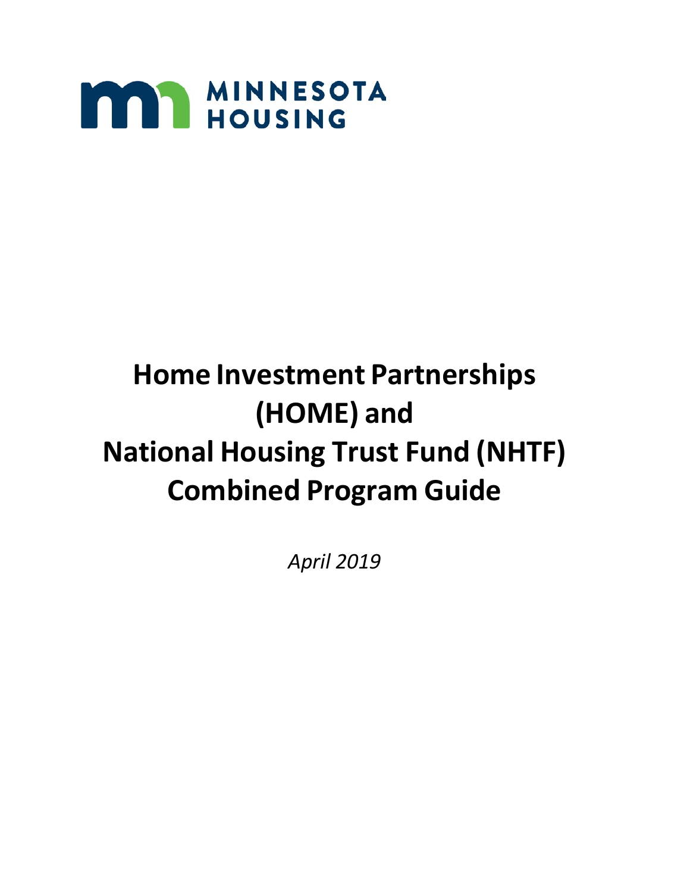MINNESOTA HOUSING

# Home Investment Partnerships (HOME) and National Housing Trust Fund (NHTF) Combined Program Guide

*April 2019*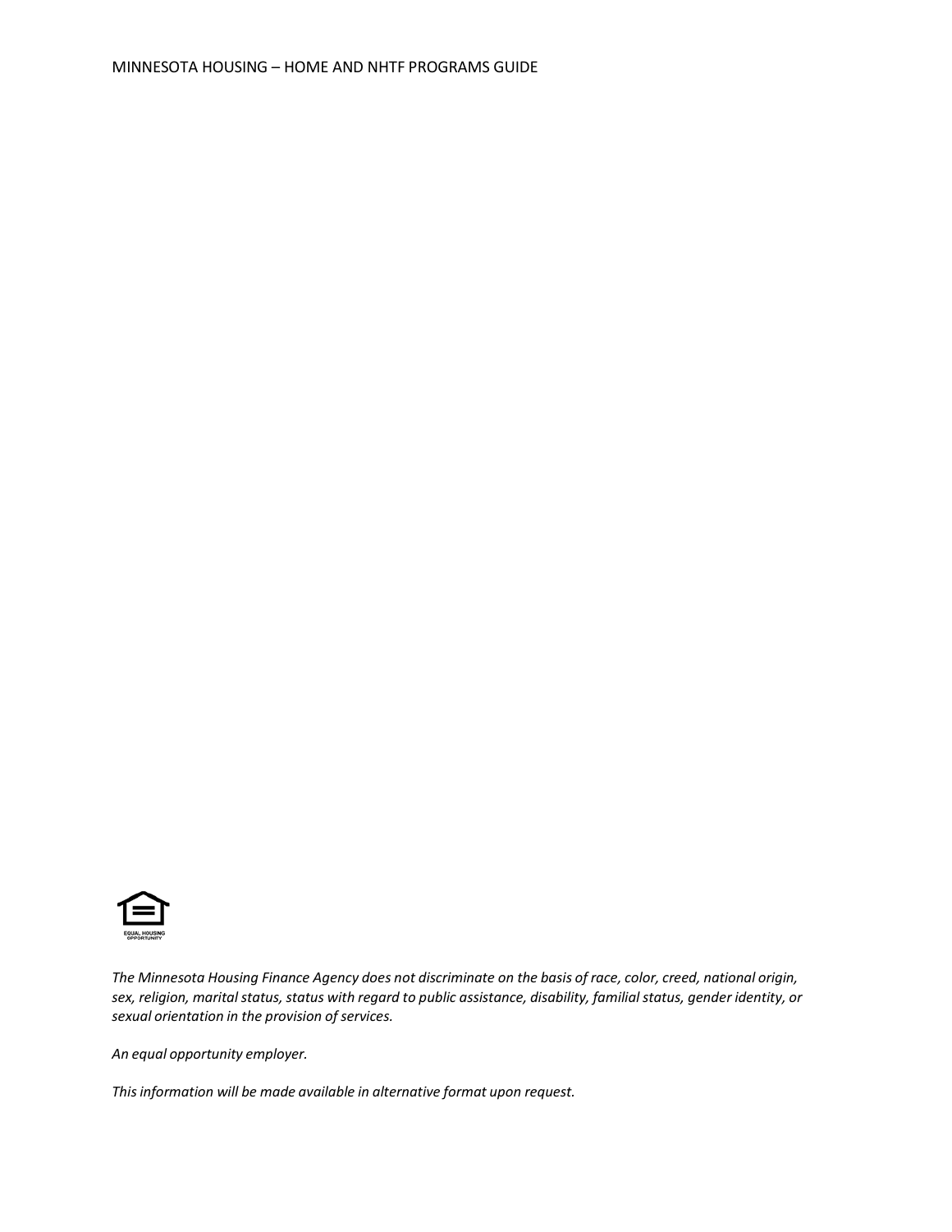*The Minnesota Housing Finance Agency does not discriminate on the basis of race, color, creed, national origin, sex, religion, marital status, status with regard to public assistance, disability, familial status, gender identity, or sexual orientation in the provision of services.*

*An equal opportunity employer.*

*This information will be made available in alternative format upon request.*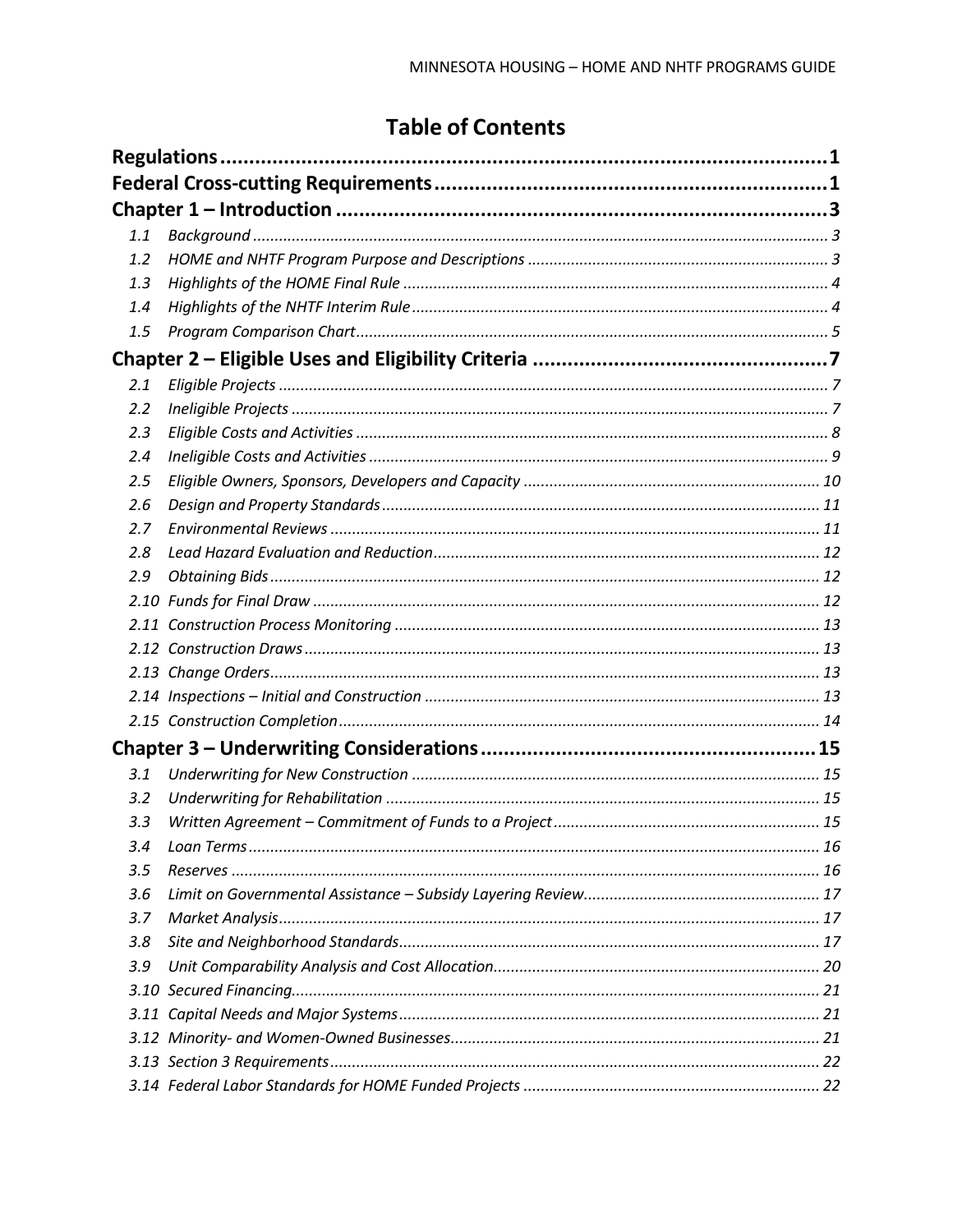# Table of Contents

**Regulations** ........ 1

**Federal Cross-cutting Requirements** ........ 1

**Chapter 1 – Introduction** ........ 3

- 1.1 *Background* ........ 3
- 1.2 *HOME and NHTF Program Purpose and Descriptions* ........ 3
- 1.3 *Highlights of the HOME Final Rule* ........ 4
- 1.4 *Highlights of the NHTF Interim Rule* ........ 4
- 1.5 *Program Comparison Chart* ........ 5

**Chapter 2 – Eligible Uses and Eligibility Criteria** ........ 7

- 2.1 *Eligible Projects* ........ 7
- 2.2 *Ineligible Projects* ........ 7
- 2.3 *Eligible Costs and Activities* ........ 8
- 2.4 *Ineligible Costs and Activities* ........ 9
- 2.5 *Eligible Owners, Sponsors, Developers and Capacity* ........ 10
- 2.6 *Design and Property Standards* ........ 11
- 2.7 *Environmental Reviews* ........ 11
- 2.8 *Lead Hazard Evaluation and Reduction* ........ 12
- 2.9 *Obtaining Bids* ........ 12
- 2.10 *Funds for Final Draw* ........ 12
- 2.11 *Construction Process Monitoring* ........ 13
- 2.12 *Construction Draws* ........ 13
- 2.13 *Change Orders* ........ 13
- 2.14 *Inspections – Initial and Construction* ........ 13
- 2.15 *Construction Completion* ........ 14

**Chapter 3 – Underwriting Considerations** ........ 15

- 3.1 *Underwriting for New Construction* ........ 15
- 3.2 *Underwriting for Rehabilitation* ........ 15
- 3.3 *Written Agreement – Commitment of Funds to a Project* ........ 15
- 3.4 *Loan Terms* ........ 16
- 3.5 *Reserves* ........ 16
- 3.6 *Limit on Governmental Assistance – Subsidy Layering Review* ........ 17
- 3.7 *Market Analysis* ........ 17
- 3.8 *Site and Neighborhood Standards* ........ 17
- 3.9 *Unit Comparability Analysis and Cost Allocation* ........ 20
- 3.10 *Secured Financing* ........ 21
- 3.11 *Capital Needs and Major Systems* ........ 21
- 3.12 *Minority- and Women-Owned Businesses* ........ 21
- 3.13 *Section 3 Requirements* ........ 22
- 3.14 *Federal Labor Standards for HOME Funded Projects* ........ 22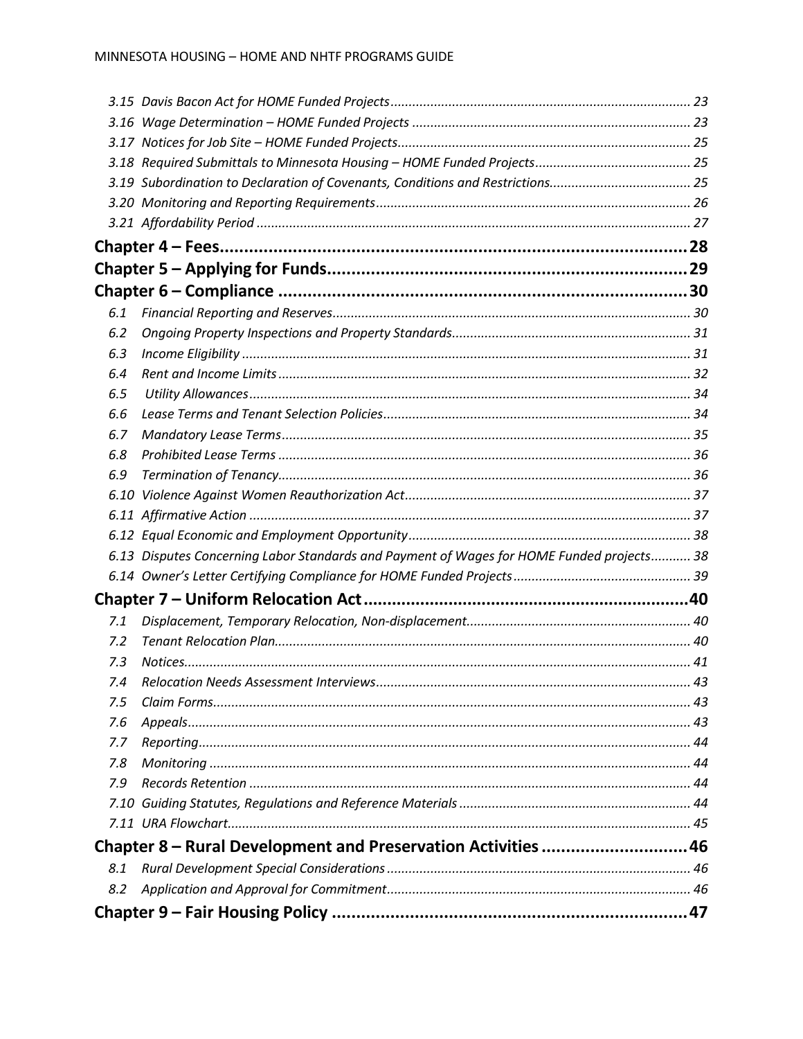*3.15 Davis Bacon Act for HOME Funded Projects* .................. 23
*3.16 Wage Determination – HOME Funded Projects* .................. 23
*3.17 Notices for Job Site – HOME Funded Projects* .................. 25
*3.18 Required Submittals to Minnesota Housing – HOME Funded Projects* .................. 25
*3.19 Subordination to Declaration of Covenants, Conditions and Restrictions* .................. 25
*3.20 Monitoring and Reporting Requirements* .................. 26
*3.21 Affordability Period* .................. 27

**Chapter 4 – Fees** .................. **28**

**Chapter 5 – Applying for Funds** .................. **29**

**Chapter 6 – Compliance** .................. **30**

*6.1 Financial Reporting and Reserves* .................. 30
*6.2 Ongoing Property Inspections and Property Standards* .................. 31
*6.3 Income Eligibility* .................. 31
*6.4 Rent and Income Limits* .................. 32
*6.5 Utility Allowances* .................. 34
*6.6 Lease Terms and Tenant Selection Policies* .................. 34
*6.7 Mandatory Lease Terms* .................. 35
*6.8 Prohibited Lease Terms* .................. 36
*6.9 Termination of Tenancy* .................. 36
*6.10 Violence Against Women Reauthorization Act* .................. 37
*6.11 Affirmative Action* .................. 37
*6.12 Equal Economic and Employment Opportunity* .................. 38
*6.13 Disputes Concerning Labor Standards and Payment of Wages for HOME Funded projects* .................. 38
*6.14 Owner's Letter Certifying Compliance for HOME Funded Projects* .................. 39

**Chapter 7 – Uniform Relocation Act** .................. **40**

*7.1 Displacement, Temporary Relocation, Non-displacement* .................. 40
*7.2 Tenant Relocation Plan* .................. 40
*7.3 Notices* .................. 41
*7.4 Relocation Needs Assessment Interviews* .................. 43
*7.5 Claim Forms* .................. 43
*7.6 Appeals* .................. 43
*7.7 Reporting* .................. 44
*7.8 Monitoring* .................. 44
*7.9 Records Retention* .................. 44
*7.10 Guiding Statutes, Regulations and Reference Materials* .................. 44
*7.11 URA Flowchart* .................. 45

**Chapter 8 – Rural Development and Preservation Activities** .................. **46**

*8.1 Rural Development Special Considerations* .................. 46
*8.2 Application and Approval for Commitment* .................. 46

**Chapter 9 – Fair Housing Policy** .................. **47**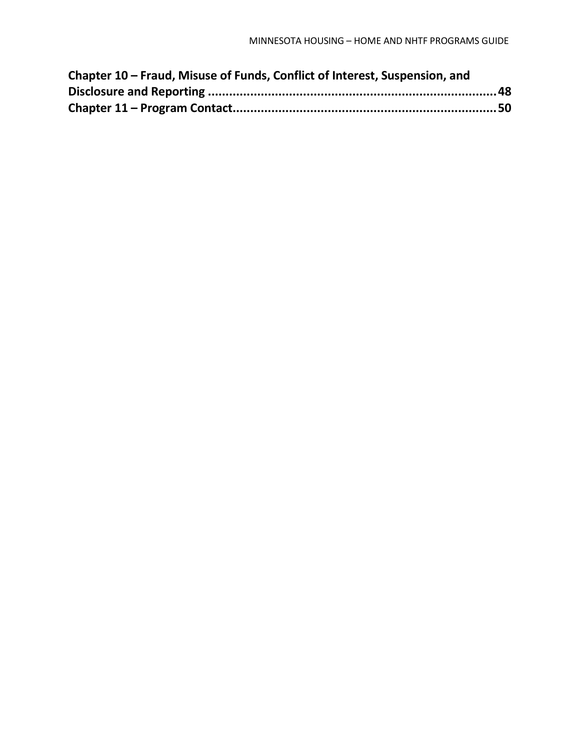**Chapter 10 – Fraud, Misuse of Funds, Conflict of Interest, Suspension, and Disclosure and Reporting .................................................................................48**

**Chapter 11 – Program Contact..........................................................................50**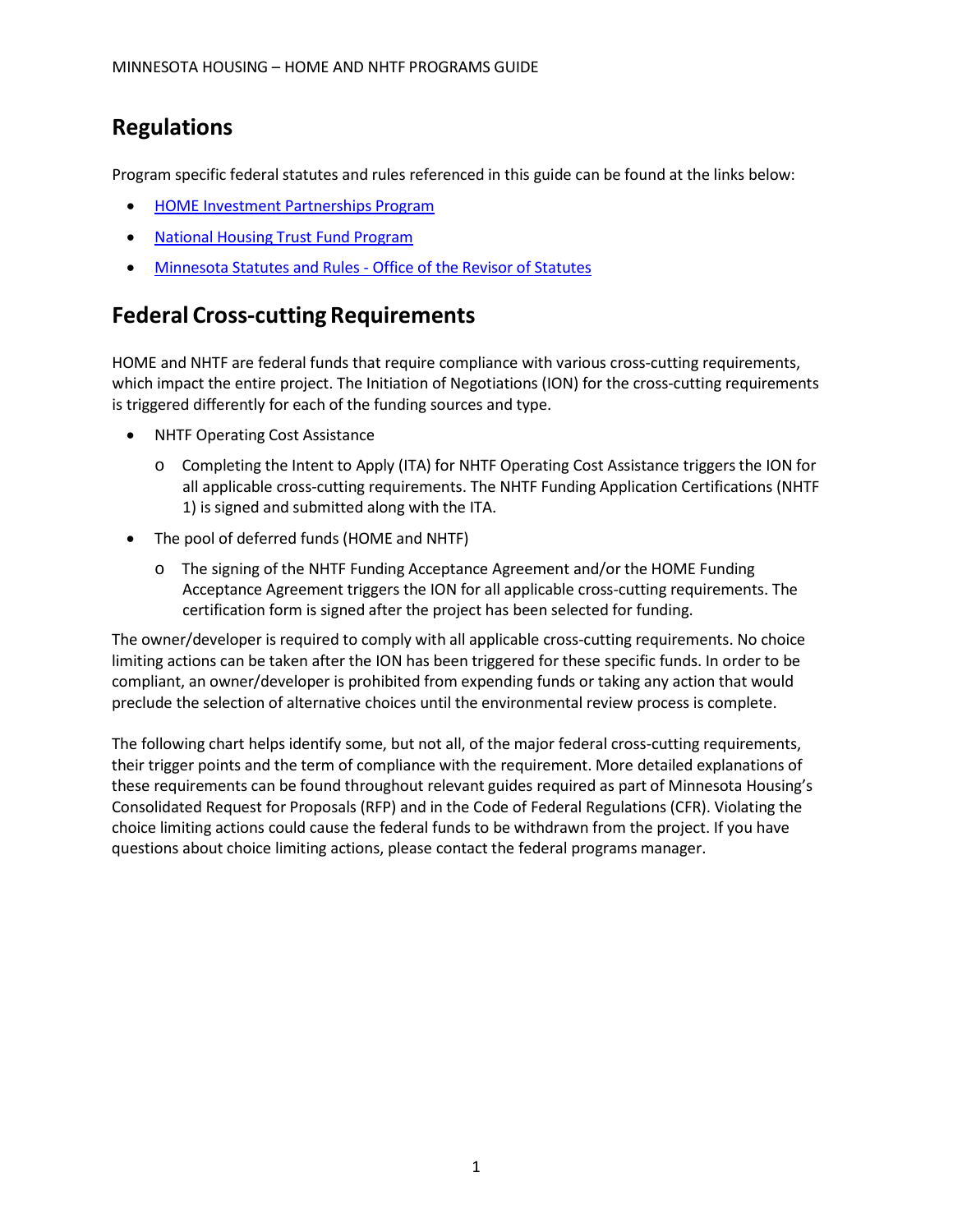## Regulations

Program specific federal statutes and rules referenced in this guide can be found at the links below:

- HOME Investment Partnerships Program
- National Housing Trust Fund Program
- Minnesota Statutes and Rules - Office of the Revisor of Statutes

## Federal Cross-cutting Requirements

HOME and NHTF are federal funds that require compliance with various cross-cutting requirements, which impact the entire project. The Initiation of Negotiations (ION) for the cross-cutting requirements is triggered differently for each of the funding sources and type.

- NHTF Operating Cost Assistance
  - Completing the Intent to Apply (ITA) for NHTF Operating Cost Assistance triggers the ION for all applicable cross-cutting requirements. The NHTF Funding Application Certifications (NHTF 1) is signed and submitted along with the ITA.
- The pool of deferred funds (HOME and NHTF)
  - The signing of the NHTF Funding Acceptance Agreement and/or the HOME Funding Acceptance Agreement triggers the ION for all applicable cross-cutting requirements. The certification form is signed after the project has been selected for funding.

The owner/developer is required to comply with all applicable cross-cutting requirements. No choice limiting actions can be taken after the ION has been triggered for these specific funds. In order to be compliant, an owner/developer is prohibited from expending funds or taking any action that would preclude the selection of alternative choices until the environmental review process is complete.

The following chart helps identify some, but not all, of the major federal cross-cutting requirements, their trigger points and the term of compliance with the requirement. More detailed explanations of these requirements can be found throughout relevant guides required as part of Minnesota Housing's Consolidated Request for Proposals (RFP) and in the Code of Federal Regulations (CFR). Violating the choice limiting actions could cause the federal funds to be withdrawn from the project. If you have questions about choice limiting actions, please contact the federal programs manager.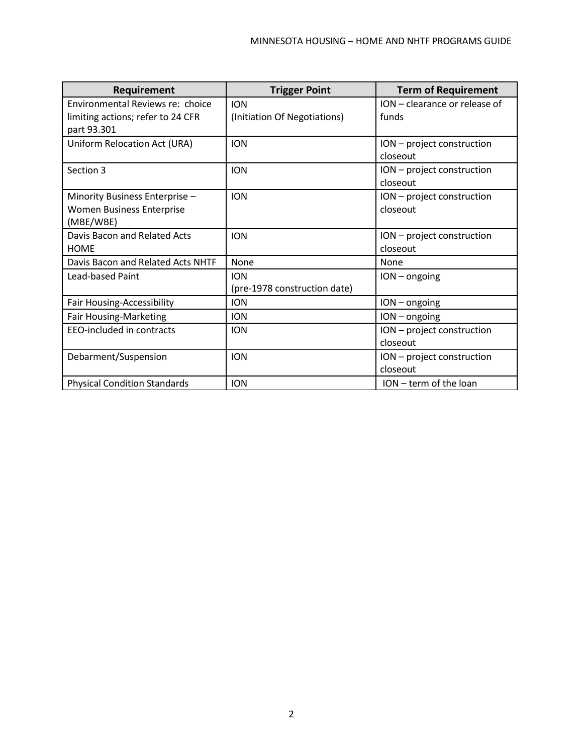| Requirement | Trigger Point | Term of Requirement |
| --- | --- | --- |
| Environmental Reviews re: choice limiting actions; refer to 24 CFR part 93.301 | ION (Initiation Of Negotiations) | ION – clearance or release of funds |
| Uniform Relocation Act (URA) | ION | ION – project construction closeout |
| Section 3 | ION | ION – project construction closeout |
| Minority Business Enterprise – Women Business Enterprise (MBE/WBE) | ION | ION – project construction closeout |
| Davis Bacon and Related Acts HOME | ION | ION – project construction closeout |
| Davis Bacon and Related Acts NHTF | None | None |
| Lead-based Paint | ION (pre-1978 construction date) | ION – ongoing |
| Fair Housing-Accessibility | ION | ION – ongoing |
| Fair Housing-Marketing | ION | ION – ongoing |
| EEO-included in contracts | ION | ION – project construction closeout |
| Debarment/Suspension | ION | ION – project construction closeout |
| Physical Condition Standards | ION | ION – term of the loan |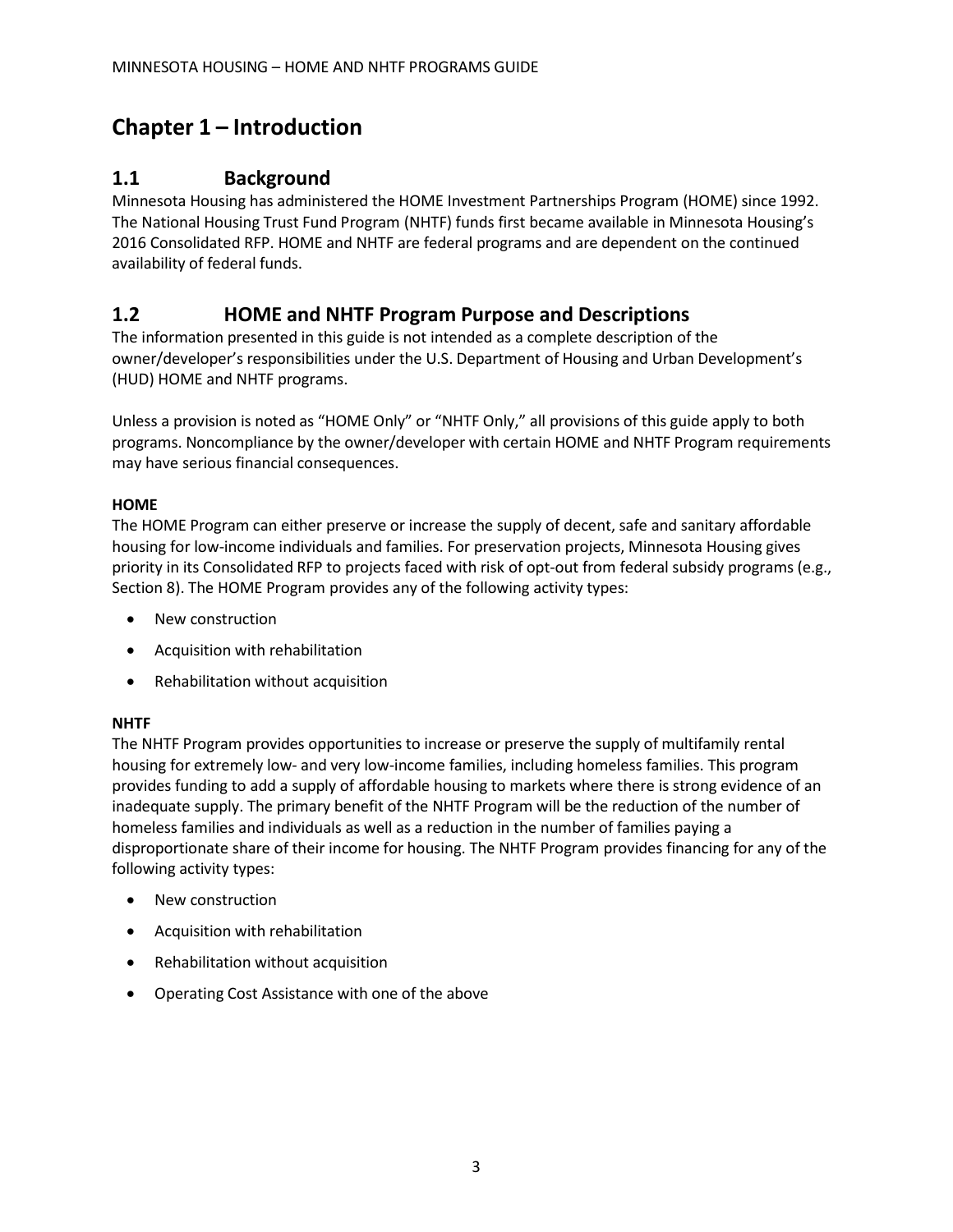# Chapter 1 – Introduction

## 1.1 Background

Minnesota Housing has administered the HOME Investment Partnerships Program (HOME) since 1992. The National Housing Trust Fund Program (NHTF) funds first became available in Minnesota Housing's 2016 Consolidated RFP. HOME and NHTF are federal programs and are dependent on the continued availability of federal funds.

## 1.2 HOME and NHTF Program Purpose and Descriptions

The information presented in this guide is not intended as a complete description of the owner/developer's responsibilities under the U.S. Department of Housing and Urban Development's (HUD) HOME and NHTF programs.

Unless a provision is noted as "HOME Only" or "NHTF Only," all provisions of this guide apply to both programs. Noncompliance by the owner/developer with certain HOME and NHTF Program requirements may have serious financial consequences.

**HOME**

The HOME Program can either preserve or increase the supply of decent, safe and sanitary affordable housing for low-income individuals and families. For preservation projects, Minnesota Housing gives priority in its Consolidated RFP to projects faced with risk of opt-out from federal subsidy programs (e.g., Section 8). The HOME Program provides any of the following activity types:

- New construction
- Acquisition with rehabilitation
- Rehabilitation without acquisition

**NHTF**

The NHTF Program provides opportunities to increase or preserve the supply of multifamily rental housing for extremely low- and very low-income families, including homeless families. This program provides funding to add a supply of affordable housing to markets where there is strong evidence of an inadequate supply. The primary benefit of the NHTF Program will be the reduction of the number of homeless families and individuals as well as a reduction in the number of families paying a disproportionate share of their income for housing. The NHTF Program provides financing for any of the following activity types:

- New construction
- Acquisition with rehabilitation
- Rehabilitation without acquisition
- Operating Cost Assistance with one of the above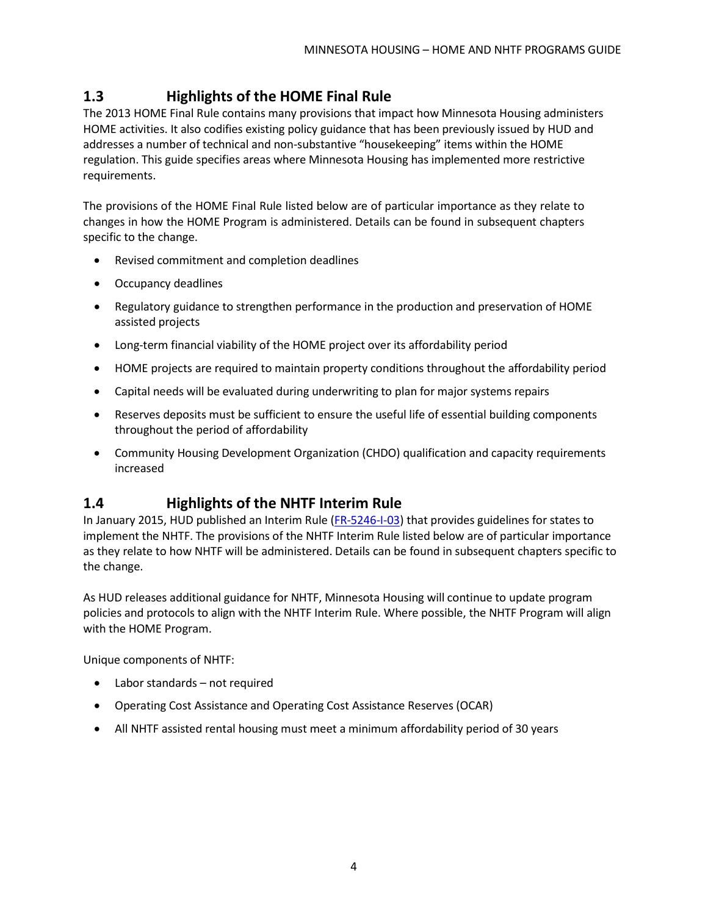## 1.3 Highlights of the HOME Final Rule

The 2013 HOME Final Rule contains many provisions that impact how Minnesota Housing administers HOME activities. It also codifies existing policy guidance that has been previously issued by HUD and addresses a number of technical and non-substantive "housekeeping" items within the HOME regulation. This guide specifies areas where Minnesota Housing has implemented more restrictive requirements.

The provisions of the HOME Final Rule listed below are of particular importance as they relate to changes in how the HOME Program is administered. Details can be found in subsequent chapters specific to the change.

- Revised commitment and completion deadlines
- Occupancy deadlines
- Regulatory guidance to strengthen performance in the production and preservation of HOME assisted projects
- Long-term financial viability of the HOME project over its affordability period
- HOME projects are required to maintain property conditions throughout the affordability period
- Capital needs will be evaluated during underwriting to plan for major systems repairs
- Reserves deposits must be sufficient to ensure the useful life of essential building components throughout the period of affordability
- Community Housing Development Organization (CHDO) qualification and capacity requirements increased

## 1.4 Highlights of the NHTF Interim Rule

In January 2015, HUD published an Interim Rule ([FR-5246-I-03]) that provides guidelines for states to implement the NHTF. The provisions of the NHTF Interim Rule listed below are of particular importance as they relate to how NHTF will be administered. Details can be found in subsequent chapters specific to the change.

As HUD releases additional guidance for NHTF, Minnesota Housing will continue to update program policies and protocols to align with the NHTF Interim Rule. Where possible, the NHTF Program will align with the HOME Program.

Unique components of NHTF:

- Labor standards – not required
- Operating Cost Assistance and Operating Cost Assistance Reserves (OCAR)
- All NHTF assisted rental housing must meet a minimum affordability period of 30 years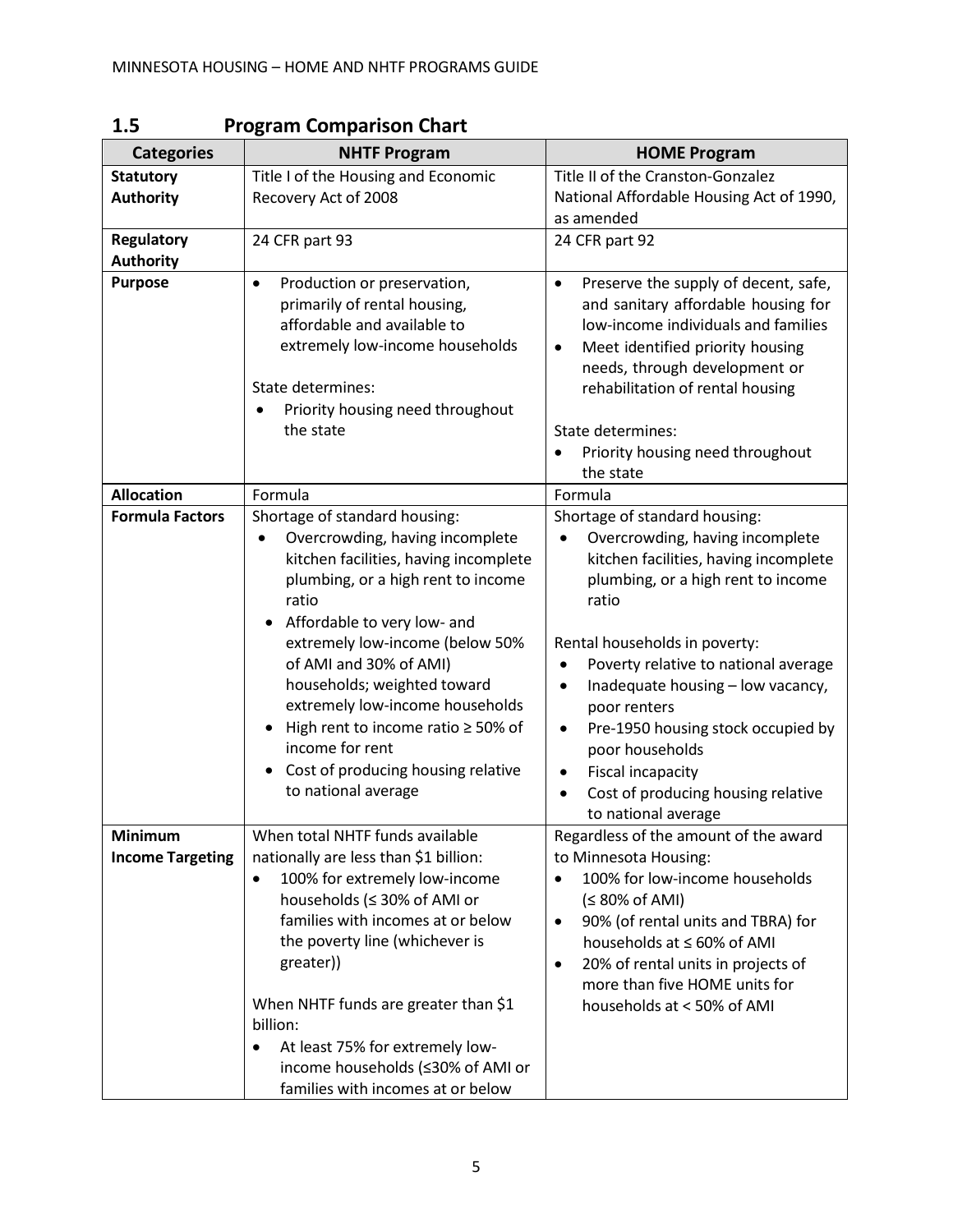## 1.5 Program Comparison Chart

| Categories | NHTF Program | HOME Program |
|---|---|---|
| **Statutory Authority** | Title I of the Housing and Economic Recovery Act of 2008 | Title II of the Cranston-Gonzalez National Affordable Housing Act of 1990, as amended |
| **Regulatory Authority** | 24 CFR part 93 | 24 CFR part 92 |
| **Purpose** | • Production or preservation, primarily of rental housing, affordable and available to extremely low-income households<br><br>State determines:<br>• Priority housing need throughout the state | • Preserve the supply of decent, safe, and sanitary affordable housing for low-income individuals and families<br>• Meet identified priority housing needs, through development or rehabilitation of rental housing<br><br>State determines:<br>• Priority housing need throughout the state |
| **Allocation** | Formula | Formula |
| **Formula Factors** | Shortage of standard housing:<br>• Overcrowding, having incomplete kitchen facilities, having incomplete plumbing, or a high rent to income ratio<br>• Affordable to very low- and extremely low-income (below 50% of AMI and 30% of AMI) households; weighted toward extremely low-income households<br>• High rent to income ratio ≥ 50% of income for rent<br>• Cost of producing housing relative to national average | Shortage of standard housing:<br>• Overcrowding, having incomplete kitchen facilities, having incomplete plumbing, or a high rent to income ratio<br><br>Rental households in poverty:<br>• Poverty relative to national average<br>• Inadequate housing – low vacancy, poor renters<br>• Pre-1950 housing stock occupied by poor households<br>• Fiscal incapacity<br>• Cost of producing housing relative to national average |
| **Minimum Income Targeting** | When total NHTF funds available nationally are less than $1 billion:<br>• 100% for extremely low-income households (≤ 30% of AMI or families with incomes at or below the poverty line (whichever is greater))<br><br>When NHTF funds are greater than $1 billion:<br>• At least 75% for extremely low-income households (≤30% of AMI or families with incomes at or below | Regardless of the amount of the award to Minnesota Housing:<br>• 100% for low-income households (≤ 80% of AMI)<br>• 90% (of rental units and TBRA) for households at ≤ 60% of AMI<br>• 20% of rental units in projects of more than five HOME units for households at < 50% of AMI |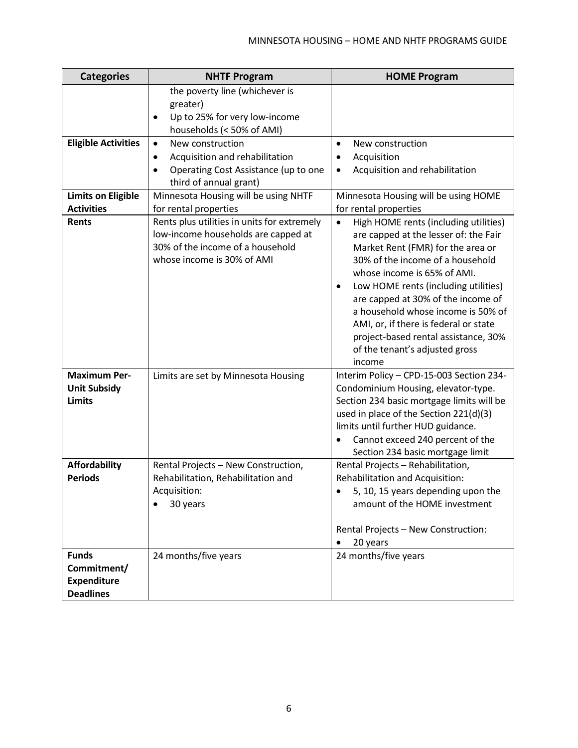| Categories | NHTF Program | HOME Program |
|---|---|---|
| | the poverty line (whichever is greater)<br>• Up to 25% for very low-income households (< 50% of AMI) | |
| **Eligible Activities** | • New construction<br>• Acquisition and rehabilitation<br>• Operating Cost Assistance (up to one third of annual grant) | • New construction<br>• Acquisition<br>• Acquisition and rehabilitation |
| **Limits on Eligible Activities** | Minnesota Housing will be using NHTF for rental properties | Minnesota Housing will be using HOME for rental properties |
| **Rents** | Rents plus utilities in units for extremely low-income households are capped at 30% of the income of a household whose income is 30% of AMI | • High HOME rents (including utilities) are capped at the lesser of: the Fair Market Rent (FMR) for the area or 30% of the income of a household whose income is 65% of AMI.<br>• Low HOME rents (including utilities) are capped at 30% of the income of a household whose income is 50% of AMI, or, if there is federal or state project-based rental assistance, 30% of the tenant's adjusted gross income |
| **Maximum Per-Unit Subsidy Limits** | Limits are set by Minnesota Housing | Interim Policy – CPD-15-003 Section 234-Condominium Housing, elevator-type. Section 234 basic mortgage limits will be used in place of the Section 221(d)(3) limits until further HUD guidance.<br>• Cannot exceed 240 percent of the Section 234 basic mortgage limit |
| **Affordability Periods** | Rental Projects – New Construction, Rehabilitation, Rehabilitation and Acquisition:<br>• 30 years | Rental Projects – Rehabilitation, Rehabilitation and Acquisition:<br>• 5, 10, 15 years depending upon the amount of the HOME investment<br><br>Rental Projects – New Construction:<br>• 20 years |
| **Funds Commitment/ Expenditure Deadlines** | 24 months/five years | 24 months/five years |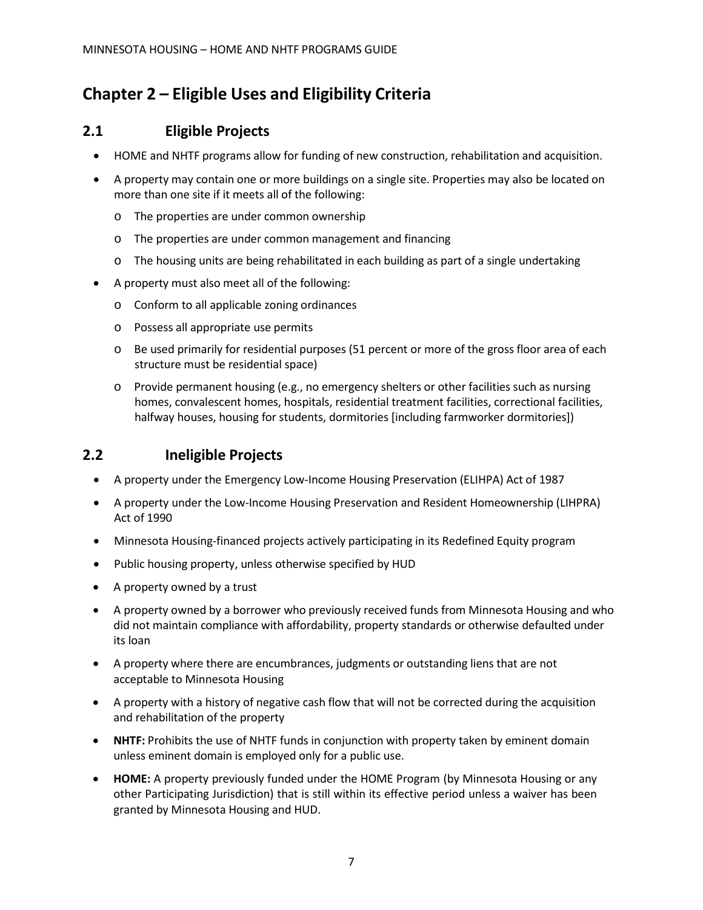# Chapter 2 – Eligible Uses and Eligibility Criteria

## 2.1 Eligible Projects

- HOME and NHTF programs allow for funding of new construction, rehabilitation and acquisition.
- A property may contain one or more buildings on a single site. Properties may also be located on more than one site if it meets all of the following:
  - The properties are under common ownership
  - The properties are under common management and financing
  - The housing units are being rehabilitated in each building as part of a single undertaking
- A property must also meet all of the following:
  - Conform to all applicable zoning ordinances
  - Possess all appropriate use permits
  - Be used primarily for residential purposes (51 percent or more of the gross floor area of each structure must be residential space)
  - Provide permanent housing (e.g., no emergency shelters or other facilities such as nursing homes, convalescent homes, hospitals, residential treatment facilities, correctional facilities, halfway houses, housing for students, dormitories [including farmworker dormitories])

## 2.2 Ineligible Projects

- A property under the Emergency Low-Income Housing Preservation (ELIHPA) Act of 1987
- A property under the Low-Income Housing Preservation and Resident Homeownership (LIHPRA) Act of 1990
- Minnesota Housing-financed projects actively participating in its Redefined Equity program
- Public housing property, unless otherwise specified by HUD
- A property owned by a trust
- A property owned by a borrower who previously received funds from Minnesota Housing and who did not maintain compliance with affordability, property standards or otherwise defaulted under its loan
- A property where there are encumbrances, judgments or outstanding liens that are not acceptable to Minnesota Housing
- A property with a history of negative cash flow that will not be corrected during the acquisition and rehabilitation of the property
- **NHTF:** Prohibits the use of NHTF funds in conjunction with property taken by eminent domain unless eminent domain is employed only for a public use.
- **HOME:** A property previously funded under the HOME Program (by Minnesota Housing or any other Participating Jurisdiction) that is still within its effective period unless a waiver has been granted by Minnesota Housing and HUD.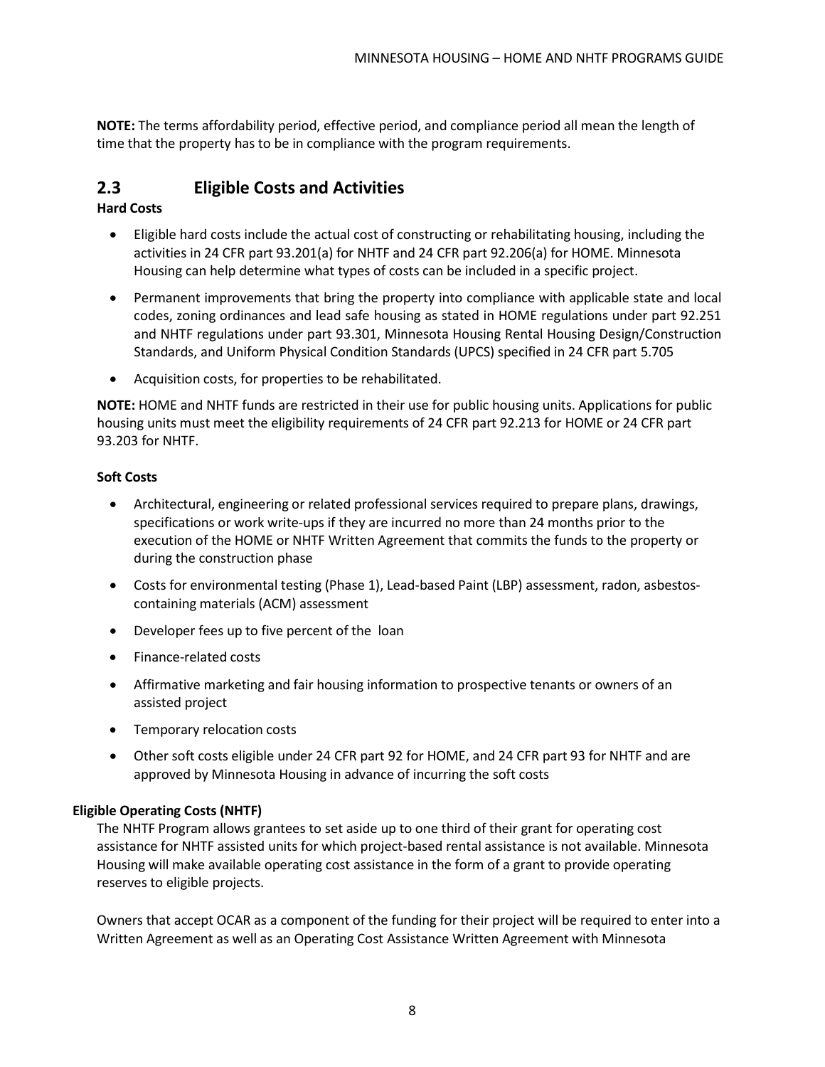**NOTE:** The terms affordability period, effective period, and compliance period all mean the length of time that the property has to be in compliance with the program requirements.

## 2.3 Eligible Costs and Activities

**Hard Costs**

- Eligible hard costs include the actual cost of constructing or rehabilitating housing, including the activities in 24 CFR part 93.201(a) for NHTF and 24 CFR part 92.206(a) for HOME. Minnesota Housing can help determine what types of costs can be included in a specific project.
- Permanent improvements that bring the property into compliance with applicable state and local codes, zoning ordinances and lead safe housing as stated in HOME regulations under part 92.251 and NHTF regulations under part 93.301, Minnesota Housing Rental Housing Design/Construction Standards, and Uniform Physical Condition Standards (UPCS) specified in 24 CFR part 5.705
- Acquisition costs, for properties to be rehabilitated.

**NOTE:** HOME and NHTF funds are restricted in their use for public housing units. Applications for public housing units must meet the eligibility requirements of 24 CFR part 92.213 for HOME or 24 CFR part 93.203 for NHTF.

**Soft Costs**

- Architectural, engineering or related professional services required to prepare plans, drawings, specifications or work write-ups if they are incurred no more than 24 months prior to the execution of the HOME or NHTF Written Agreement that commits the funds to the property or during the construction phase
- Costs for environmental testing (Phase 1), Lead-based Paint (LBP) assessment, radon, asbestos-containing materials (ACM) assessment
- Developer fees up to five percent of the loan
- Finance-related costs
- Affirmative marketing and fair housing information to prospective tenants or owners of an assisted project
- Temporary relocation costs
- Other soft costs eligible under 24 CFR part 92 for HOME, and 24 CFR part 93 for NHTF and are approved by Minnesota Housing in advance of incurring the soft costs

**Eligible Operating Costs (NHTF)**

The NHTF Program allows grantees to set aside up to one third of their grant for operating cost assistance for NHTF assisted units for which project-based rental assistance is not available. Minnesota Housing will make available operating cost assistance in the form of a grant to provide operating reserves to eligible projects.

Owners that accept OCAR as a component of the funding for their project will be required to enter into a Written Agreement as well as an Operating Cost Assistance Written Agreement with Minnesota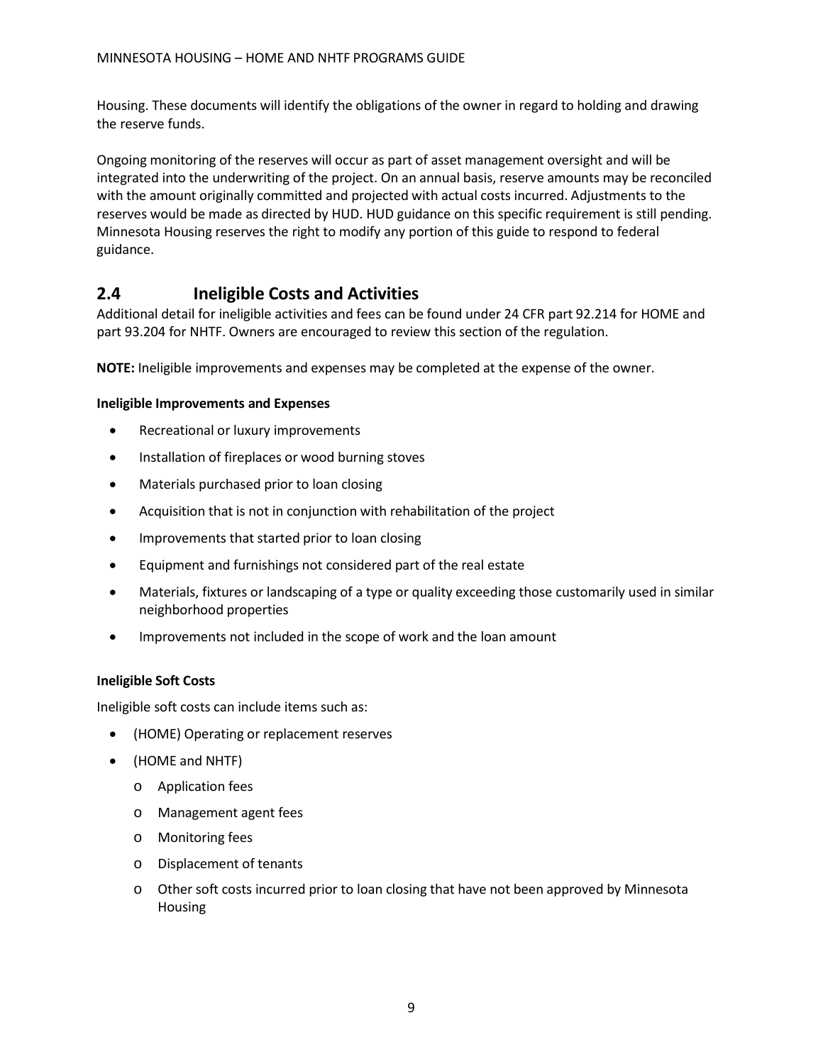Housing. These documents will identify the obligations of the owner in regard to holding and drawing the reserve funds.

Ongoing monitoring of the reserves will occur as part of asset management oversight and will be integrated into the underwriting of the project. On an annual basis, reserve amounts may be reconciled with the amount originally committed and projected with actual costs incurred. Adjustments to the reserves would be made as directed by HUD. HUD guidance on this specific requirement is still pending. Minnesota Housing reserves the right to modify any portion of this guide to respond to federal guidance.

## 2.4 Ineligible Costs and Activities

Additional detail for ineligible activities and fees can be found under 24 CFR part 92.214 for HOME and part 93.204 for NHTF. Owners are encouraged to review this section of the regulation.

**NOTE:** Ineligible improvements and expenses may be completed at the expense of the owner.

**Ineligible Improvements and Expenses**

- Recreational or luxury improvements
- Installation of fireplaces or wood burning stoves
- Materials purchased prior to loan closing
- Acquisition that is not in conjunction with rehabilitation of the project
- Improvements that started prior to loan closing
- Equipment and furnishings not considered part of the real estate
- Materials, fixtures or landscaping of a type or quality exceeding those customarily used in similar neighborhood properties
- Improvements not included in the scope of work and the loan amount

**Ineligible Soft Costs**

Ineligible soft costs can include items such as:

- (HOME) Operating or replacement reserves
- (HOME and NHTF)
  - Application fees
  - Management agent fees
  - Monitoring fees
  - Displacement of tenants
  - Other soft costs incurred prior to loan closing that have not been approved by Minnesota Housing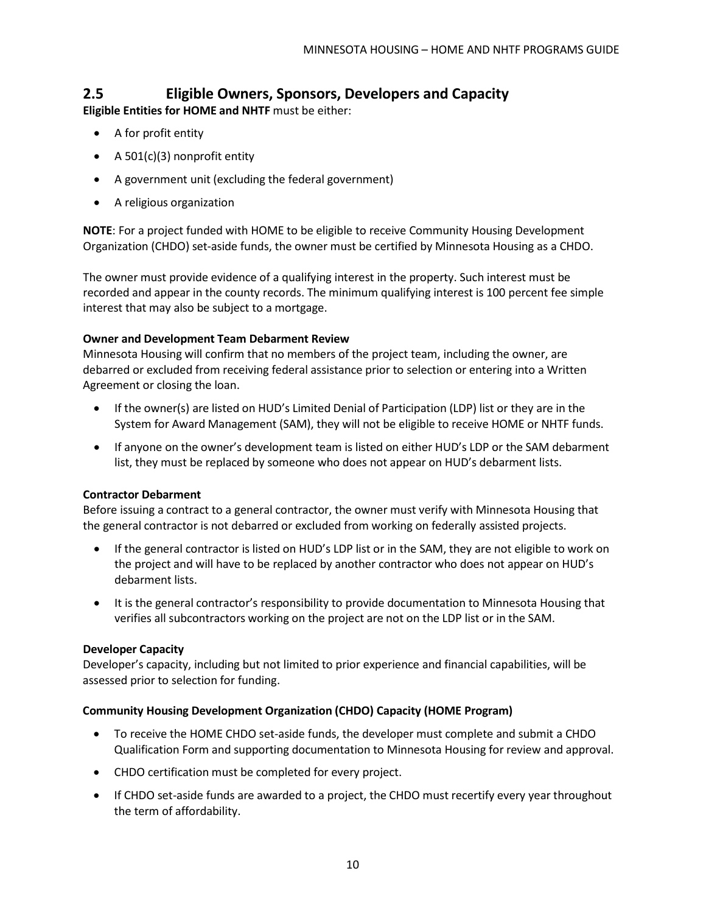## 2.5 Eligible Owners, Sponsors, Developers and Capacity

**Eligible Entities for HOME and NHTF** must be either:

- A for profit entity
- A 501(c)(3) nonprofit entity
- A government unit (excluding the federal government)
- A religious organization

**NOTE**: For a project funded with HOME to be eligible to receive Community Housing Development Organization (CHDO) set-aside funds, the owner must be certified by Minnesota Housing as a CHDO.

The owner must provide evidence of a qualifying interest in the property. Such interest must be recorded and appear in the county records. The minimum qualifying interest is 100 percent fee simple interest that may also be subject to a mortgage.

**Owner and Development Team Debarment Review**

Minnesota Housing will confirm that no members of the project team, including the owner, are debarred or excluded from receiving federal assistance prior to selection or entering into a Written Agreement or closing the loan.

- If the owner(s) are listed on HUD's Limited Denial of Participation (LDP) list or they are in the System for Award Management (SAM), they will not be eligible to receive HOME or NHTF funds.
- If anyone on the owner's development team is listed on either HUD's LDP or the SAM debarment list, they must be replaced by someone who does not appear on HUD's debarment lists.

**Contractor Debarment**

Before issuing a contract to a general contractor, the owner must verify with Minnesota Housing that the general contractor is not debarred or excluded from working on federally assisted projects.

- If the general contractor is listed on HUD's LDP list or in the SAM, they are not eligible to work on the project and will have to be replaced by another contractor who does not appear on HUD's debarment lists.
- It is the general contractor's responsibility to provide documentation to Minnesota Housing that verifies all subcontractors working on the project are not on the LDP list or in the SAM.

**Developer Capacity**

Developer's capacity, including but not limited to prior experience and financial capabilities, will be assessed prior to selection for funding.

**Community Housing Development Organization (CHDO) Capacity (HOME Program)**

- To receive the HOME CHDO set-aside funds, the developer must complete and submit a CHDO Qualification Form and supporting documentation to Minnesota Housing for review and approval.
- CHDO certification must be completed for every project.
- If CHDO set-aside funds are awarded to a project, the CHDO must recertify every year throughout the term of affordability.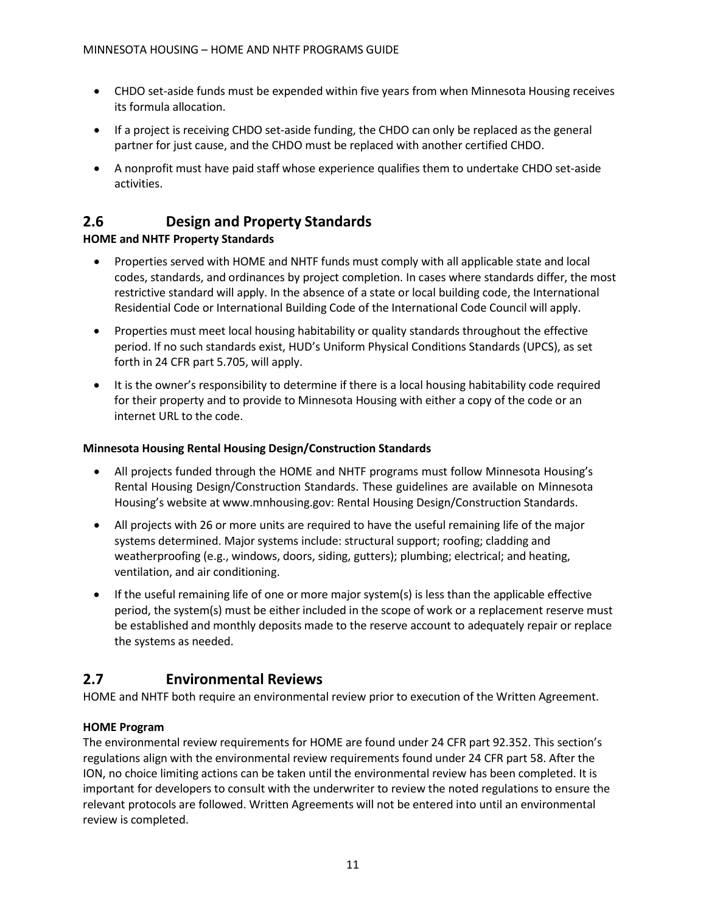- CHDO set-aside funds must be expended within five years from when Minnesota Housing receives its formula allocation.
- If a project is receiving CHDO set-aside funding, the CHDO can only be replaced as the general partner for just cause, and the CHDO must be replaced with another certified CHDO.
- A nonprofit must have paid staff whose experience qualifies them to undertake CHDO set-aside activities.

## 2.6 Design and Property Standards

**HOME and NHTF Property Standards**

- Properties served with HOME and NHTF funds must comply with all applicable state and local codes, standards, and ordinances by project completion. In cases where standards differ, the most restrictive standard will apply. In the absence of a state or local building code, the International Residential Code or International Building Code of the International Code Council will apply.
- Properties must meet local housing habitability or quality standards throughout the effective period. If no such standards exist, HUD's Uniform Physical Conditions Standards (UPCS), as set forth in 24 CFR part 5.705, will apply.
- It is the owner's responsibility to determine if there is a local housing habitability code required for their property and to provide to Minnesota Housing with either a copy of the code or an internet URL to the code.

**Minnesota Housing Rental Housing Design/Construction Standards**

- All projects funded through the HOME and NHTF programs must follow Minnesota Housing's Rental Housing Design/Construction Standards. These guidelines are available on Minnesota Housing's website at www.mnhousing.gov: Rental Housing Design/Construction Standards.
- All projects with 26 or more units are required to have the useful remaining life of the major systems determined. Major systems include: structural support; roofing; cladding and weatherproofing (e.g., windows, doors, siding, gutters); plumbing; electrical; and heating, ventilation, and air conditioning.
- If the useful remaining life of one or more major system(s) is less than the applicable effective period, the system(s) must be either included in the scope of work or a replacement reserve must be established and monthly deposits made to the reserve account to adequately repair or replace the systems as needed.

## 2.7 Environmental Reviews

HOME and NHTF both require an environmental review prior to execution of the Written Agreement.

**HOME Program**

The environmental review requirements for HOME are found under 24 CFR part 92.352. This section's regulations align with the environmental review requirements found under 24 CFR part 58. After the ION, no choice limiting actions can be taken until the environmental review has been completed. It is important for developers to consult with the underwriter to review the noted regulations to ensure the relevant protocols are followed. Written Agreements will not be entered into until an environmental review is completed.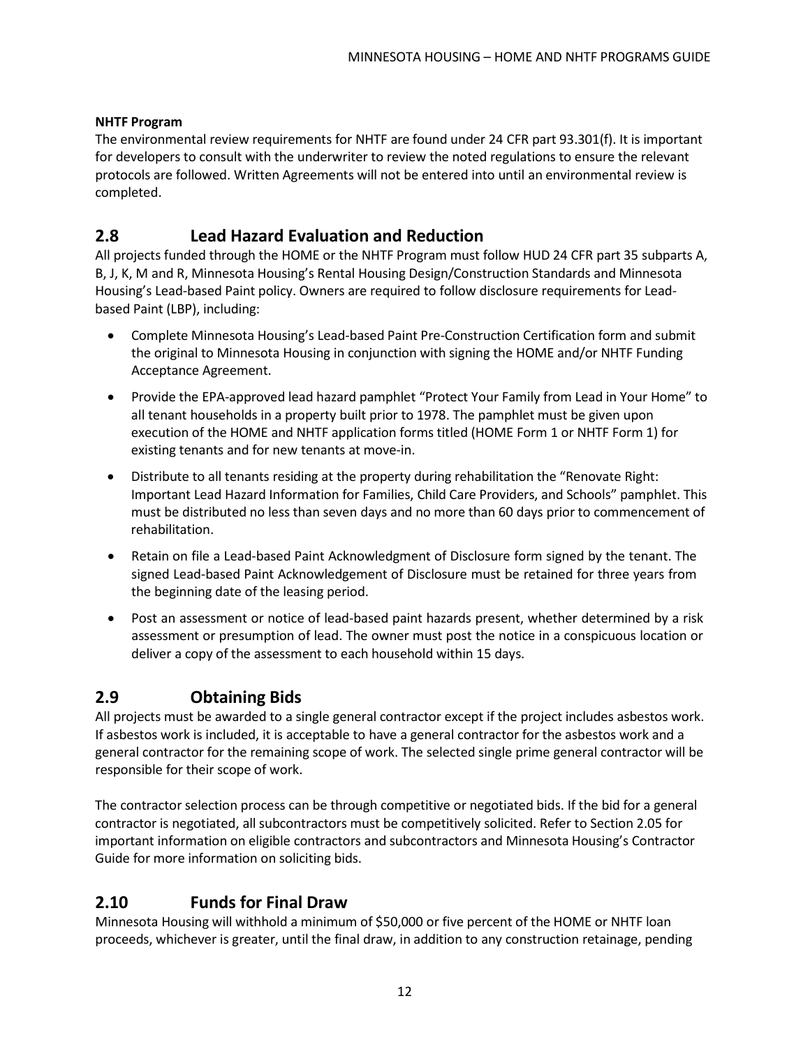**NHTF Program**

The environmental review requirements for NHTF are found under 24 CFR part 93.301(f). It is important for developers to consult with the underwriter to review the noted regulations to ensure the relevant protocols are followed. Written Agreements will not be entered into until an environmental review is completed.

## 2.8 Lead Hazard Evaluation and Reduction

All projects funded through the HOME or the NHTF Program must follow HUD 24 CFR part 35 subparts A, B, J, K, M and R, Minnesota Housing's Rental Housing Design/Construction Standards and Minnesota Housing's Lead-based Paint policy. Owners are required to follow disclosure requirements for Lead-based Paint (LBP), including:

- Complete Minnesota Housing's Lead-based Paint Pre-Construction Certification form and submit the original to Minnesota Housing in conjunction with signing the HOME and/or NHTF Funding Acceptance Agreement.
- Provide the EPA-approved lead hazard pamphlet "Protect Your Family from Lead in Your Home" to all tenant households in a property built prior to 1978. The pamphlet must be given upon execution of the HOME and NHTF application forms titled (HOME Form 1 or NHTF Form 1) for existing tenants and for new tenants at move-in.
- Distribute to all tenants residing at the property during rehabilitation the "Renovate Right: Important Lead Hazard Information for Families, Child Care Providers, and Schools" pamphlet. This must be distributed no less than seven days and no more than 60 days prior to commencement of rehabilitation.
- Retain on file a Lead-based Paint Acknowledgment of Disclosure form signed by the tenant. The signed Lead-based Paint Acknowledgement of Disclosure must be retained for three years from the beginning date of the leasing period.
- Post an assessment or notice of lead-based paint hazards present, whether determined by a risk assessment or presumption of lead. The owner must post the notice in a conspicuous location or deliver a copy of the assessment to each household within 15 days.

## 2.9 Obtaining Bids

All projects must be awarded to a single general contractor except if the project includes asbestos work. If asbestos work is included, it is acceptable to have a general contractor for the asbestos work and a general contractor for the remaining scope of work. The selected single prime general contractor will be responsible for their scope of work.

The contractor selection process can be through competitive or negotiated bids. If the bid for a general contractor is negotiated, all subcontractors must be competitively solicited. Refer to Section 2.05 for important information on eligible contractors and subcontractors and Minnesota Housing's Contractor Guide for more information on soliciting bids.

## 2.10 Funds for Final Draw

Minnesota Housing will withhold a minimum of $50,000 or five percent of the HOME or NHTF loan proceeds, whichever is greater, until the final draw, in addition to any construction retainage, pending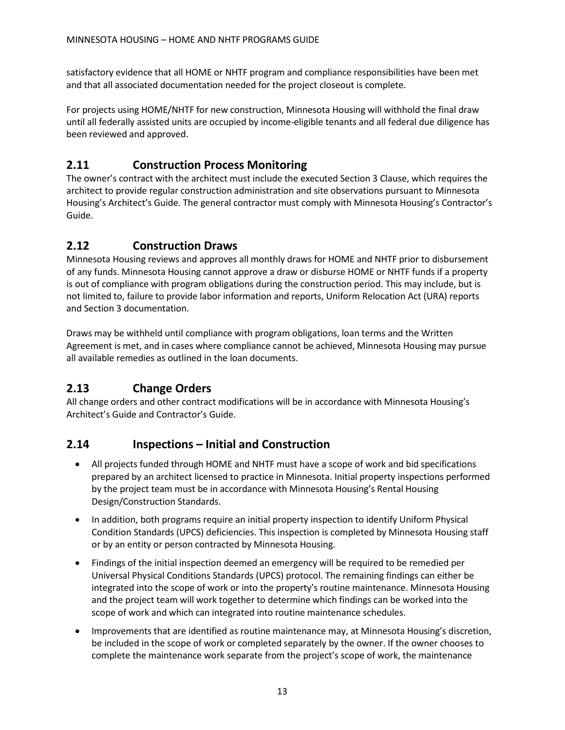satisfactory evidence that all HOME or NHTF program and compliance responsibilities have been met and that all associated documentation needed for the project closeout is complete.

For projects using HOME/NHTF for new construction, Minnesota Housing will withhold the final draw until all federally assisted units are occupied by income-eligible tenants and all federal due diligence has been reviewed and approved.

## 2.11 Construction Process Monitoring

The owner's contract with the architect must include the executed Section 3 Clause, which requires the architect to provide regular construction administration and site observations pursuant to Minnesota Housing's Architect's Guide. The general contractor must comply with Minnesota Housing's Contractor's Guide.

## 2.12 Construction Draws

Minnesota Housing reviews and approves all monthly draws for HOME and NHTF prior to disbursement of any funds. Minnesota Housing cannot approve a draw or disburse HOME or NHTF funds if a property is out of compliance with program obligations during the construction period. This may include, but is not limited to, failure to provide labor information and reports, Uniform Relocation Act (URA) reports and Section 3 documentation.

Draws may be withheld until compliance with program obligations, loan terms and the Written Agreement is met, and in cases where compliance cannot be achieved, Minnesota Housing may pursue all available remedies as outlined in the loan documents.

## 2.13 Change Orders

All change orders and other contract modifications will be in accordance with Minnesota Housing's Architect's Guide and Contractor's Guide.

## 2.14 Inspections – Initial and Construction

- All projects funded through HOME and NHTF must have a scope of work and bid specifications prepared by an architect licensed to practice in Minnesota. Initial property inspections performed by the project team must be in accordance with Minnesota Housing's Rental Housing Design/Construction Standards.
- In addition, both programs require an initial property inspection to identify Uniform Physical Condition Standards (UPCS) deficiencies. This inspection is completed by Minnesota Housing staff or by an entity or person contracted by Minnesota Housing.
- Findings of the initial inspection deemed an emergency will be required to be remedied per Universal Physical Conditions Standards (UPCS) protocol. The remaining findings can either be integrated into the scope of work or into the property's routine maintenance. Minnesota Housing and the project team will work together to determine which findings can be worked into the scope of work and which can integrated into routine maintenance schedules.
- Improvements that are identified as routine maintenance may, at Minnesota Housing's discretion, be included in the scope of work or completed separately by the owner. If the owner chooses to complete the maintenance work separate from the project's scope of work, the maintenance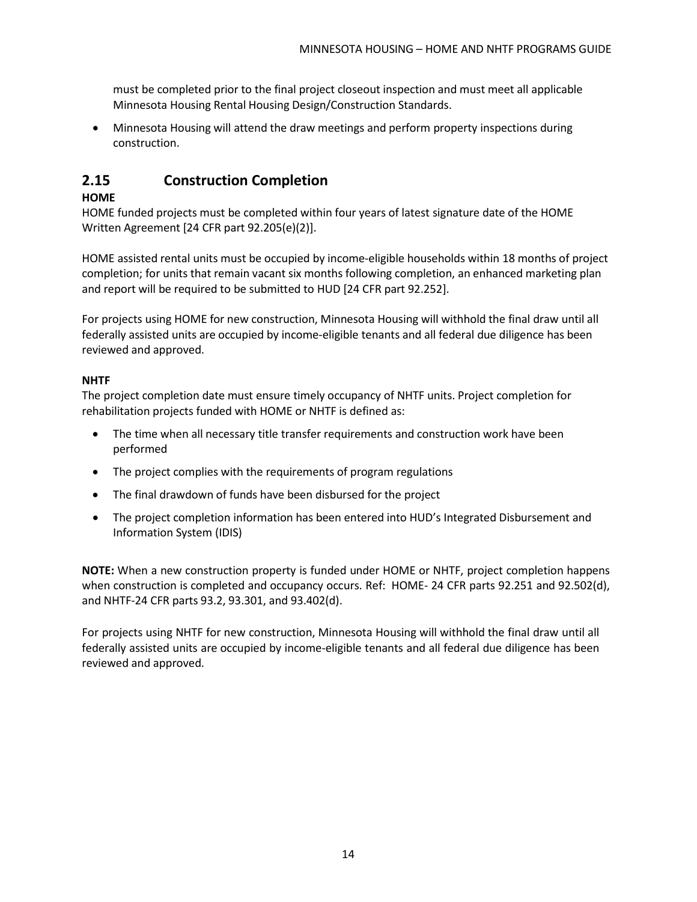must be completed prior to the final project closeout inspection and must meet all applicable Minnesota Housing Rental Housing Design/Construction Standards.

- Minnesota Housing will attend the draw meetings and perform property inspections during construction.

## 2.15 Construction Completion

**HOME**

HOME funded projects must be completed within four years of latest signature date of the HOME Written Agreement [24 CFR part 92.205(e)(2)].

HOME assisted rental units must be occupied by income-eligible households within 18 months of project completion; for units that remain vacant six months following completion, an enhanced marketing plan and report will be required to be submitted to HUD [24 CFR part 92.252].

For projects using HOME for new construction, Minnesota Housing will withhold the final draw until all federally assisted units are occupied by income-eligible tenants and all federal due diligence has been reviewed and approved.

**NHTF**

The project completion date must ensure timely occupancy of NHTF units. Project completion for rehabilitation projects funded with HOME or NHTF is defined as:

- The time when all necessary title transfer requirements and construction work have been performed
- The project complies with the requirements of program regulations
- The final drawdown of funds have been disbursed for the project
- The project completion information has been entered into HUD's Integrated Disbursement and Information System (IDIS)

**NOTE:** When a new construction property is funded under HOME or NHTF, project completion happens when construction is completed and occupancy occurs. Ref: HOME- 24 CFR parts 92.251 and 92.502(d), and NHTF-24 CFR parts 93.2, 93.301, and 93.402(d).

For projects using NHTF for new construction, Minnesota Housing will withhold the final draw until all federally assisted units are occupied by income-eligible tenants and all federal due diligence has been reviewed and approved.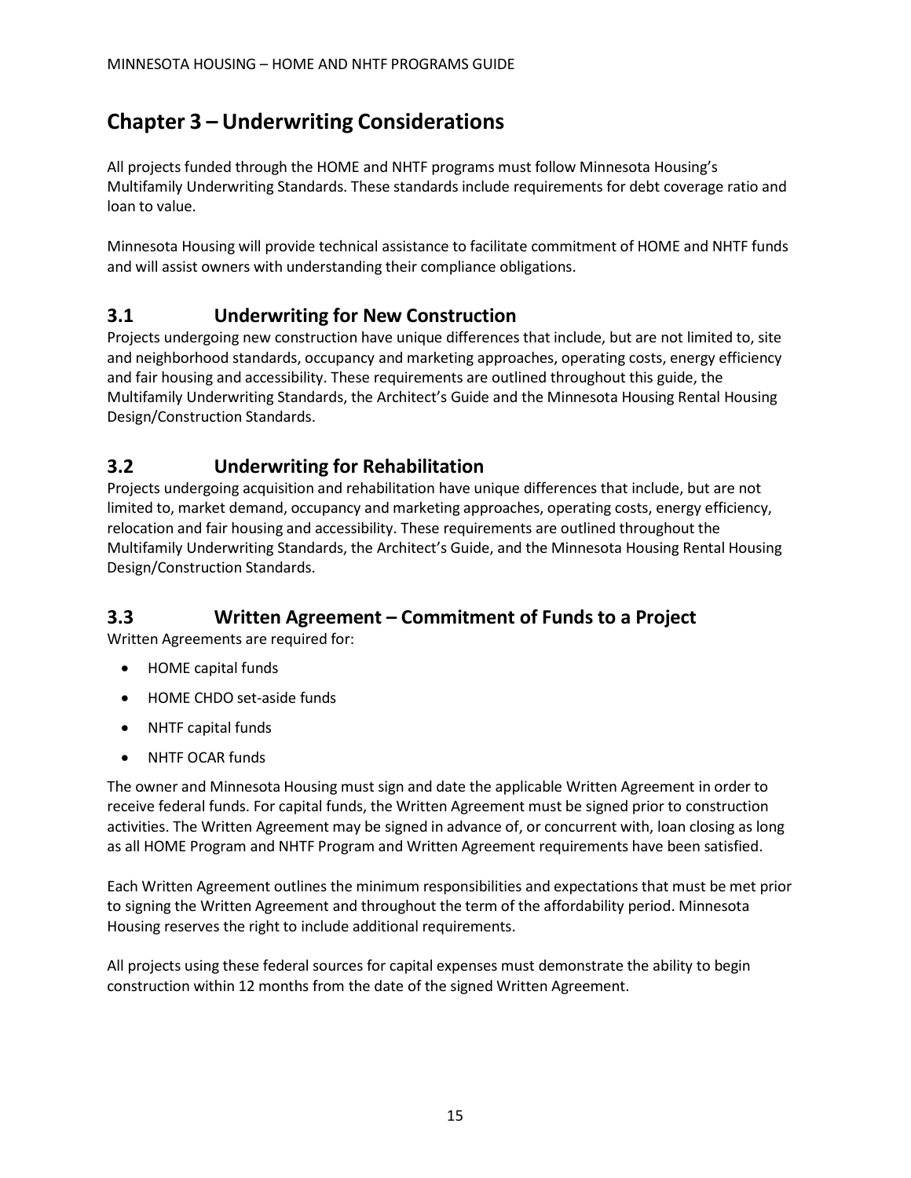# Chapter 3 – Underwriting Considerations

All projects funded through the HOME and NHTF programs must follow Minnesota Housing's Multifamily Underwriting Standards. These standards include requirements for debt coverage ratio and loan to value.

Minnesota Housing will provide technical assistance to facilitate commitment of HOME and NHTF funds and will assist owners with understanding their compliance obligations.

## 3.1 Underwriting for New Construction

Projects undergoing new construction have unique differences that include, but are not limited to, site and neighborhood standards, occupancy and marketing approaches, operating costs, energy efficiency and fair housing and accessibility. These requirements are outlined throughout this guide, the Multifamily Underwriting Standards, the Architect's Guide and the Minnesota Housing Rental Housing Design/Construction Standards.

## 3.2 Underwriting for Rehabilitation

Projects undergoing acquisition and rehabilitation have unique differences that include, but are not limited to, market demand, occupancy and marketing approaches, operating costs, energy efficiency, relocation and fair housing and accessibility. These requirements are outlined throughout the Multifamily Underwriting Standards, the Architect's Guide, and the Minnesota Housing Rental Housing Design/Construction Standards.

## 3.3 Written Agreement – Commitment of Funds to a Project

Written Agreements are required for:

- HOME capital funds
- HOME CHDO set-aside funds
- NHTF capital funds
- NHTF OCAR funds

The owner and Minnesota Housing must sign and date the applicable Written Agreement in order to receive federal funds. For capital funds, the Written Agreement must be signed prior to construction activities. The Written Agreement may be signed in advance of, or concurrent with, loan closing as long as all HOME Program and NHTF Program and Written Agreement requirements have been satisfied.

Each Written Agreement outlines the minimum responsibilities and expectations that must be met prior to signing the Written Agreement and throughout the term of the affordability period. Minnesota Housing reserves the right to include additional requirements.

All projects using these federal sources for capital expenses must demonstrate the ability to begin construction within 12 months from the date of the signed Written Agreement.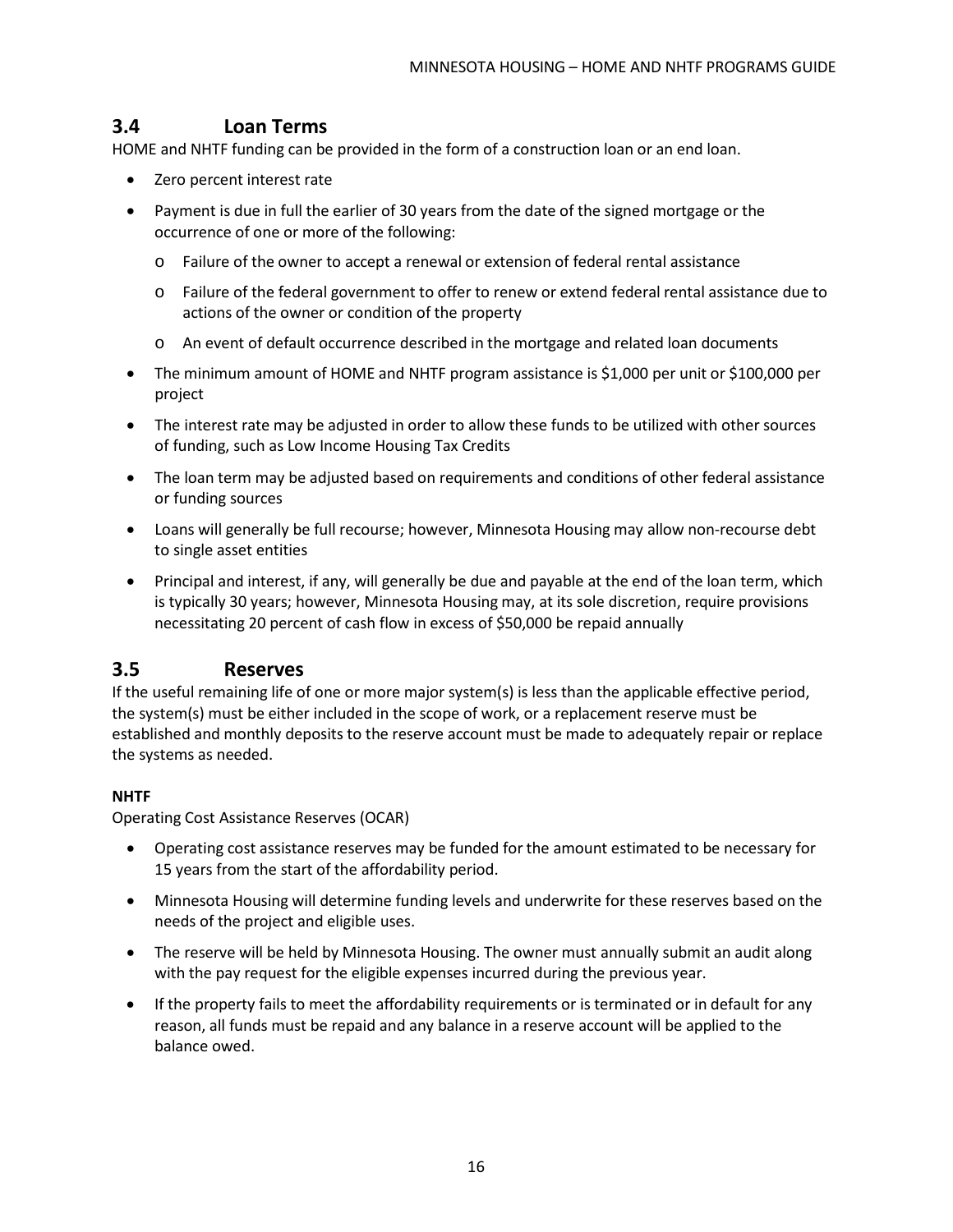## 3.4 Loan Terms

HOME and NHTF funding can be provided in the form of a construction loan or an end loan.

- Zero percent interest rate
- Payment is due in full the earlier of 30 years from the date of the signed mortgage or the occurrence of one or more of the following:
  - Failure of the owner to accept a renewal or extension of federal rental assistance
  - Failure of the federal government to offer to renew or extend federal rental assistance due to actions of the owner or condition of the property
  - An event of default occurrence described in the mortgage and related loan documents
- The minimum amount of HOME and NHTF program assistance is $1,000 per unit or $100,000 per project
- The interest rate may be adjusted in order to allow these funds to be utilized with other sources of funding, such as Low Income Housing Tax Credits
- The loan term may be adjusted based on requirements and conditions of other federal assistance or funding sources
- Loans will generally be full recourse; however, Minnesota Housing may allow non-recourse debt to single asset entities
- Principal and interest, if any, will generally be due and payable at the end of the loan term, which is typically 30 years; however, Minnesota Housing may, at its sole discretion, require provisions necessitating 20 percent of cash flow in excess of $50,000 be repaid annually

## 3.5 Reserves

If the useful remaining life of one or more major system(s) is less than the applicable effective period, the system(s) must be either included in the scope of work, or a replacement reserve must be established and monthly deposits to the reserve account must be made to adequately repair or replace the systems as needed.

**NHTF**

Operating Cost Assistance Reserves (OCAR)

- Operating cost assistance reserves may be funded for the amount estimated to be necessary for 15 years from the start of the affordability period.
- Minnesota Housing will determine funding levels and underwrite for these reserves based on the needs of the project and eligible uses.
- The reserve will be held by Minnesota Housing. The owner must annually submit an audit along with the pay request for the eligible expenses incurred during the previous year.
- If the property fails to meet the affordability requirements or is terminated or in default for any reason, all funds must be repaid and any balance in a reserve account will be applied to the balance owed.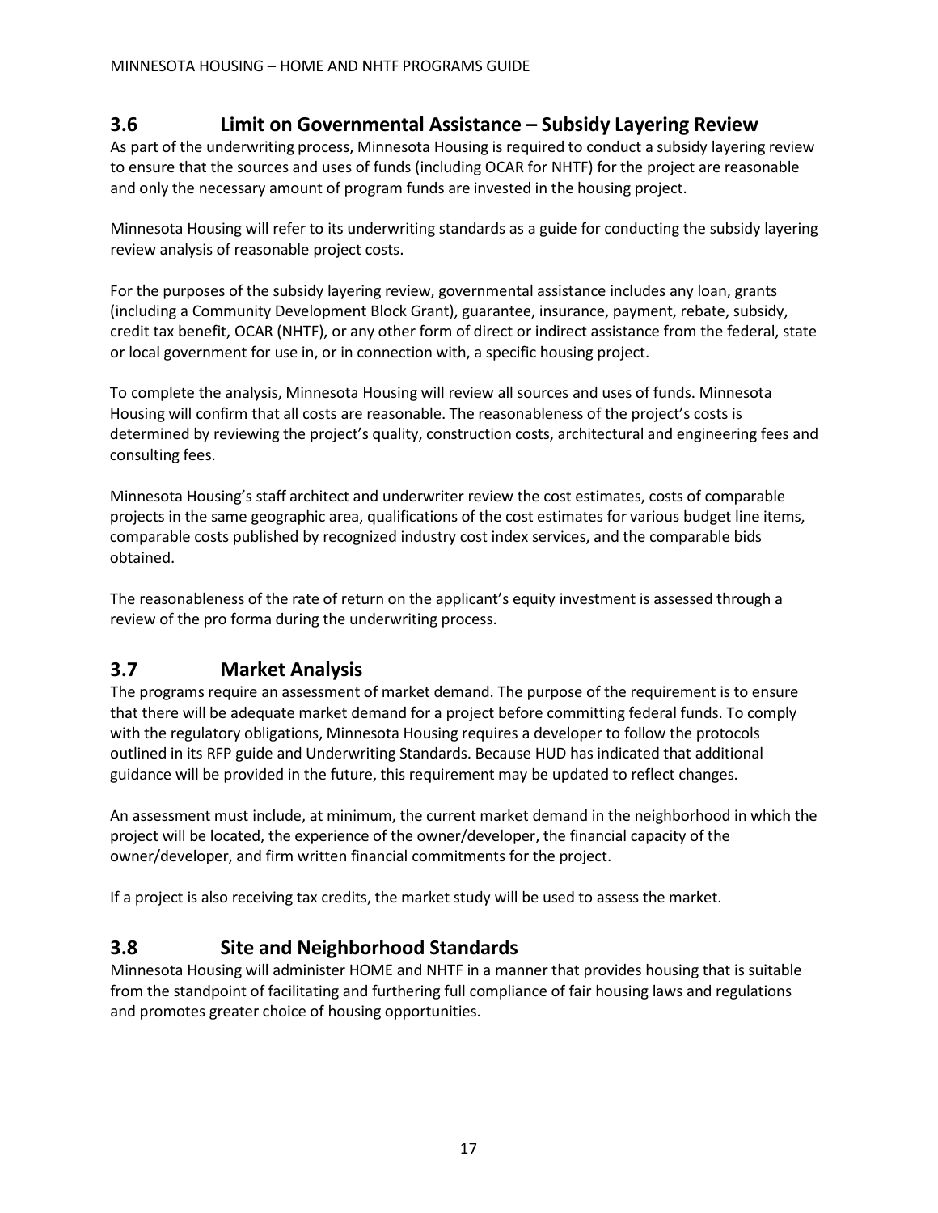## 3.6 Limit on Governmental Assistance – Subsidy Layering Review

As part of the underwriting process, Minnesota Housing is required to conduct a subsidy layering review to ensure that the sources and uses of funds (including OCAR for NHTF) for the project are reasonable and only the necessary amount of program funds are invested in the housing project.

Minnesota Housing will refer to its underwriting standards as a guide for conducting the subsidy layering review analysis of reasonable project costs.

For the purposes of the subsidy layering review, governmental assistance includes any loan, grants (including a Community Development Block Grant), guarantee, insurance, payment, rebate, subsidy, credit tax benefit, OCAR (NHTF), or any other form of direct or indirect assistance from the federal, state or local government for use in, or in connection with, a specific housing project.

To complete the analysis, Minnesota Housing will review all sources and uses of funds. Minnesota Housing will confirm that all costs are reasonable. The reasonableness of the project's costs is determined by reviewing the project's quality, construction costs, architectural and engineering fees and consulting fees.

Minnesota Housing's staff architect and underwriter review the cost estimates, costs of comparable projects in the same geographic area, qualifications of the cost estimates for various budget line items, comparable costs published by recognized industry cost index services, and the comparable bids obtained.

The reasonableness of the rate of return on the applicant's equity investment is assessed through a review of the pro forma during the underwriting process.

## 3.7 Market Analysis

The programs require an assessment of market demand. The purpose of the requirement is to ensure that there will be adequate market demand for a project before committing federal funds. To comply with the regulatory obligations, Minnesota Housing requires a developer to follow the protocols outlined in its RFP guide and Underwriting Standards. Because HUD has indicated that additional guidance will be provided in the future, this requirement may be updated to reflect changes.

An assessment must include, at minimum, the current market demand in the neighborhood in which the project will be located, the experience of the owner/developer, the financial capacity of the owner/developer, and firm written financial commitments for the project.

If a project is also receiving tax credits, the market study will be used to assess the market.

## 3.8 Site and Neighborhood Standards

Minnesota Housing will administer HOME and NHTF in a manner that provides housing that is suitable from the standpoint of facilitating and furthering full compliance of fair housing laws and regulations and promotes greater choice of housing opportunities.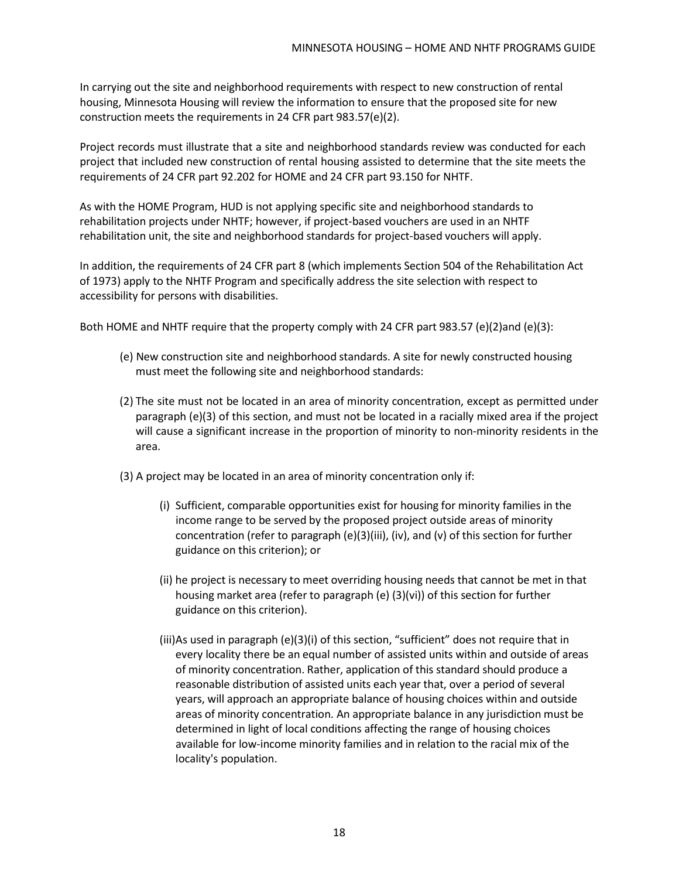In carrying out the site and neighborhood requirements with respect to new construction of rental housing, Minnesota Housing will review the information to ensure that the proposed site for new construction meets the requirements in 24 CFR part 983.57(e)(2).

Project records must illustrate that a site and neighborhood standards review was conducted for each project that included new construction of rental housing assisted to determine that the site meets the requirements of 24 CFR part 92.202 for HOME and 24 CFR part 93.150 for NHTF.

As with the HOME Program, HUD is not applying specific site and neighborhood standards to rehabilitation projects under NHTF; however, if project-based vouchers are used in an NHTF rehabilitation unit, the site and neighborhood standards for project-based vouchers will apply.

In addition, the requirements of 24 CFR part 8 (which implements Section 504 of the Rehabilitation Act of 1973) apply to the NHTF Program and specifically address the site selection with respect to accessibility for persons with disabilities.

Both HOME and NHTF require that the property comply with 24 CFR part 983.57 (e)(2)and (e)(3):

(e) New construction site and neighborhood standards. A site for newly constructed housing must meet the following site and neighborhood standards:

(2) The site must not be located in an area of minority concentration, except as permitted under paragraph (e)(3) of this section, and must not be located in a racially mixed area if the project will cause a significant increase in the proportion of minority to non-minority residents in the area.

(3) A project may be located in an area of minority concentration only if:

- (i) Sufficient, comparable opportunities exist for housing for minority families in the income range to be served by the proposed project outside areas of minority concentration (refer to paragraph (e)(3)(iii), (iv), and (v) of this section for further guidance on this criterion); or
- (ii) he project is necessary to meet overriding housing needs that cannot be met in that housing market area (refer to paragraph (e) (3)(vi)) of this section for further guidance on this criterion).
- (iii)As used in paragraph (e)(3)(i) of this section, "sufficient" does not require that in every locality there be an equal number of assisted units within and outside of areas of minority concentration. Rather, application of this standard should produce a reasonable distribution of assisted units each year that, over a period of several years, will approach an appropriate balance of housing choices within and outside areas of minority concentration. An appropriate balance in any jurisdiction must be determined in light of local conditions affecting the range of housing choices available for low-income minority families and in relation to the racial mix of the locality's population.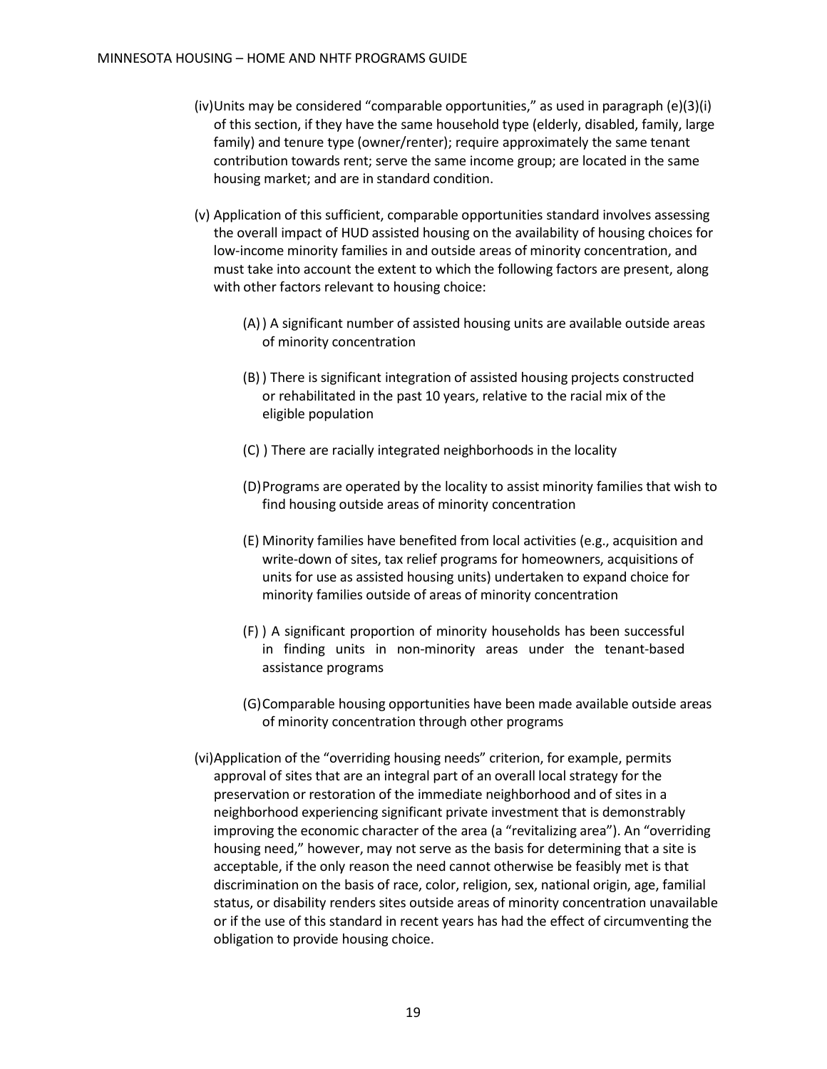(iv) Units may be considered "comparable opportunities," as used in paragraph (e)(3)(i) of this section, if they have the same household type (elderly, disabled, family, large family) and tenure type (owner/renter); require approximately the same tenant contribution towards rent; serve the same income group; are located in the same housing market; and are in standard condition.

(v) Application of this sufficient, comparable opportunities standard involves assessing the overall impact of HUD assisted housing on the availability of housing choices for low-income minority families in and outside areas of minority concentration, and must take into account the extent to which the following factors are present, along with other factors relevant to housing choice:

> (A) ) A significant number of assisted housing units are available outside areas of minority concentration
>
> (B) ) There is significant integration of assisted housing projects constructed or rehabilitated in the past 10 years, relative to the racial mix of the eligible population
>
> (C) ) There are racially integrated neighborhoods in the locality
>
> (D) Programs are operated by the locality to assist minority families that wish to find housing outside areas of minority concentration
>
> (E) Minority families have benefited from local activities (e.g., acquisition and write-down of sites, tax relief programs for homeowners, acquisitions of units for use as assisted housing units) undertaken to expand choice for minority families outside of areas of minority concentration
>
> (F) ) A significant proportion of minority households has been successful in finding units in non-minority areas under the tenant-based assistance programs
>
> (G) Comparable housing opportunities have been made available outside areas of minority concentration through other programs

(vi) Application of the "overriding housing needs" criterion, for example, permits approval of sites that are an integral part of an overall local strategy for the preservation or restoration of the immediate neighborhood and of sites in a neighborhood experiencing significant private investment that is demonstrably improving the economic character of the area (a "revitalizing area"). An "overriding housing need," however, may not serve as the basis for determining that a site is acceptable, if the only reason the need cannot otherwise be feasibly met is that discrimination on the basis of race, color, religion, sex, national origin, age, familial status, or disability renders sites outside areas of minority concentration unavailable or if the use of this standard in recent years has had the effect of circumventing the obligation to provide housing choice.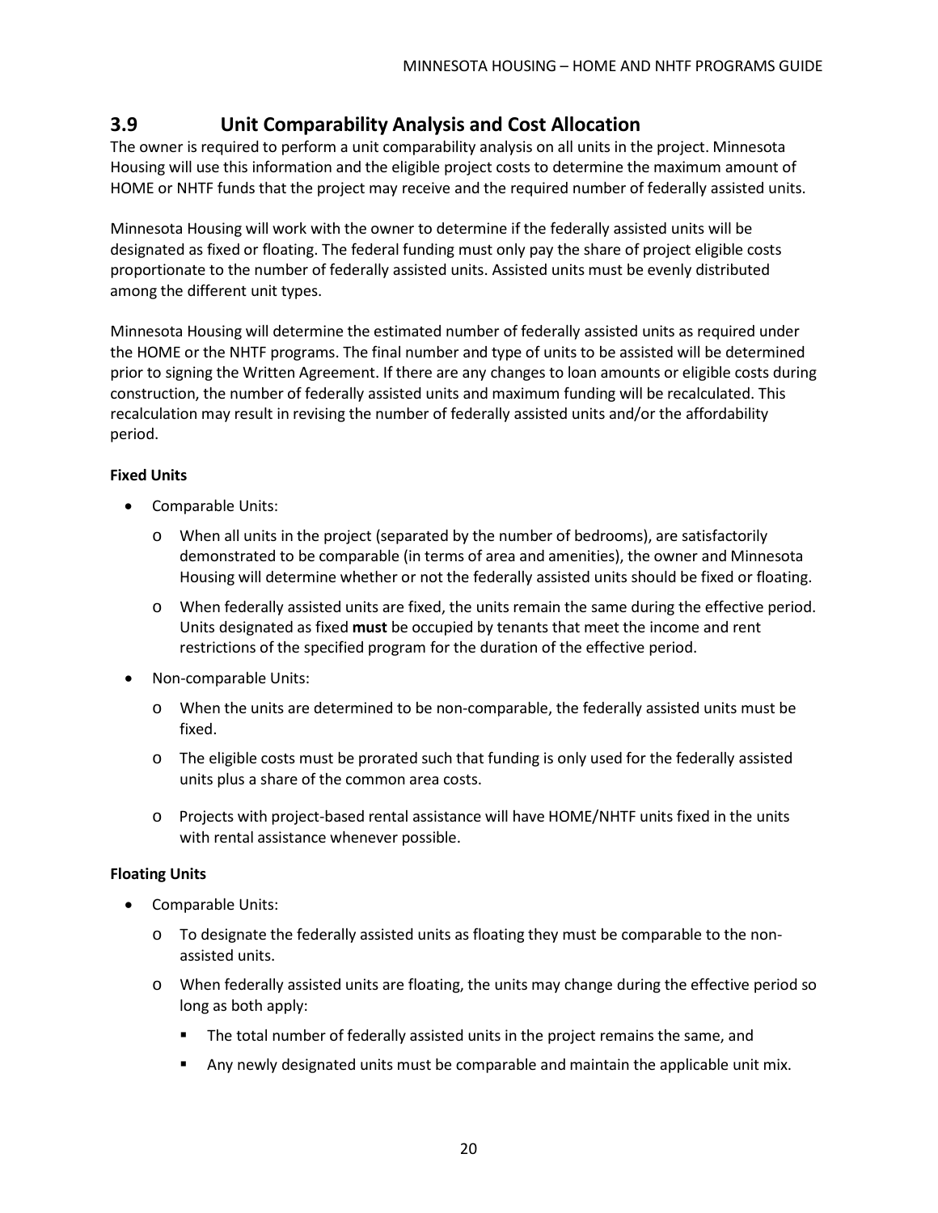## 3.9 Unit Comparability Analysis and Cost Allocation

The owner is required to perform a unit comparability analysis on all units in the project. Minnesota Housing will use this information and the eligible project costs to determine the maximum amount of HOME or NHTF funds that the project may receive and the required number of federally assisted units.

Minnesota Housing will work with the owner to determine if the federally assisted units will be designated as fixed or floating. The federal funding must only pay the share of project eligible costs proportionate to the number of federally assisted units. Assisted units must be evenly distributed among the different unit types.

Minnesota Housing will determine the estimated number of federally assisted units as required under the HOME or the NHTF programs. The final number and type of units to be assisted will be determined prior to signing the Written Agreement. If there are any changes to loan amounts or eligible costs during construction, the number of federally assisted units and maximum funding will be recalculated. This recalculation may result in revising the number of federally assisted units and/or the affordability period.

**Fixed Units**

- Comparable Units:
  - When all units in the project (separated by the number of bedrooms), are satisfactorily demonstrated to be comparable (in terms of area and amenities), the owner and Minnesota Housing will determine whether or not the federally assisted units should be fixed or floating.
  - When federally assisted units are fixed, the units remain the same during the effective period. Units designated as fixed **must** be occupied by tenants that meet the income and rent restrictions of the specified program for the duration of the effective period.
- Non-comparable Units:
  - When the units are determined to be non-comparable, the federally assisted units must be fixed.
  - The eligible costs must be prorated such that funding is only used for the federally assisted units plus a share of the common area costs.
  - Projects with project-based rental assistance will have HOME/NHTF units fixed in the units with rental assistance whenever possible.

**Floating Units**

- Comparable Units:
  - To designate the federally assisted units as floating they must be comparable to the non-assisted units.
  - When federally assisted units are floating, the units may change during the effective period so long as both apply:
    - The total number of federally assisted units in the project remains the same, and
    - Any newly designated units must be comparable and maintain the applicable unit mix.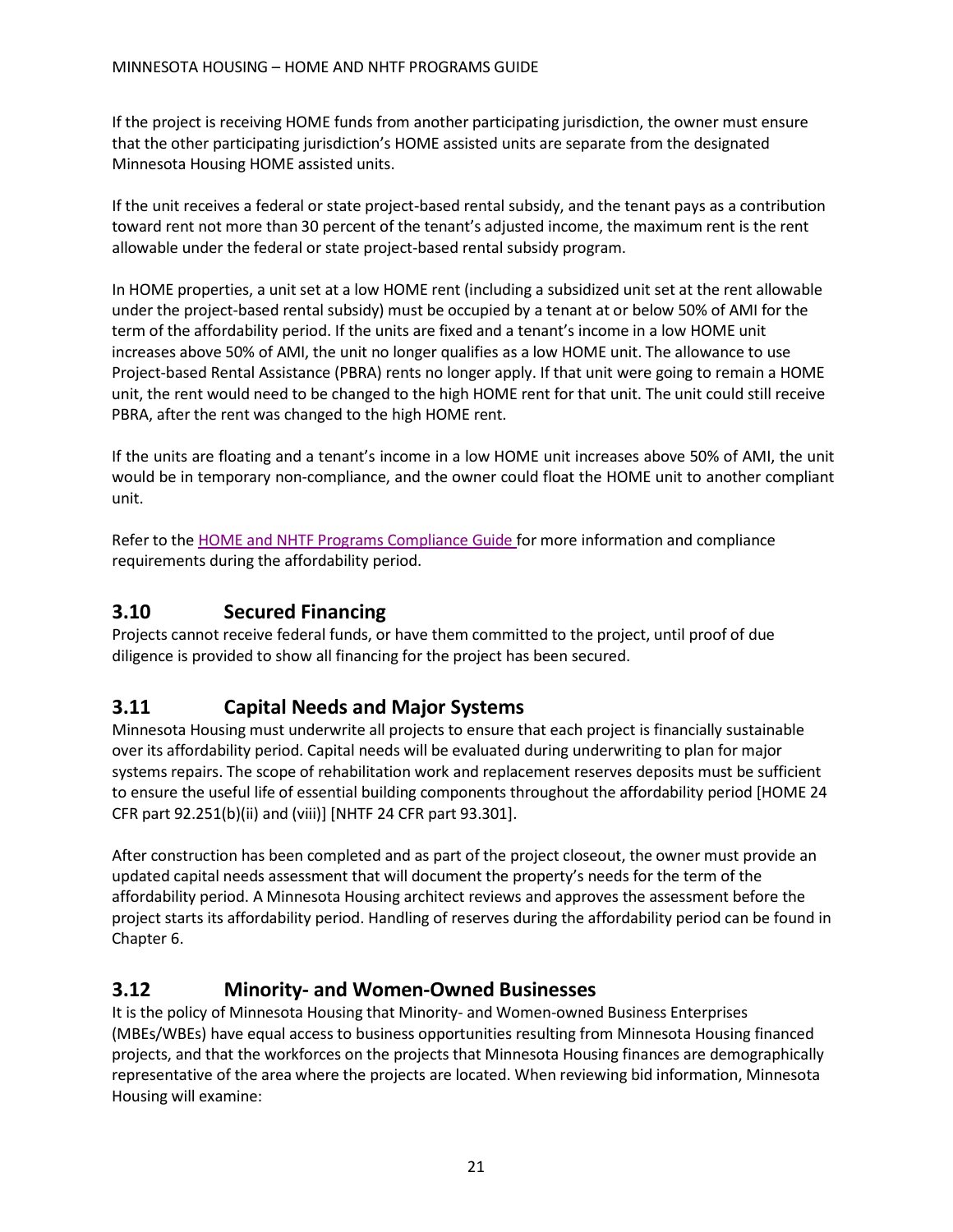If the project is receiving HOME funds from another participating jurisdiction, the owner must ensure that the other participating jurisdiction's HOME assisted units are separate from the designated Minnesota Housing HOME assisted units.

If the unit receives a federal or state project-based rental subsidy, and the tenant pays as a contribution toward rent not more than 30 percent of the tenant's adjusted income, the maximum rent is the rent allowable under the federal or state project-based rental subsidy program.

In HOME properties, a unit set at a low HOME rent (including a subsidized unit set at the rent allowable under the project-based rental subsidy) must be occupied by a tenant at or below 50% of AMI for the term of the affordability period. If the units are fixed and a tenant's income in a low HOME unit increases above 50% of AMI, the unit no longer qualifies as a low HOME unit. The allowance to use Project-based Rental Assistance (PBRA) rents no longer apply. If that unit were going to remain a HOME unit, the rent would need to be changed to the high HOME rent for that unit. The unit could still receive PBRA, after the rent was changed to the high HOME rent.

If the units are floating and a tenant's income in a low HOME unit increases above 50% of AMI, the unit would be in temporary non-compliance, and the owner could float the HOME unit to another compliant unit.

Refer to the [HOME and NHTF Programs Compliance Guide](#) for more information and compliance requirements during the affordability period.

## 3.10 Secured Financing

Projects cannot receive federal funds, or have them committed to the project, until proof of due diligence is provided to show all financing for the project has been secured.

## 3.11 Capital Needs and Major Systems

Minnesota Housing must underwrite all projects to ensure that each project is financially sustainable over its affordability period. Capital needs will be evaluated during underwriting to plan for major systems repairs. The scope of rehabilitation work and replacement reserves deposits must be sufficient to ensure the useful life of essential building components throughout the affordability period [HOME 24 CFR part 92.251(b)(ii) and (viii)] [NHTF 24 CFR part 93.301].

After construction has been completed and as part of the project closeout, the owner must provide an updated capital needs assessment that will document the property's needs for the term of the affordability period. A Minnesota Housing architect reviews and approves the assessment before the project starts its affordability period. Handling of reserves during the affordability period can be found in Chapter 6.

## 3.12 Minority- and Women-Owned Businesses

It is the policy of Minnesota Housing that Minority- and Women-owned Business Enterprises (MBEs/WBEs) have equal access to business opportunities resulting from Minnesota Housing financed projects, and that the workforces on the projects that Minnesota Housing finances are demographically representative of the area where the projects are located. When reviewing bid information, Minnesota Housing will examine: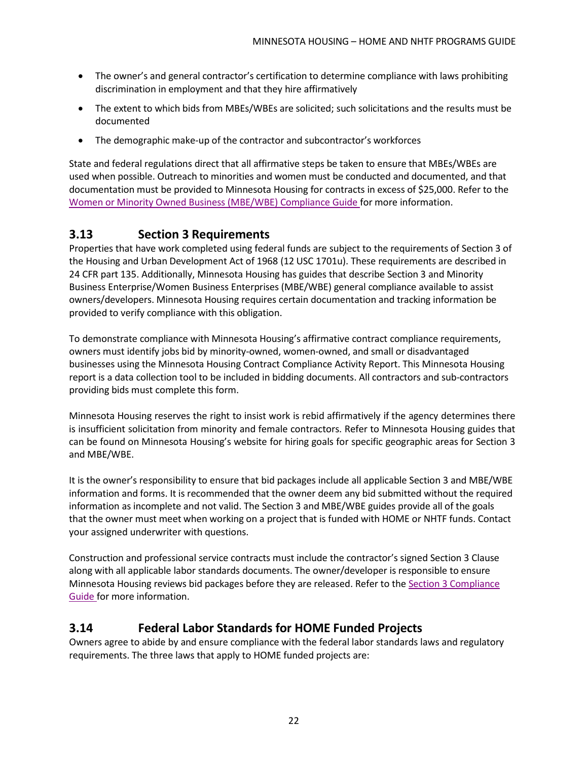- The owner's and general contractor's certification to determine compliance with laws prohibiting discrimination in employment and that they hire affirmatively
- The extent to which bids from MBEs/WBEs are solicited; such solicitations and the results must be documented
- The demographic make-up of the contractor and subcontractor's workforces

State and federal regulations direct that all affirmative steps be taken to ensure that MBEs/WBEs are used when possible. Outreach to minorities and women must be conducted and documented, and that documentation must be provided to Minnesota Housing for contracts in excess of $25,000. Refer to the Women or Minority Owned Business (MBE/WBE) Compliance Guide for more information.

## 3.13 Section 3 Requirements

Properties that have work completed using federal funds are subject to the requirements of Section 3 of the Housing and Urban Development Act of 1968 (12 USC 1701u). These requirements are described in 24 CFR part 135. Additionally, Minnesota Housing has guides that describe Section 3 and Minority Business Enterprise/Women Business Enterprises (MBE/WBE) general compliance available to assist owners/developers. Minnesota Housing requires certain documentation and tracking information be provided to verify compliance with this obligation.

To demonstrate compliance with Minnesota Housing's affirmative contract compliance requirements, owners must identify jobs bid by minority-owned, women-owned, and small or disadvantaged businesses using the Minnesota Housing Contract Compliance Activity Report. This Minnesota Housing report is a data collection tool to be included in bidding documents. All contractors and sub-contractors providing bids must complete this form.

Minnesota Housing reserves the right to insist work is rebid affirmatively if the agency determines there is insufficient solicitation from minority and female contractors. Refer to Minnesota Housing guides that can be found on Minnesota Housing's website for hiring goals for specific geographic areas for Section 3 and MBE/WBE.

It is the owner's responsibility to ensure that bid packages include all applicable Section 3 and MBE/WBE information and forms. It is recommended that the owner deem any bid submitted without the required information as incomplete and not valid. The Section 3 and MBE/WBE guides provide all of the goals that the owner must meet when working on a project that is funded with HOME or NHTF funds. Contact your assigned underwriter with questions.

Construction and professional service contracts must include the contractor's signed Section 3 Clause along with all applicable labor standards documents. The owner/developer is responsible to ensure Minnesota Housing reviews bid packages before they are released. Refer to the Section 3 Compliance Guide for more information.

## 3.14 Federal Labor Standards for HOME Funded Projects

Owners agree to abide by and ensure compliance with the federal labor standards laws and regulatory requirements. The three laws that apply to HOME funded projects are: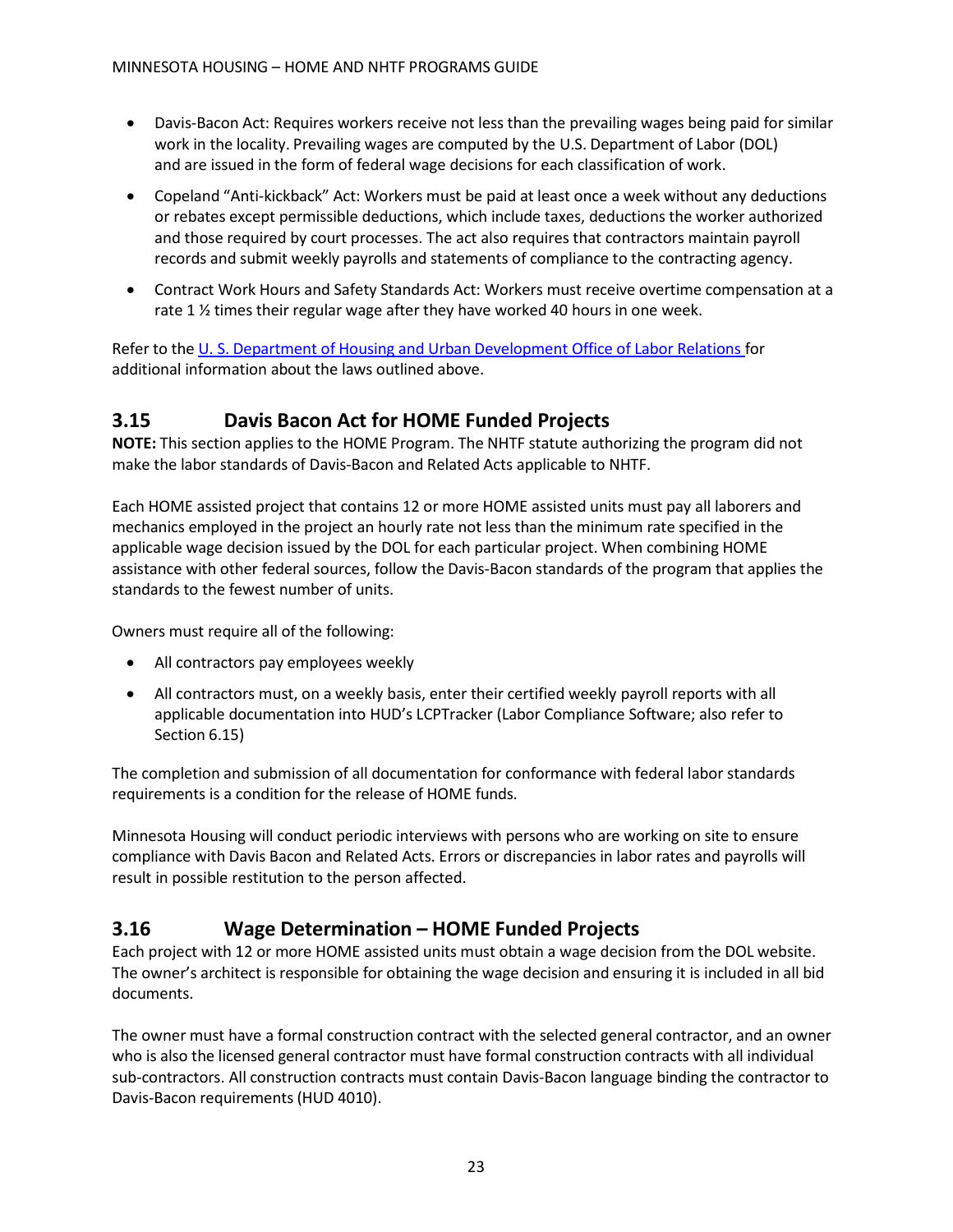- Davis-Bacon Act: Requires workers receive not less than the prevailing wages being paid for similar work in the locality. Prevailing wages are computed by the U.S. Department of Labor (DOL) and are issued in the form of federal wage decisions for each classification of work.
- Copeland "Anti-kickback" Act: Workers must be paid at least once a week without any deductions or rebates except permissible deductions, which include taxes, deductions the worker authorized and those required by court processes. The act also requires that contractors maintain payroll records and submit weekly payrolls and statements of compliance to the contracting agency.
- Contract Work Hours and Safety Standards Act: Workers must receive overtime compensation at a rate 1 ½ times their regular wage after they have worked 40 hours in one week.

Refer to the U. S. Department of Housing and Urban Development Office of Labor Relations for additional information about the laws outlined above.

## 3.15 Davis Bacon Act for HOME Funded Projects

**NOTE:** This section applies to the HOME Program. The NHTF statute authorizing the program did not make the labor standards of Davis-Bacon and Related Acts applicable to NHTF.

Each HOME assisted project that contains 12 or more HOME assisted units must pay all laborers and mechanics employed in the project an hourly rate not less than the minimum rate specified in the applicable wage decision issued by the DOL for each particular project. When combining HOME assistance with other federal sources, follow the Davis-Bacon standards of the program that applies the standards to the fewest number of units.

Owners must require all of the following:

- All contractors pay employees weekly
- All contractors must, on a weekly basis, enter their certified weekly payroll reports with all applicable documentation into HUD's LCPTracker (Labor Compliance Software; also refer to Section 6.15)

The completion and submission of all documentation for conformance with federal labor standards requirements is a condition for the release of HOME funds.

Minnesota Housing will conduct periodic interviews with persons who are working on site to ensure compliance with Davis Bacon and Related Acts. Errors or discrepancies in labor rates and payrolls will result in possible restitution to the person affected.

## 3.16 Wage Determination – HOME Funded Projects

Each project with 12 or more HOME assisted units must obtain a wage decision from the DOL website. The owner's architect is responsible for obtaining the wage decision and ensuring it is included in all bid documents.

The owner must have a formal construction contract with the selected general contractor, and an owner who is also the licensed general contractor must have formal construction contracts with all individual sub-contractors. All construction contracts must contain Davis-Bacon language binding the contractor to Davis-Bacon requirements (HUD 4010).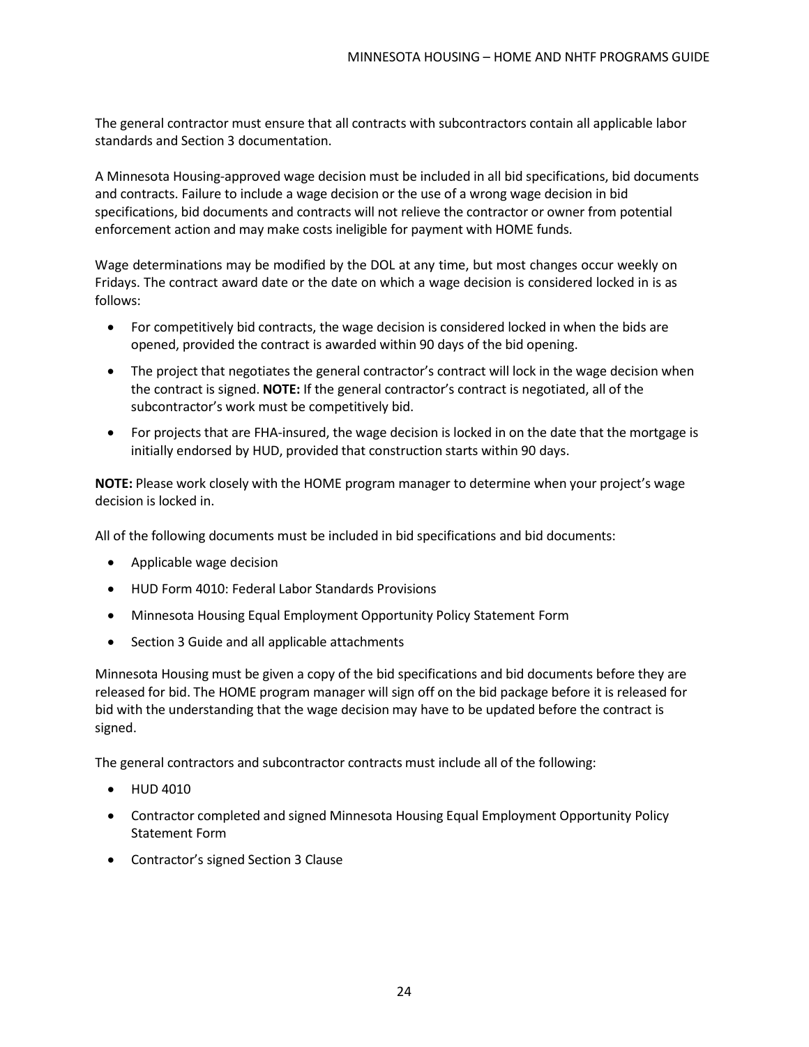The general contractor must ensure that all contracts with subcontractors contain all applicable labor standards and Section 3 documentation.

A Minnesota Housing-approved wage decision must be included in all bid specifications, bid documents and contracts. Failure to include a wage decision or the use of a wrong wage decision in bid specifications, bid documents and contracts will not relieve the contractor or owner from potential enforcement action and may make costs ineligible for payment with HOME funds.

Wage determinations may be modified by the DOL at any time, but most changes occur weekly on Fridays. The contract award date or the date on which a wage decision is considered locked in is as follows:

- For competitively bid contracts, the wage decision is considered locked in when the bids are opened, provided the contract is awarded within 90 days of the bid opening.
- The project that negotiates the general contractor's contract will lock in the wage decision when the contract is signed. **NOTE:** If the general contractor's contract is negotiated, all of the subcontractor's work must be competitively bid.
- For projects that are FHA-insured, the wage decision is locked in on the date that the mortgage is initially endorsed by HUD, provided that construction starts within 90 days.

**NOTE:** Please work closely with the HOME program manager to determine when your project's wage decision is locked in.

All of the following documents must be included in bid specifications and bid documents:

- Applicable wage decision
- HUD Form 4010: Federal Labor Standards Provisions
- Minnesota Housing Equal Employment Opportunity Policy Statement Form
- Section 3 Guide and all applicable attachments

Minnesota Housing must be given a copy of the bid specifications and bid documents before they are released for bid. The HOME program manager will sign off on the bid package before it is released for bid with the understanding that the wage decision may have to be updated before the contract is signed.

The general contractors and subcontractor contracts must include all of the following:

- HUD 4010
- Contractor completed and signed Minnesota Housing Equal Employment Opportunity Policy Statement Form
- Contractor's signed Section 3 Clause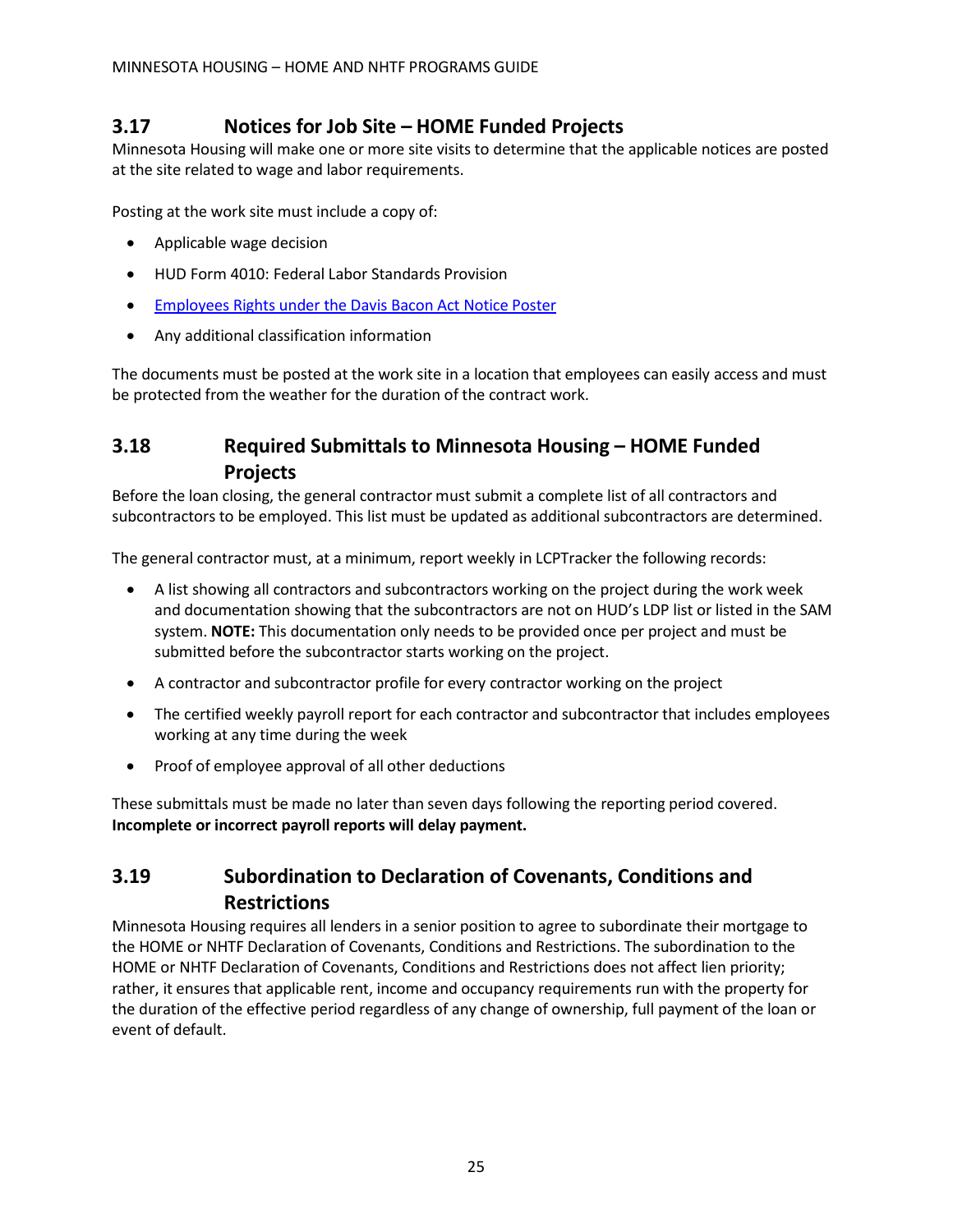## 3.17 Notices for Job Site – HOME Funded Projects

Minnesota Housing will make one or more site visits to determine that the applicable notices are posted at the site related to wage and labor requirements.

Posting at the work site must include a copy of:

- Applicable wage decision
- HUD Form 4010: Federal Labor Standards Provision
- Employees Rights under the Davis Bacon Act Notice Poster
- Any additional classification information

The documents must be posted at the work site in a location that employees can easily access and must be protected from the weather for the duration of the contract work.

## 3.18 Required Submittals to Minnesota Housing – HOME Funded Projects

Before the loan closing, the general contractor must submit a complete list of all contractors and subcontractors to be employed. This list must be updated as additional subcontractors are determined.

The general contractor must, at a minimum, report weekly in LCPTracker the following records:

- A list showing all contractors and subcontractors working on the project during the work week and documentation showing that the subcontractors are not on HUD's LDP list or listed in the SAM system. **NOTE:** This documentation only needs to be provided once per project and must be submitted before the subcontractor starts working on the project.
- A contractor and subcontractor profile for every contractor working on the project
- The certified weekly payroll report for each contractor and subcontractor that includes employees working at any time during the week
- Proof of employee approval of all other deductions

These submittals must be made no later than seven days following the reporting period covered. **Incomplete or incorrect payroll reports will delay payment.**

## 3.19 Subordination to Declaration of Covenants, Conditions and Restrictions

Minnesota Housing requires all lenders in a senior position to agree to subordinate their mortgage to the HOME or NHTF Declaration of Covenants, Conditions and Restrictions. The subordination to the HOME or NHTF Declaration of Covenants, Conditions and Restrictions does not affect lien priority; rather, it ensures that applicable rent, income and occupancy requirements run with the property for the duration of the effective period regardless of any change of ownership, full payment of the loan or event of default.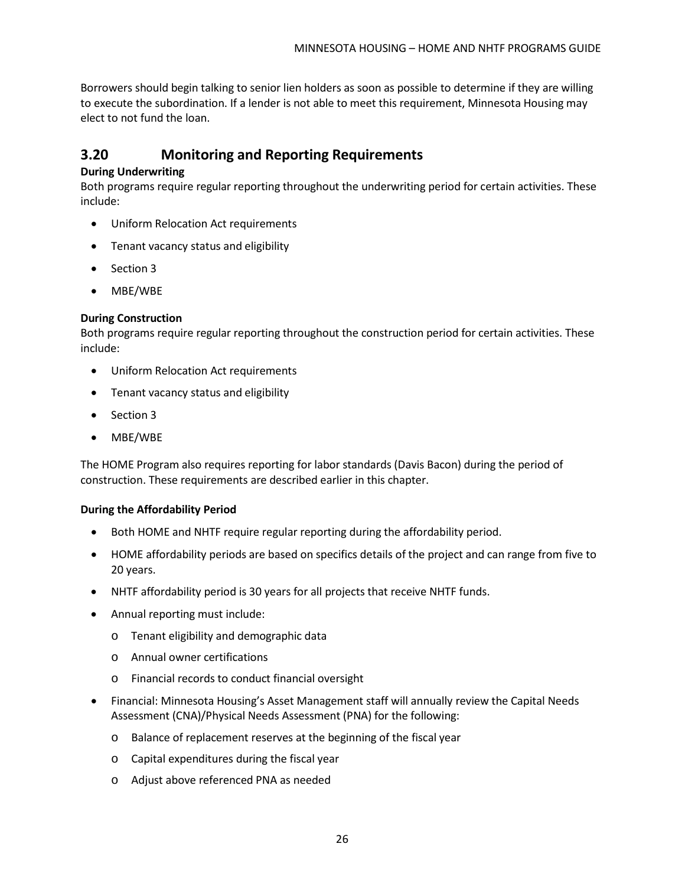Borrowers should begin talking to senior lien holders as soon as possible to determine if they are willing to execute the subordination. If a lender is not able to meet this requirement, Minnesota Housing may elect to not fund the loan.

## 3.20 Monitoring and Reporting Requirements

**During Underwriting**

Both programs require regular reporting throughout the underwriting period for certain activities. These include:

- Uniform Relocation Act requirements
- Tenant vacancy status and eligibility
- Section 3
- MBE/WBE

**During Construction**

Both programs require regular reporting throughout the construction period for certain activities. These include:

- Uniform Relocation Act requirements
- Tenant vacancy status and eligibility
- Section 3
- MBE/WBE

The HOME Program also requires reporting for labor standards (Davis Bacon) during the period of construction. These requirements are described earlier in this chapter.

**During the Affordability Period**

- Both HOME and NHTF require regular reporting during the affordability period.
- HOME affordability periods are based on specifics details of the project and can range from five to 20 years.
- NHTF affordability period is 30 years for all projects that receive NHTF funds.
- Annual reporting must include:
  - Tenant eligibility and demographic data
  - Annual owner certifications
  - Financial records to conduct financial oversight
- Financial: Minnesota Housing's Asset Management staff will annually review the Capital Needs Assessment (CNA)/Physical Needs Assessment (PNA) for the following:
  - Balance of replacement reserves at the beginning of the fiscal year
  - Capital expenditures during the fiscal year
  - Adjust above referenced PNA as needed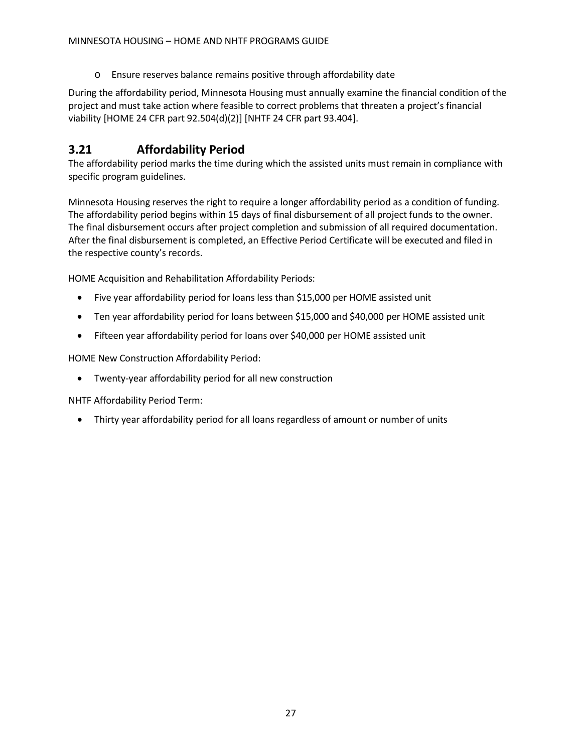- Ensure reserves balance remains positive through affordability date

During the affordability period, Minnesota Housing must annually examine the financial condition of the project and must take action where feasible to correct problems that threaten a project's financial viability [HOME 24 CFR part 92.504(d)(2)] [NHTF 24 CFR part 93.404].

## 3.21 Affordability Period

The affordability period marks the time during which the assisted units must remain in compliance with specific program guidelines.

Minnesota Housing reserves the right to require a longer affordability period as a condition of funding. The affordability period begins within 15 days of final disbursement of all project funds to the owner. The final disbursement occurs after project completion and submission of all required documentation. After the final disbursement is completed, an Effective Period Certificate will be executed and filed in the respective county's records.

HOME Acquisition and Rehabilitation Affordability Periods:

- Five year affordability period for loans less than $15,000 per HOME assisted unit
- Ten year affordability period for loans between $15,000 and $40,000 per HOME assisted unit
- Fifteen year affordability period for loans over $40,000 per HOME assisted unit

HOME New Construction Affordability Period:

- Twenty-year affordability period for all new construction

NHTF Affordability Period Term:

- Thirty year affordability period for all loans regardless of amount or number of units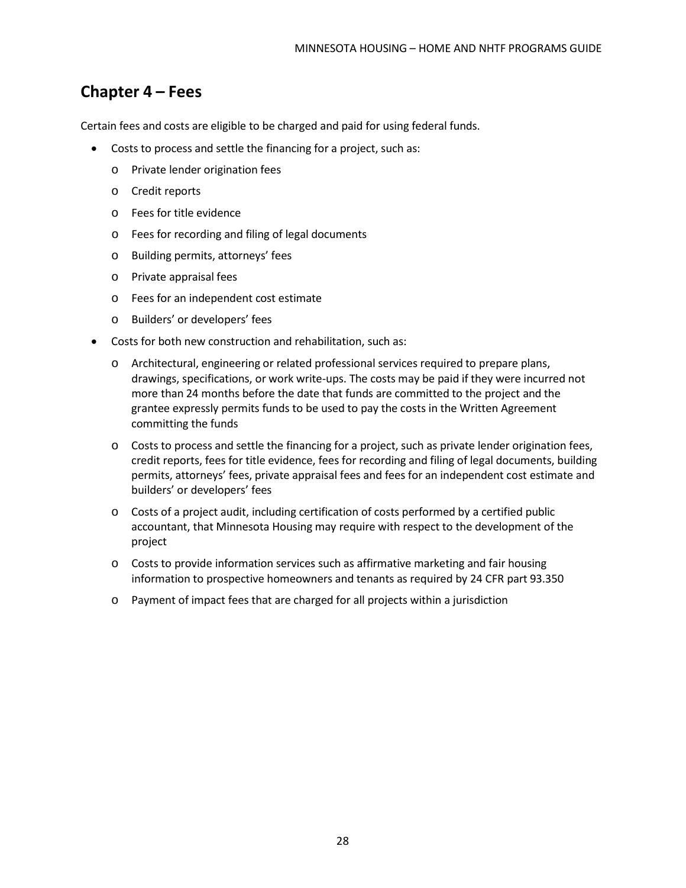## Chapter 4 – Fees

Certain fees and costs are eligible to be charged and paid for using federal funds.

- Costs to process and settle the financing for a project, such as:
  - Private lender origination fees
  - Credit reports
  - Fees for title evidence
  - Fees for recording and filing of legal documents
  - Building permits, attorneys' fees
  - Private appraisal fees
  - Fees for an independent cost estimate
  - Builders' or developers' fees
- Costs for both new construction and rehabilitation, such as:
  - Architectural, engineering or related professional services required to prepare plans, drawings, specifications, or work write-ups. The costs may be paid if they were incurred not more than 24 months before the date that funds are committed to the project and the grantee expressly permits funds to be used to pay the costs in the Written Agreement committing the funds
  - Costs to process and settle the financing for a project, such as private lender origination fees, credit reports, fees for title evidence, fees for recording and filing of legal documents, building permits, attorneys' fees, private appraisal fees and fees for an independent cost estimate and builders' or developers' fees
  - Costs of a project audit, including certification of costs performed by a certified public accountant, that Minnesota Housing may require with respect to the development of the project
  - Costs to provide information services such as affirmative marketing and fair housing information to prospective homeowners and tenants as required by 24 CFR part 93.350
  - Payment of impact fees that are charged for all projects within a jurisdiction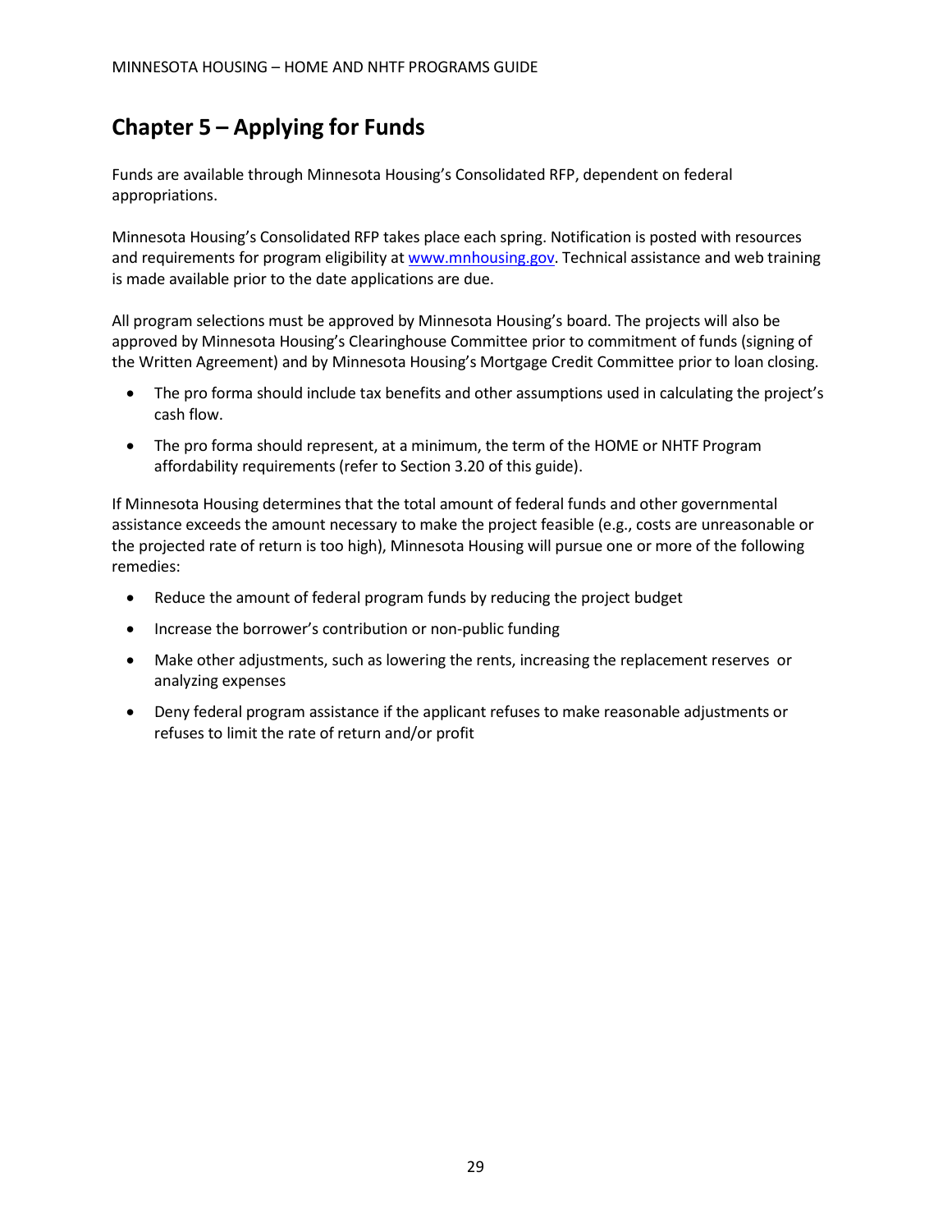# Chapter 5 – Applying for Funds

Funds are available through Minnesota Housing's Consolidated RFP, dependent on federal appropriations.

Minnesota Housing's Consolidated RFP takes place each spring. Notification is posted with resources and requirements for program eligibility at [www.mnhousing.gov](www.mnhousing.gov). Technical assistance and web training is made available prior to the date applications are due.

All program selections must be approved by Minnesota Housing's board. The projects will also be approved by Minnesota Housing's Clearinghouse Committee prior to commitment of funds (signing of the Written Agreement) and by Minnesota Housing's Mortgage Credit Committee prior to loan closing.

- The pro forma should include tax benefits and other assumptions used in calculating the project's cash flow.
- The pro forma should represent, at a minimum, the term of the HOME or NHTF Program affordability requirements (refer to Section 3.20 of this guide).

If Minnesota Housing determines that the total amount of federal funds and other governmental assistance exceeds the amount necessary to make the project feasible (e.g., costs are unreasonable or the projected rate of return is too high), Minnesota Housing will pursue one or more of the following remedies:

- Reduce the amount of federal program funds by reducing the project budget
- Increase the borrower's contribution or non-public funding
- Make other adjustments, such as lowering the rents, increasing the replacement reserves or analyzing expenses
- Deny federal program assistance if the applicant refuses to make reasonable adjustments or refuses to limit the rate of return and/or profit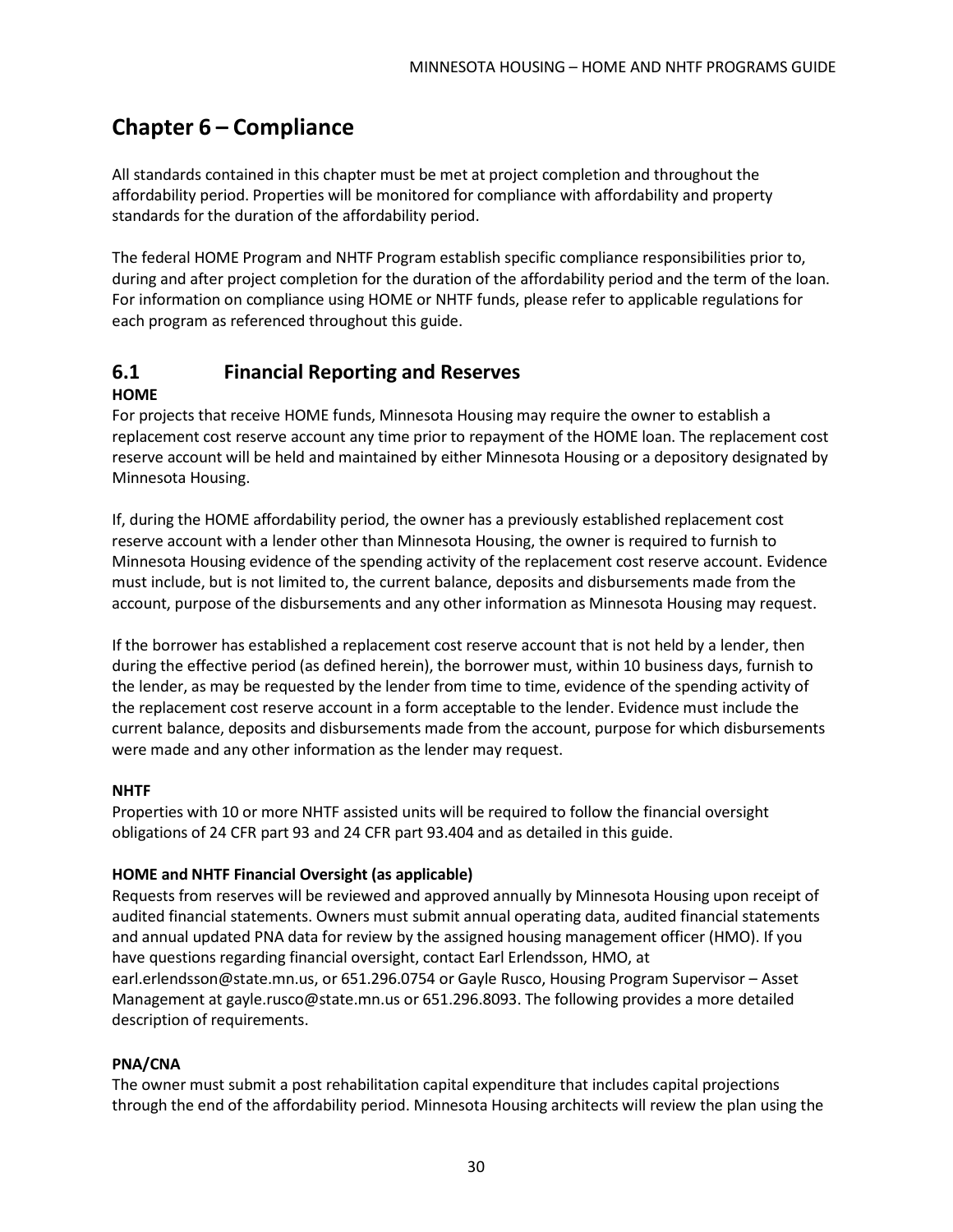# Chapter 6 – Compliance

All standards contained in this chapter must be met at project completion and throughout the affordability period. Properties will be monitored for compliance with affordability and property standards for the duration of the affordability period.

The federal HOME Program and NHTF Program establish specific compliance responsibilities prior to, during and after project completion for the duration of the affordability period and the term of the loan. For information on compliance using HOME or NHTF funds, please refer to applicable regulations for each program as referenced throughout this guide.

## 6.1 Financial Reporting and Reserves

**HOME**

For projects that receive HOME funds, Minnesota Housing may require the owner to establish a replacement cost reserve account any time prior to repayment of the HOME loan. The replacement cost reserve account will be held and maintained by either Minnesota Housing or a depository designated by Minnesota Housing.

If, during the HOME affordability period, the owner has a previously established replacement cost reserve account with a lender other than Minnesota Housing, the owner is required to furnish to Minnesota Housing evidence of the spending activity of the replacement cost reserve account. Evidence must include, but is not limited to, the current balance, deposits and disbursements made from the account, purpose of the disbursements and any other information as Minnesota Housing may request.

If the borrower has established a replacement cost reserve account that is not held by a lender, then during the effective period (as defined herein), the borrower must, within 10 business days, furnish to the lender, as may be requested by the lender from time to time, evidence of the spending activity of the replacement cost reserve account in a form acceptable to the lender. Evidence must include the current balance, deposits and disbursements made from the account, purpose for which disbursements were made and any other information as the lender may request.

**NHTF**

Properties with 10 or more NHTF assisted units will be required to follow the financial oversight obligations of 24 CFR part 93 and 24 CFR part 93.404 and as detailed in this guide.

**HOME and NHTF Financial Oversight (as applicable)**

Requests from reserves will be reviewed and approved annually by Minnesota Housing upon receipt of audited financial statements. Owners must submit annual operating data, audited financial statements and annual updated PNA data for review by the assigned housing management officer (HMO). If you have questions regarding financial oversight, contact Earl Erlendsson, HMO, at earl.erlendsson@state.mn.us, or 651.296.0754 or Gayle Rusco, Housing Program Supervisor – Asset Management at gayle.rusco@state.mn.us or 651.296.8093. The following provides a more detailed description of requirements.

**PNA/CNA**

The owner must submit a post rehabilitation capital expenditure that includes capital projections through the end of the affordability period. Minnesota Housing architects will review the plan using the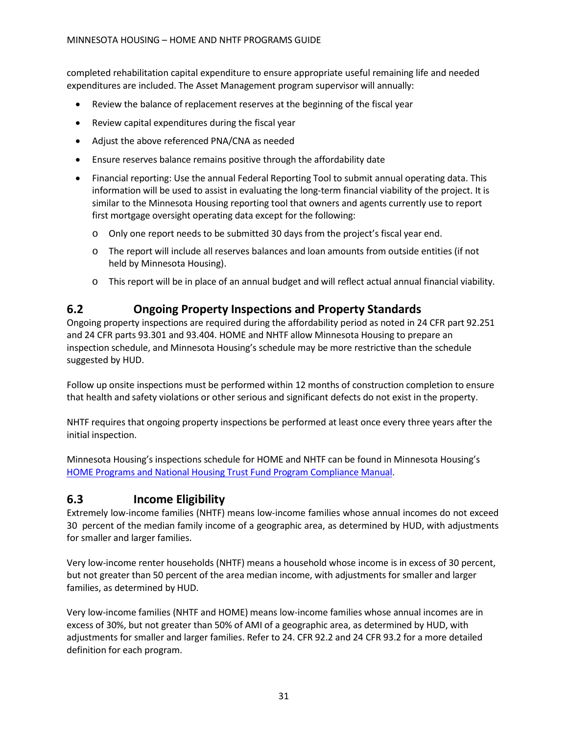completed rehabilitation capital expenditure to ensure appropriate useful remaining life and needed expenditures are included. The Asset Management program supervisor will annually:

- Review the balance of replacement reserves at the beginning of the fiscal year
- Review capital expenditures during the fiscal year
- Adjust the above referenced PNA/CNA as needed
- Ensure reserves balance remains positive through the affordability date
- Financial reporting: Use the annual Federal Reporting Tool to submit annual operating data. This information will be used to assist in evaluating the long-term financial viability of the project. It is similar to the Minnesota Housing reporting tool that owners and agents currently use to report first mortgage oversight operating data except for the following:
  - Only one report needs to be submitted 30 days from the project's fiscal year end.
  - The report will include all reserves balances and loan amounts from outside entities (if not held by Minnesota Housing).
  - This report will be in place of an annual budget and will reflect actual annual financial viability.

## 6.2 Ongoing Property Inspections and Property Standards

Ongoing property inspections are required during the affordability period as noted in 24 CFR part 92.251 and 24 CFR parts 93.301 and 93.404. HOME and NHTF allow Minnesota Housing to prepare an inspection schedule, and Minnesota Housing's schedule may be more restrictive than the schedule suggested by HUD.

Follow up onsite inspections must be performed within 12 months of construction completion to ensure that health and safety violations or other serious and significant defects do not exist in the property.

NHTF requires that ongoing property inspections be performed at least once every three years after the initial inspection.

Minnesota Housing's inspections schedule for HOME and NHTF can be found in Minnesota Housing's [HOME Programs and National Housing Trust Fund Program Compliance Manual](HOME Programs and National Housing Trust Fund Program Compliance Manual).

## 6.3 Income Eligibility

Extremely low-income families (NHTF) means low-income families whose annual incomes do not exceed 30 percent of the median family income of a geographic area, as determined by HUD, with adjustments for smaller and larger families.

Very low-income renter households (NHTF) means a household whose income is in excess of 30 percent, but not greater than 50 percent of the area median income, with adjustments for smaller and larger families, as determined by HUD.

Very low-income families (NHTF and HOME) means low-income families whose annual incomes are in excess of 30%, but not greater than 50% of AMI of a geographic area, as determined by HUD, with adjustments for smaller and larger families. Refer to 24. CFR 92.2 and 24 CFR 93.2 for a more detailed definition for each program.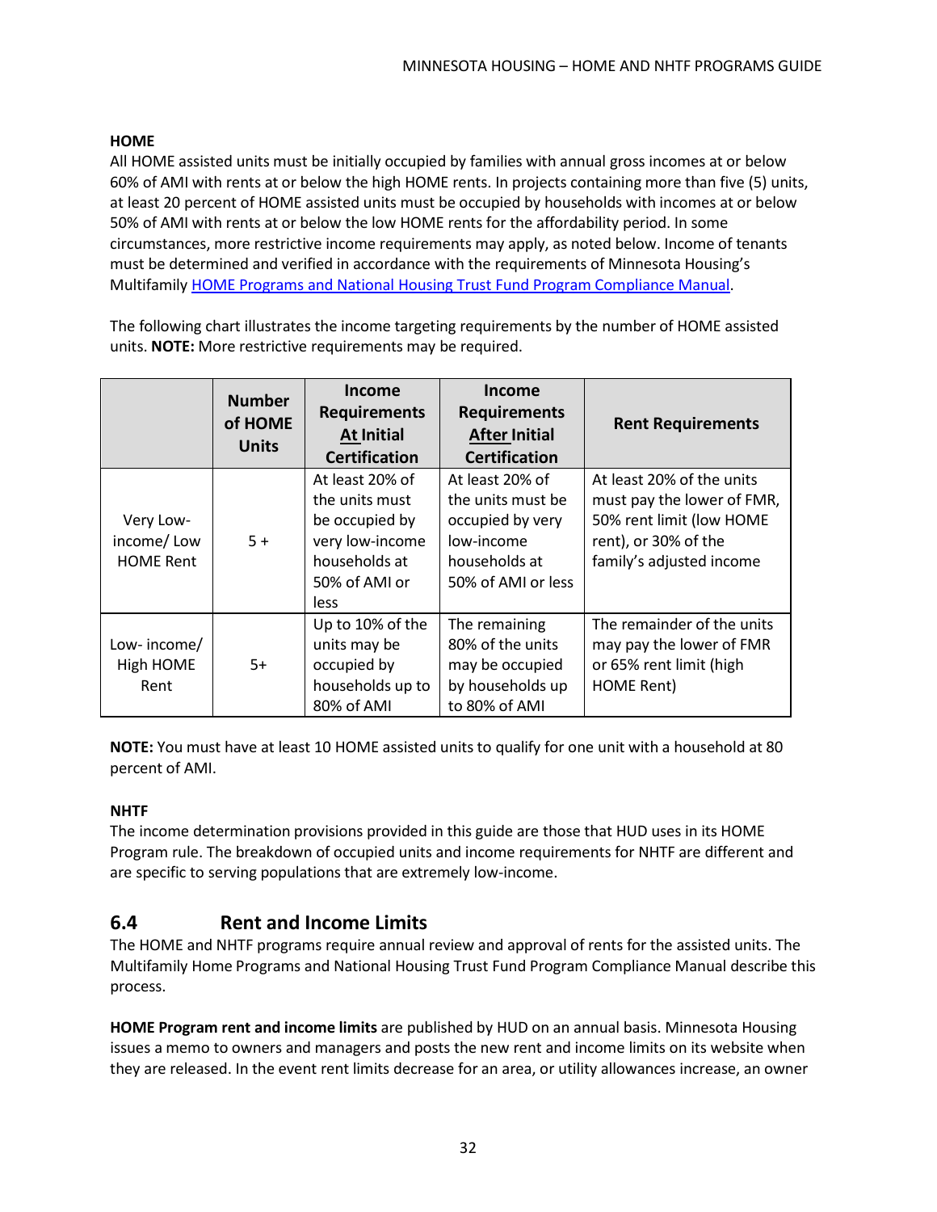**HOME**

All HOME assisted units must be initially occupied by families with annual gross incomes at or below 60% of AMI with rents at or below the high HOME rents. In projects containing more than five (5) units, at least 20 percent of HOME assisted units must be occupied by households with incomes at or below 50% of AMI with rents at or below the low HOME rents for the affordability period. In some circumstances, more restrictive income requirements may apply, as noted below. Income of tenants must be determined and verified in accordance with the requirements of Minnesota Housing's Multifamily [HOME Programs and National Housing Trust Fund Program Compliance Manual](#).

The following chart illustrates the income targeting requirements by the number of HOME assisted units. **NOTE:** More restrictive requirements may be required.

| | Number of HOME Units | Income Requirements At Initial Certification | Income Requirements After Initial Certification | Rent Requirements |
|---|---|---|---|---|
| Very Low-income/ Low HOME Rent | 5 + | At least 20% of the units must be occupied by very low-income households at 50% of AMI or less | At least 20% of the units must be occupied by very low-income households at 50% of AMI or less | At least 20% of the units must pay the lower of FMR, 50% rent limit (low HOME rent), or 30% of the family's adjusted income |
| Low- income/ High HOME Rent | 5+ | Up to 10% of the units may be occupied by households up to 80% of AMI | The remaining 80% of the units may be occupied by households up to 80% of AMI | The remainder of the units may pay the lower of FMR or 65% rent limit (high HOME Rent) |

**NOTE:** You must have at least 10 HOME assisted units to qualify for one unit with a household at 80 percent of AMI.

**NHTF**

The income determination provisions provided in this guide are those that HUD uses in its HOME Program rule. The breakdown of occupied units and income requirements for NHTF are different and are specific to serving populations that are extremely low-income.

## 6.4 Rent and Income Limits

The HOME and NHTF programs require annual review and approval of rents for the assisted units. The Multifamily Home Programs and National Housing Trust Fund Program Compliance Manual describe this process.

**HOME Program rent and income limits** are published by HUD on an annual basis. Minnesota Housing issues a memo to owners and managers and posts the new rent and income limits on its website when they are released. In the event rent limits decrease for an area, or utility allowances increase, an owner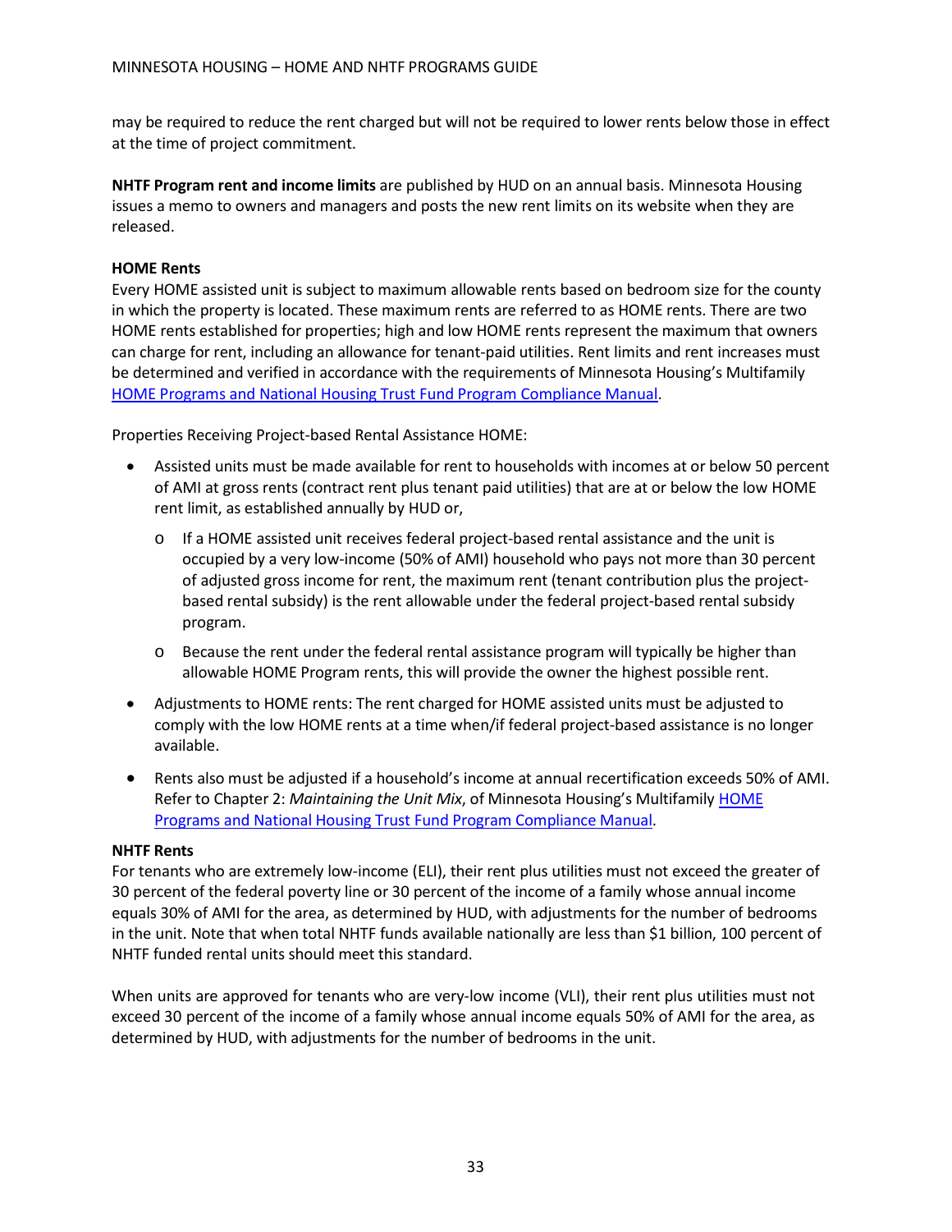may be required to reduce the rent charged but will not be required to lower rents below those in effect at the time of project commitment.

**NHTF Program rent and income limits** are published by HUD on an annual basis. Minnesota Housing issues a memo to owners and managers and posts the new rent limits on its website when they are released.

**HOME Rents**

Every HOME assisted unit is subject to maximum allowable rents based on bedroom size for the county in which the property is located. These maximum rents are referred to as HOME rents. There are two HOME rents established for properties; high and low HOME rents represent the maximum that owners can charge for rent, including an allowance for tenant-paid utilities. Rent limits and rent increases must be determined and verified in accordance with the requirements of Minnesota Housing's Multifamily [HOME Programs and National Housing Trust Fund Program Compliance Manual](HOME Programs and National Housing Trust Fund Program Compliance Manual).

Properties Receiving Project-based Rental Assistance HOME:

- Assisted units must be made available for rent to households with incomes at or below 50 percent of AMI at gross rents (contract rent plus tenant paid utilities) that are at or below the low HOME rent limit, as established annually by HUD or,
  - If a HOME assisted unit receives federal project-based rental assistance and the unit is occupied by a very low-income (50% of AMI) household who pays not more than 30 percent of adjusted gross income for rent, the maximum rent (tenant contribution plus the project-based rental subsidy) is the rent allowable under the federal project-based rental subsidy program.
  - Because the rent under the federal rental assistance program will typically be higher than allowable HOME Program rents, this will provide the owner the highest possible rent.
- Adjustments to HOME rents: The rent charged for HOME assisted units must be adjusted to comply with the low HOME rents at a time when/if federal project-based assistance is no longer available.
- Rents also must be adjusted if a household's income at annual recertification exceeds 50% of AMI. Refer to Chapter 2: *Maintaining the Unit Mix*, of Minnesota Housing's Multifamily HOME Programs and National Housing Trust Fund Program Compliance Manual.

**NHTF Rents**

For tenants who are extremely low-income (ELI), their rent plus utilities must not exceed the greater of 30 percent of the federal poverty line or 30 percent of the income of a family whose annual income equals 30% of AMI for the area, as determined by HUD, with adjustments for the number of bedrooms in the unit. Note that when total NHTF funds available nationally are less than $1 billion, 100 percent of NHTF funded rental units should meet this standard.

When units are approved for tenants who are very-low income (VLI), their rent plus utilities must not exceed 30 percent of the income of a family whose annual income equals 50% of AMI for the area, as determined by HUD, with adjustments for the number of bedrooms in the unit.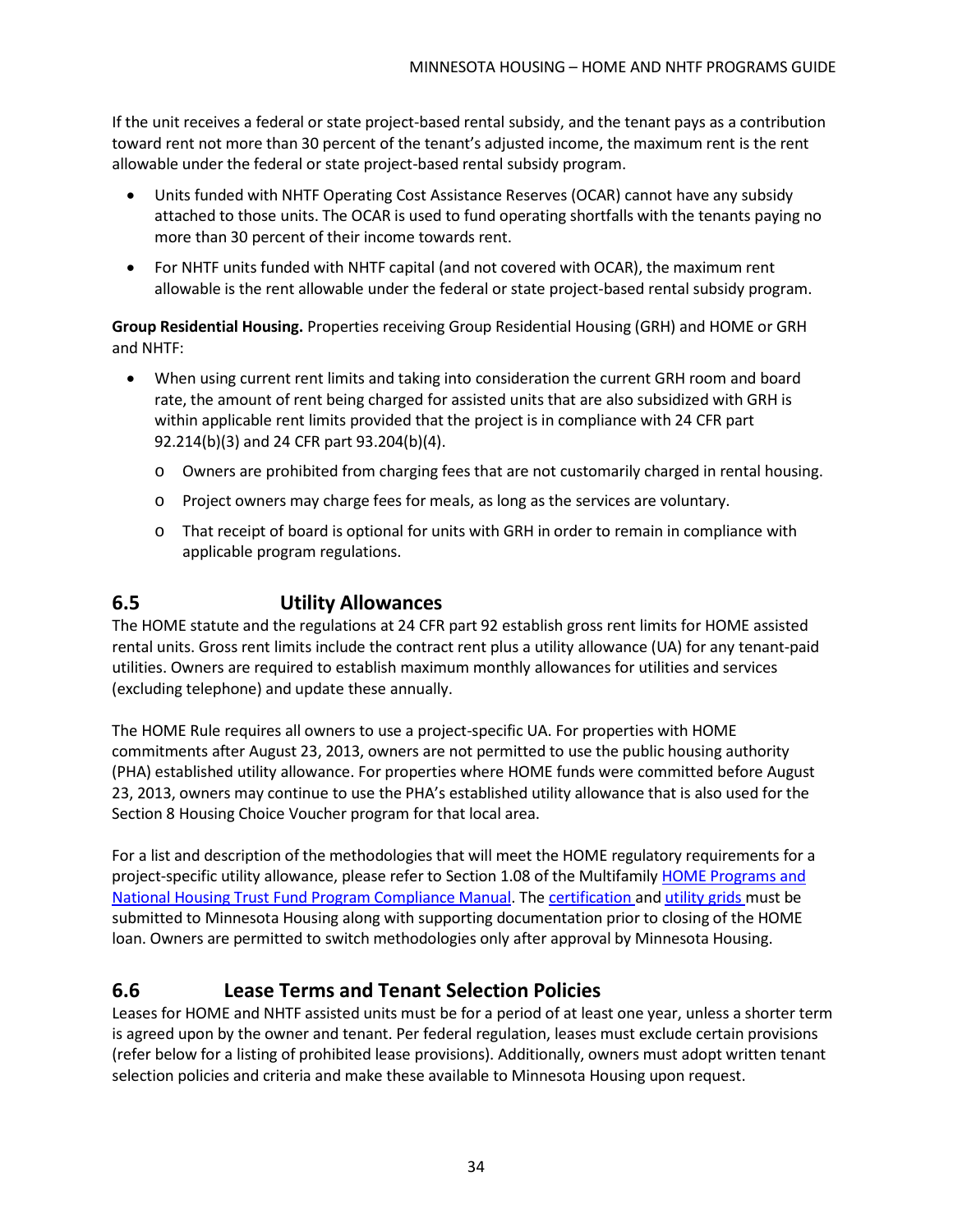If the unit receives a federal or state project-based rental subsidy, and the tenant pays as a contribution toward rent not more than 30 percent of the tenant's adjusted income, the maximum rent is the rent allowable under the federal or state project-based rental subsidy program.

- Units funded with NHTF Operating Cost Assistance Reserves (OCAR) cannot have any subsidy attached to those units. The OCAR is used to fund operating shortfalls with the tenants paying no more than 30 percent of their income towards rent.
- For NHTF units funded with NHTF capital (and not covered with OCAR), the maximum rent allowable is the rent allowable under the federal or state project-based rental subsidy program.

**Group Residential Housing.** Properties receiving Group Residential Housing (GRH) and HOME or GRH and NHTF:

- When using current rent limits and taking into consideration the current GRH room and board rate, the amount of rent being charged for assisted units that are also subsidized with GRH is within applicable rent limits provided that the project is in compliance with 24 CFR part 92.214(b)(3) and 24 CFR part 93.204(b)(4).
  - Owners are prohibited from charging fees that are not customarily charged in rental housing.
  - Project owners may charge fees for meals, as long as the services are voluntary.
  - That receipt of board is optional for units with GRH in order to remain in compliance with applicable program regulations.

## 6.5 Utility Allowances

The HOME statute and the regulations at 24 CFR part 92 establish gross rent limits for HOME assisted rental units. Gross rent limits include the contract rent plus a utility allowance (UA) for any tenant-paid utilities. Owners are required to establish maximum monthly allowances for utilities and services (excluding telephone) and update these annually.

The HOME Rule requires all owners to use a project-specific UA. For properties with HOME commitments after August 23, 2013, owners are not permitted to use the public housing authority (PHA) established utility allowance. For properties where HOME funds were committed before August 23, 2013, owners may continue to use the PHA's established utility allowance that is also used for the Section 8 Housing Choice Voucher program for that local area.

For a list and description of the methodologies that will meet the HOME regulatory requirements for a project-specific utility allowance, please refer to Section 1.08 of the Multifamily HOME Programs and National Housing Trust Fund Program Compliance Manual. The certification and utility grids must be submitted to Minnesota Housing along with supporting documentation prior to closing of the HOME loan. Owners are permitted to switch methodologies only after approval by Minnesota Housing.

## 6.6 Lease Terms and Tenant Selection Policies

Leases for HOME and NHTF assisted units must be for a period of at least one year, unless a shorter term is agreed upon by the owner and tenant. Per federal regulation, leases must exclude certain provisions (refer below for a listing of prohibited lease provisions). Additionally, owners must adopt written tenant selection policies and criteria and make these available to Minnesota Housing upon request.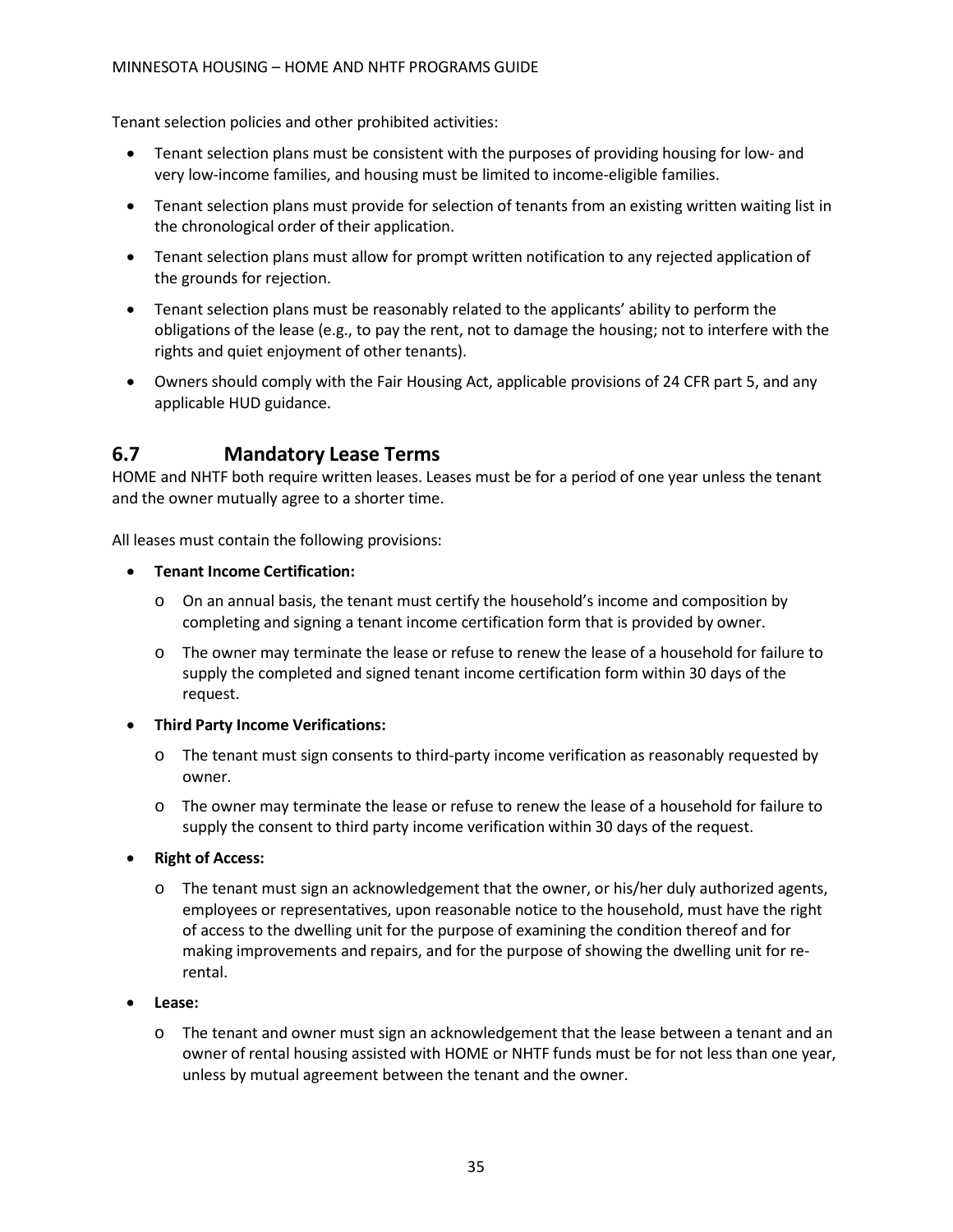Tenant selection policies and other prohibited activities:

- Tenant selection plans must be consistent with the purposes of providing housing for low- and very low-income families, and housing must be limited to income-eligible families.
- Tenant selection plans must provide for selection of tenants from an existing written waiting list in the chronological order of their application.
- Tenant selection plans must allow for prompt written notification to any rejected application of the grounds for rejection.
- Tenant selection plans must be reasonably related to the applicants' ability to perform the obligations of the lease (e.g., to pay the rent, not to damage the housing; not to interfere with the rights and quiet enjoyment of other tenants).
- Owners should comply with the Fair Housing Act, applicable provisions of 24 CFR part 5, and any applicable HUD guidance.

## 6.7 Mandatory Lease Terms

HOME and NHTF both require written leases. Leases must be for a period of one year unless the tenant and the owner mutually agree to a shorter time.

All leases must contain the following provisions:

- **Tenant Income Certification:**
  - On an annual basis, the tenant must certify the household's income and composition by completing and signing a tenant income certification form that is provided by owner.
  - The owner may terminate the lease or refuse to renew the lease of a household for failure to supply the completed and signed tenant income certification form within 30 days of the request.
- **Third Party Income Verifications:**
  - The tenant must sign consents to third-party income verification as reasonably requested by owner.
  - The owner may terminate the lease or refuse to renew the lease of a household for failure to supply the consent to third party income verification within 30 days of the request.
- **Right of Access:**
  - The tenant must sign an acknowledgement that the owner, or his/her duly authorized agents, employees or representatives, upon reasonable notice to the household, must have the right of access to the dwelling unit for the purpose of examining the condition thereof and for making improvements and repairs, and for the purpose of showing the dwelling unit for re-rental.
- **Lease:**
  - The tenant and owner must sign an acknowledgement that the lease between a tenant and an owner of rental housing assisted with HOME or NHTF funds must be for not less than one year, unless by mutual agreement between the tenant and the owner.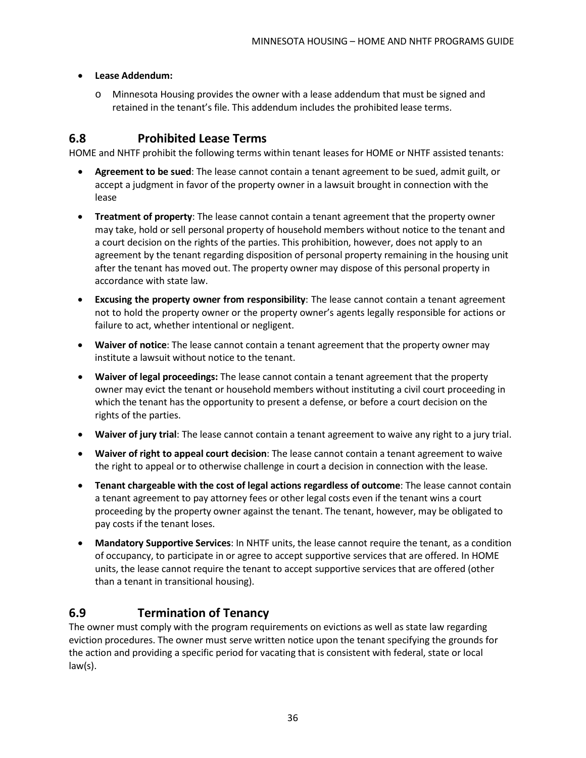- **Lease Addendum:**
  - Minnesota Housing provides the owner with a lease addendum that must be signed and retained in the tenant's file. This addendum includes the prohibited lease terms.

## 6.8 Prohibited Lease Terms

HOME and NHTF prohibit the following terms within tenant leases for HOME or NHTF assisted tenants:

- **Agreement to be sued**: The lease cannot contain a tenant agreement to be sued, admit guilt, or accept a judgment in favor of the property owner in a lawsuit brought in connection with the lease
- **Treatment of property**: The lease cannot contain a tenant agreement that the property owner may take, hold or sell personal property of household members without notice to the tenant and a court decision on the rights of the parties. This prohibition, however, does not apply to an agreement by the tenant regarding disposition of personal property remaining in the housing unit after the tenant has moved out. The property owner may dispose of this personal property in accordance with state law.
- **Excusing the property owner from responsibility**: The lease cannot contain a tenant agreement not to hold the property owner or the property owner's agents legally responsible for actions or failure to act, whether intentional or negligent.
- **Waiver of notice**: The lease cannot contain a tenant agreement that the property owner may institute a lawsuit without notice to the tenant.
- **Waiver of legal proceedings:** The lease cannot contain a tenant agreement that the property owner may evict the tenant or household members without instituting a civil court proceeding in which the tenant has the opportunity to present a defense, or before a court decision on the rights of the parties.
- **Waiver of jury trial**: The lease cannot contain a tenant agreement to waive any right to a jury trial.
- **Waiver of right to appeal court decision**: The lease cannot contain a tenant agreement to waive the right to appeal or to otherwise challenge in court a decision in connection with the lease.
- **Tenant chargeable with the cost of legal actions regardless of outcome**: The lease cannot contain a tenant agreement to pay attorney fees or other legal costs even if the tenant wins a court proceeding by the property owner against the tenant. The tenant, however, may be obligated to pay costs if the tenant loses.
- **Mandatory Supportive Services**: In NHTF units, the lease cannot require the tenant, as a condition of occupancy, to participate in or agree to accept supportive services that are offered. In HOME units, the lease cannot require the tenant to accept supportive services that are offered (other than a tenant in transitional housing).

## 6.9 Termination of Tenancy

The owner must comply with the program requirements on evictions as well as state law regarding eviction procedures. The owner must serve written notice upon the tenant specifying the grounds for the action and providing a specific period for vacating that is consistent with federal, state or local law(s).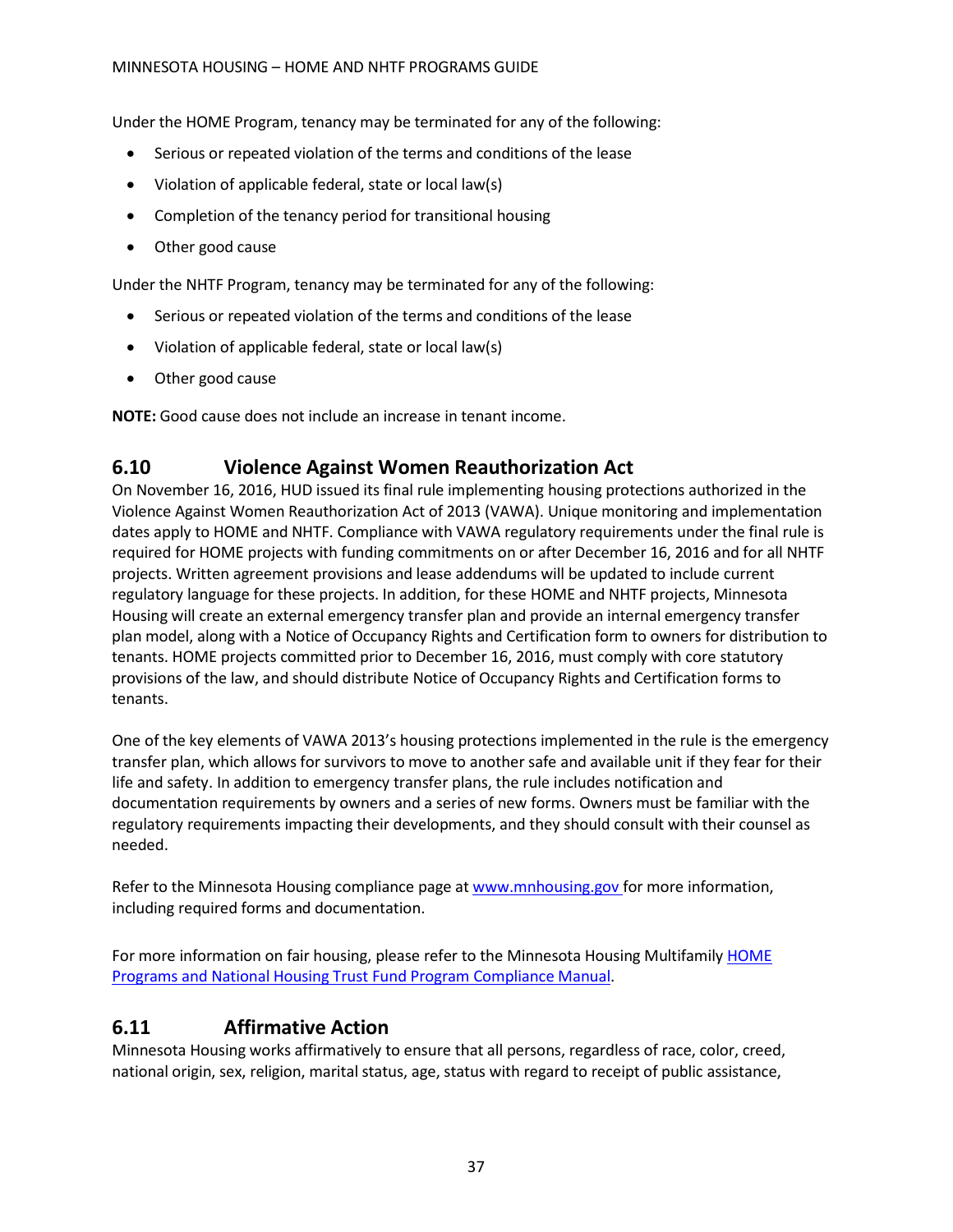Under the HOME Program, tenancy may be terminated for any of the following:

- Serious or repeated violation of the terms and conditions of the lease
- Violation of applicable federal, state or local law(s)
- Completion of the tenancy period for transitional housing
- Other good cause

Under the NHTF Program, tenancy may be terminated for any of the following:

- Serious or repeated violation of the terms and conditions of the lease
- Violation of applicable federal, state or local law(s)
- Other good cause

**NOTE:** Good cause does not include an increase in tenant income.

## 6.10 Violence Against Women Reauthorization Act

On November 16, 2016, HUD issued its final rule implementing housing protections authorized in the Violence Against Women Reauthorization Act of 2013 (VAWA). Unique monitoring and implementation dates apply to HOME and NHTF. Compliance with VAWA regulatory requirements under the final rule is required for HOME projects with funding commitments on or after December 16, 2016 and for all NHTF projects. Written agreement provisions and lease addendums will be updated to include current regulatory language for these projects. In addition, for these HOME and NHTF projects, Minnesota Housing will create an external emergency transfer plan and provide an internal emergency transfer plan model, along with a Notice of Occupancy Rights and Certification form to owners for distribution to tenants. HOME projects committed prior to December 16, 2016, must comply with core statutory provisions of the law, and should distribute Notice of Occupancy Rights and Certification forms to tenants.

One of the key elements of VAWA 2013's housing protections implemented in the rule is the emergency transfer plan, which allows for survivors to move to another safe and available unit if they fear for their life and safety. In addition to emergency transfer plans, the rule includes notification and documentation requirements by owners and a series of new forms. Owners must be familiar with the regulatory requirements impacting their developments, and they should consult with their counsel as needed.

Refer to the Minnesota Housing compliance page at [www.mnhousing.gov](www.mnhousing.gov) for more information, including required forms and documentation.

For more information on fair housing, please refer to the Minnesota Housing Multifamily [HOME Programs and National Housing Trust Fund Program Compliance Manual]().

## 6.11 Affirmative Action

Minnesota Housing works affirmatively to ensure that all persons, regardless of race, color, creed, national origin, sex, religion, marital status, age, status with regard to receipt of public assistance,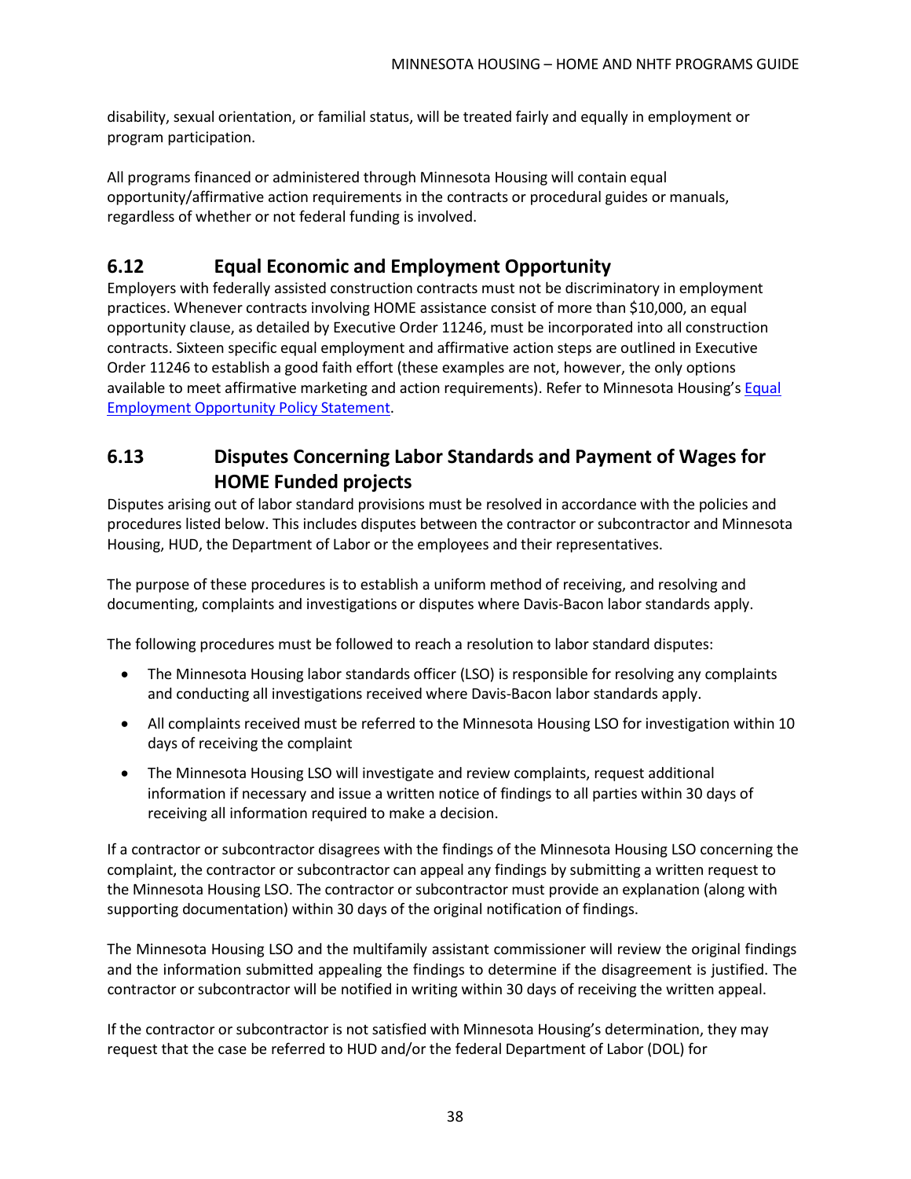disability, sexual orientation, or familial status, will be treated fairly and equally in employment or program participation.

All programs financed or administered through Minnesota Housing will contain equal opportunity/affirmative action requirements in the contracts or procedural guides or manuals, regardless of whether or not federal funding is involved.

## 6.12 Equal Economic and Employment Opportunity

Employers with federally assisted construction contracts must not be discriminatory in employment practices. Whenever contracts involving HOME assistance consist of more than $10,000, an equal opportunity clause, as detailed by Executive Order 11246, must be incorporated into all construction contracts. Sixteen specific equal employment and affirmative action steps are outlined in Executive Order 11246 to establish a good faith effort (these examples are not, however, the only options available to meet affirmative marketing and action requirements). Refer to Minnesota Housing's Equal Employment Opportunity Policy Statement.

## 6.13 Disputes Concerning Labor Standards and Payment of Wages for HOME Funded projects

Disputes arising out of labor standard provisions must be resolved in accordance with the policies and procedures listed below. This includes disputes between the contractor or subcontractor and Minnesota Housing, HUD, the Department of Labor or the employees and their representatives.

The purpose of these procedures is to establish a uniform method of receiving, and resolving and documenting, complaints and investigations or disputes where Davis-Bacon labor standards apply.

The following procedures must be followed to reach a resolution to labor standard disputes:

- The Minnesota Housing labor standards officer (LSO) is responsible for resolving any complaints and conducting all investigations received where Davis-Bacon labor standards apply.
- All complaints received must be referred to the Minnesota Housing LSO for investigation within 10 days of receiving the complaint
- The Minnesota Housing LSO will investigate and review complaints, request additional information if necessary and issue a written notice of findings to all parties within 30 days of receiving all information required to make a decision.

If a contractor or subcontractor disagrees with the findings of the Minnesota Housing LSO concerning the complaint, the contractor or subcontractor can appeal any findings by submitting a written request to the Minnesota Housing LSO. The contractor or subcontractor must provide an explanation (along with supporting documentation) within 30 days of the original notification of findings.

The Minnesota Housing LSO and the multifamily assistant commissioner will review the original findings and the information submitted appealing the findings to determine if the disagreement is justified. The contractor or subcontractor will be notified in writing within 30 days of receiving the written appeal.

If the contractor or subcontractor is not satisfied with Minnesota Housing's determination, they may request that the case be referred to HUD and/or the federal Department of Labor (DOL) for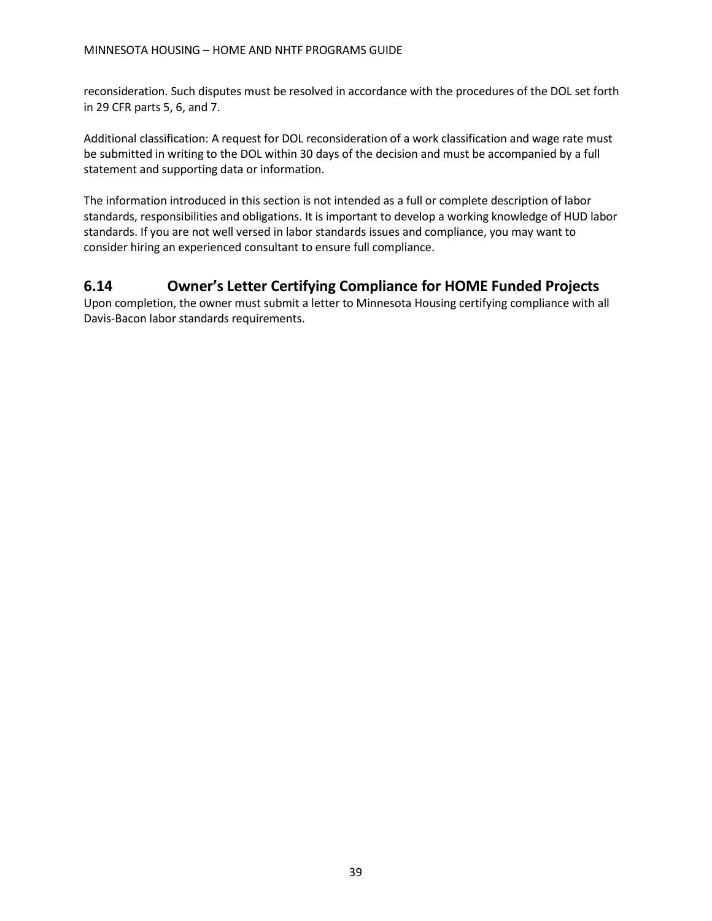reconsideration. Such disputes must be resolved in accordance with the procedures of the DOL set forth in 29 CFR parts 5, 6, and 7.

Additional classification: A request for DOL reconsideration of a work classification and wage rate must be submitted in writing to the DOL within 30 days of the decision and must be accompanied by a full statement and supporting data or information.

The information introduced in this section is not intended as a full or complete description of labor standards, responsibilities and obligations. It is important to develop a working knowledge of HUD labor standards. If you are not well versed in labor standards issues and compliance, you may want to consider hiring an experienced consultant to ensure full compliance.

## 6.14 Owner's Letter Certifying Compliance for HOME Funded Projects

Upon completion, the owner must submit a letter to Minnesota Housing certifying compliance with all Davis-Bacon labor standards requirements.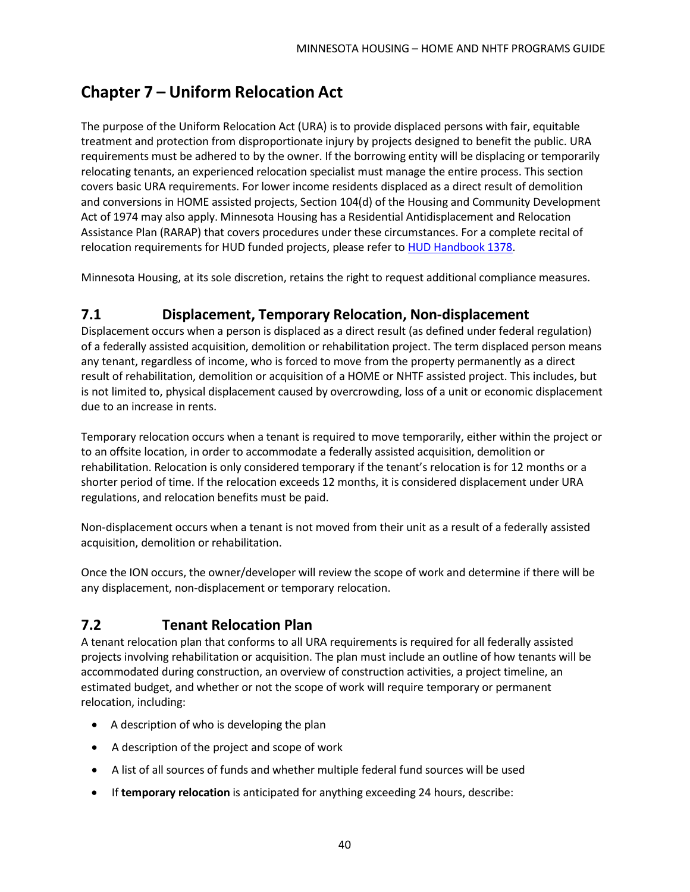# Chapter 7 – Uniform Relocation Act

The purpose of the Uniform Relocation Act (URA) is to provide displaced persons with fair, equitable treatment and protection from disproportionate injury by projects designed to benefit the public. URA requirements must be adhered to by the owner. If the borrowing entity will be displacing or temporarily relocating tenants, an experienced relocation specialist must manage the entire process. This section covers basic URA requirements. For lower income residents displaced as a direct result of demolition and conversions in HOME assisted projects, Section 104(d) of the Housing and Community Development Act of 1974 may also apply. Minnesota Housing has a Residential Antidisplacement and Relocation Assistance Plan (RARAP) that covers procedures under these circumstances. For a complete recital of relocation requirements for HUD funded projects, please refer to HUD Handbook 1378.

Minnesota Housing, at its sole discretion, retains the right to request additional compliance measures.

## 7.1 Displacement, Temporary Relocation, Non-displacement

Displacement occurs when a person is displaced as a direct result (as defined under federal regulation) of a federally assisted acquisition, demolition or rehabilitation project. The term displaced person means any tenant, regardless of income, who is forced to move from the property permanently as a direct result of rehabilitation, demolition or acquisition of a HOME or NHTF assisted project. This includes, but is not limited to, physical displacement caused by overcrowding, loss of a unit or economic displacement due to an increase in rents.

Temporary relocation occurs when a tenant is required to move temporarily, either within the project or to an offsite location, in order to accommodate a federally assisted acquisition, demolition or rehabilitation. Relocation is only considered temporary if the tenant's relocation is for 12 months or a shorter period of time. If the relocation exceeds 12 months, it is considered displacement under URA regulations, and relocation benefits must be paid.

Non-displacement occurs when a tenant is not moved from their unit as a result of a federally assisted acquisition, demolition or rehabilitation.

Once the ION occurs, the owner/developer will review the scope of work and determine if there will be any displacement, non-displacement or temporary relocation.

## 7.2 Tenant Relocation Plan

A tenant relocation plan that conforms to all URA requirements is required for all federally assisted projects involving rehabilitation or acquisition. The plan must include an outline of how tenants will be accommodated during construction, an overview of construction activities, a project timeline, an estimated budget, and whether or not the scope of work will require temporary or permanent relocation, including:

- A description of who is developing the plan
- A description of the project and scope of work
- A list of all sources of funds and whether multiple federal fund sources will be used
- If **temporary relocation** is anticipated for anything exceeding 24 hours, describe: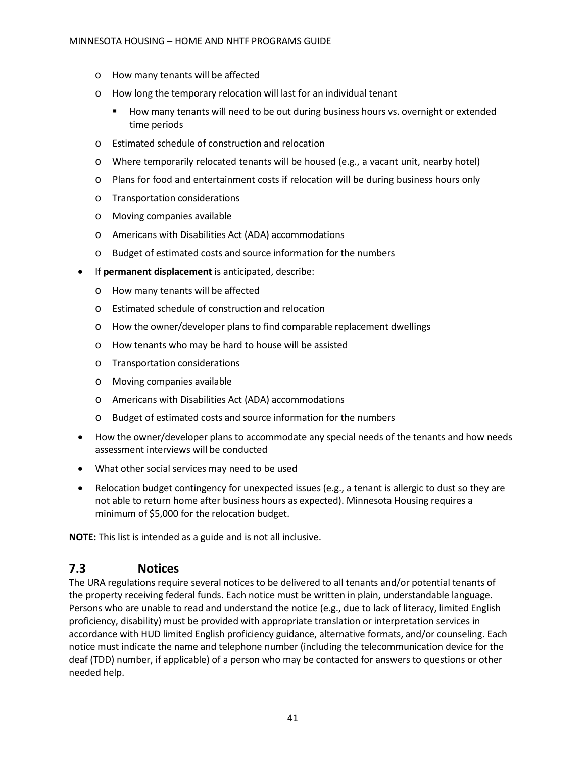- How many tenants will be affected
  - How long the temporary relocation will last for an individual tenant
    - How many tenants will need to be out during business hours vs. overnight or extended time periods
  - Estimated schedule of construction and relocation
  - Where temporarily relocated tenants will be housed (e.g., a vacant unit, nearby hotel)
  - Plans for food and entertainment costs if relocation will be during business hours only
  - Transportation considerations
  - Moving companies available
  - Americans with Disabilities Act (ADA) accommodations
  - Budget of estimated costs and source information for the numbers
- If **permanent displacement** is anticipated, describe:
  - How many tenants will be affected
  - Estimated schedule of construction and relocation
  - How the owner/developer plans to find comparable replacement dwellings
  - How tenants who may be hard to house will be assisted
  - Transportation considerations
  - Moving companies available
  - Americans with Disabilities Act (ADA) accommodations
  - Budget of estimated costs and source information for the numbers
- How the owner/developer plans to accommodate any special needs of the tenants and how needs assessment interviews will be conducted
- What other social services may need to be used
- Relocation budget contingency for unexpected issues (e.g., a tenant is allergic to dust so they are not able to return home after business hours as expected). Minnesota Housing requires a minimum of $5,000 for the relocation budget.

**NOTE:** This list is intended as a guide and is not all inclusive.

## 7.3 Notices

The URA regulations require several notices to be delivered to all tenants and/or potential tenants of the property receiving federal funds. Each notice must be written in plain, understandable language. Persons who are unable to read and understand the notice (e.g., due to lack of literacy, limited English proficiency, disability) must be provided with appropriate translation or interpretation services in accordance with HUD limited English proficiency guidance, alternative formats, and/or counseling. Each notice must indicate the name and telephone number (including the telecommunication device for the deaf (TDD) number, if applicable) of a person who may be contacted for answers to questions or other needed help.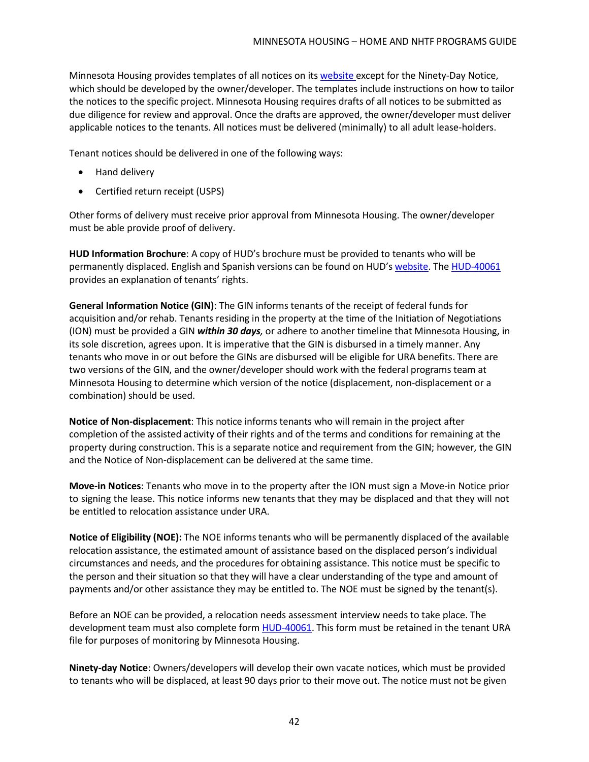Minnesota Housing provides templates of all notices on its website except for the Ninety-Day Notice, which should be developed by the owner/developer. The templates include instructions on how to tailor the notices to the specific project. Minnesota Housing requires drafts of all notices to be submitted as due diligence for review and approval. Once the drafts are approved, the owner/developer must deliver applicable notices to the tenants. All notices must be delivered (minimally) to all adult lease-holders.

Tenant notices should be delivered in one of the following ways:

- Hand delivery
- Certified return receipt (USPS)

Other forms of delivery must receive prior approval from Minnesota Housing. The owner/developer must be able provide proof of delivery.

**HUD Information Brochure**: A copy of HUD's brochure must be provided to tenants who will be permanently displaced. English and Spanish versions can be found on HUD's website. The HUD-40061 provides an explanation of tenants' rights.

**General Information Notice (GIN)**: The GIN informs tenants of the receipt of federal funds for acquisition and/or rehab. Tenants residing in the property at the time of the Initiation of Negotiations (ION) must be provided a GIN ***within 30 days***, or adhere to another timeline that Minnesota Housing, in its sole discretion, agrees upon. It is imperative that the GIN is disbursed in a timely manner. Any tenants who move in or out before the GINs are disbursed will be eligible for URA benefits. There are two versions of the GIN, and the owner/developer should work with the federal programs team at Minnesota Housing to determine which version of the notice (displacement, non-displacement or a combination) should be used.

**Notice of Non-displacement**: This notice informs tenants who will remain in the project after completion of the assisted activity of their rights and of the terms and conditions for remaining at the property during construction. This is a separate notice and requirement from the GIN; however, the GIN and the Notice of Non-displacement can be delivered at the same time.

**Move-in Notices**: Tenants who move in to the property after the ION must sign a Move-in Notice prior to signing the lease. This notice informs new tenants that they may be displaced and that they will not be entitled to relocation assistance under URA.

**Notice of Eligibility (NOE):** The NOE informs tenants who will be permanently displaced of the available relocation assistance, the estimated amount of assistance based on the displaced person's individual circumstances and needs, and the procedures for obtaining assistance. This notice must be specific to the person and their situation so that they will have a clear understanding of the type and amount of payments and/or other assistance they may be entitled to. The NOE must be signed by the tenant(s).

Before an NOE can be provided, a relocation needs assessment interview needs to take place. The development team must also complete form HUD-40061. This form must be retained in the tenant URA file for purposes of monitoring by Minnesota Housing.

**Ninety-day Notice**: Owners/developers will develop their own vacate notices, which must be provided to tenants who will be displaced, at least 90 days prior to their move out. The notice must not be given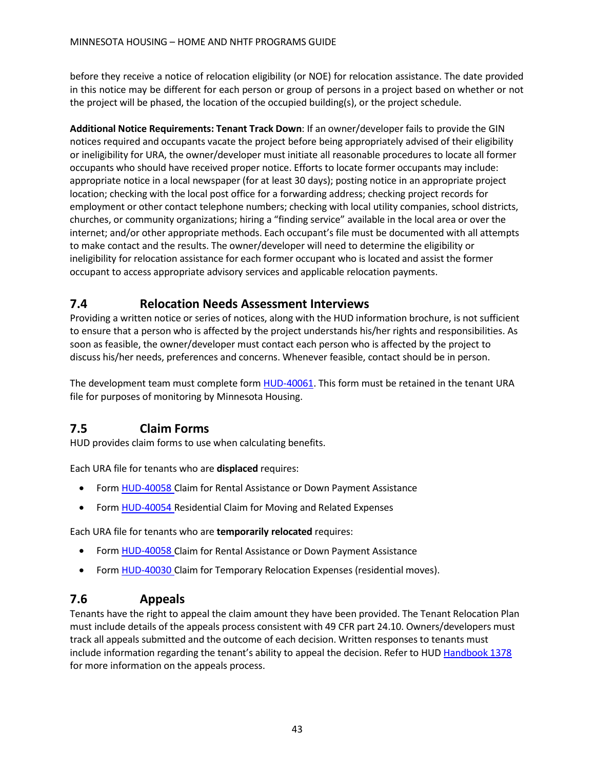before they receive a notice of relocation eligibility (or NOE) for relocation assistance. The date provided in this notice may be different for each person or group of persons in a project based on whether or not the project will be phased, the location of the occupied building(s), or the project schedule.

**Additional Notice Requirements: Tenant Track Down**: If an owner/developer fails to provide the GIN notices required and occupants vacate the project before being appropriately advised of their eligibility or ineligibility for URA, the owner/developer must initiate all reasonable procedures to locate all former occupants who should have received proper notice. Efforts to locate former occupants may include: appropriate notice in a local newspaper (for at least 30 days); posting notice in an appropriate project location; checking with the local post office for a forwarding address; checking project records for employment or other contact telephone numbers; checking with local utility companies, school districts, churches, or community organizations; hiring a "finding service" available in the local area or over the internet; and/or other appropriate methods. Each occupant's file must be documented with all attempts to make contact and the results. The owner/developer will need to determine the eligibility or ineligibility for relocation assistance for each former occupant who is located and assist the former occupant to access appropriate advisory services and applicable relocation payments.

## 7.4 Relocation Needs Assessment Interviews

Providing a written notice or series of notices, along with the HUD information brochure, is not sufficient to ensure that a person who is affected by the project understands his/her rights and responsibilities. As soon as feasible, the owner/developer must contact each person who is affected by the project to discuss his/her needs, preferences and concerns. Whenever feasible, contact should be in person.

The development team must complete form HUD-40061. This form must be retained in the tenant URA file for purposes of monitoring by Minnesota Housing.

## 7.5 Claim Forms

HUD provides claim forms to use when calculating benefits.

Each URA file for tenants who are **displaced** requires:

- Form HUD-40058 Claim for Rental Assistance or Down Payment Assistance
- Form HUD-40054 Residential Claim for Moving and Related Expenses

Each URA file for tenants who are **temporarily relocated** requires:

- Form HUD-40058 Claim for Rental Assistance or Down Payment Assistance
- Form HUD-40030 Claim for Temporary Relocation Expenses (residential moves).

## 7.6 Appeals

Tenants have the right to appeal the claim amount they have been provided. The Tenant Relocation Plan must include details of the appeals process consistent with 49 CFR part 24.10. Owners/developers must track all appeals submitted and the outcome of each decision. Written responses to tenants must include information regarding the tenant's ability to appeal the decision. Refer to HUD Handbook 1378 for more information on the appeals process.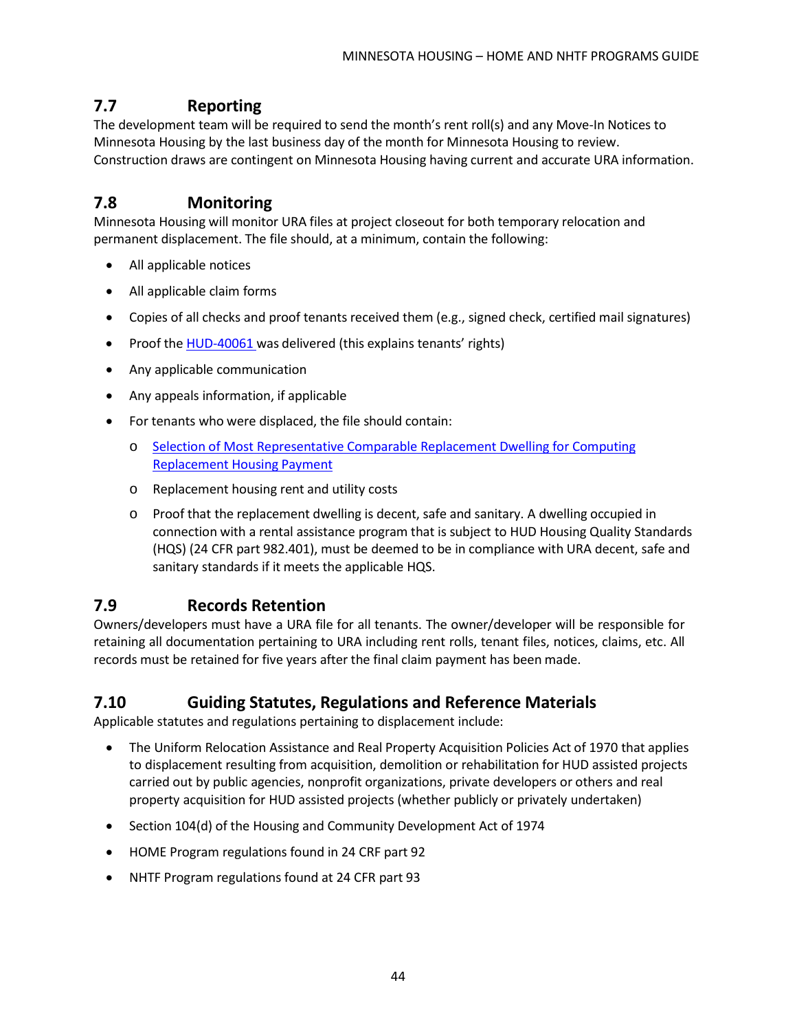## 7.7 Reporting

The development team will be required to send the month's rent roll(s) and any Move-In Notices to Minnesota Housing by the last business day of the month for Minnesota Housing to review. Construction draws are contingent on Minnesota Housing having current and accurate URA information.

## 7.8 Monitoring

Minnesota Housing will monitor URA files at project closeout for both temporary relocation and permanent displacement. The file should, at a minimum, contain the following:

- All applicable notices
- All applicable claim forms
- Copies of all checks and proof tenants received them (e.g., signed check, certified mail signatures)
- Proof the HUD-40061 was delivered (this explains tenants' rights)
- Any applicable communication
- Any appeals information, if applicable
- For tenants who were displaced, the file should contain:
  - Selection of Most Representative Comparable Replacement Dwelling for Computing Replacement Housing Payment
  - Replacement housing rent and utility costs
  - Proof that the replacement dwelling is decent, safe and sanitary. A dwelling occupied in connection with a rental assistance program that is subject to HUD Housing Quality Standards (HQS) (24 CFR part 982.401), must be deemed to be in compliance with URA decent, safe and sanitary standards if it meets the applicable HQS.

## 7.9 Records Retention

Owners/developers must have a URA file for all tenants. The owner/developer will be responsible for retaining all documentation pertaining to URA including rent rolls, tenant files, notices, claims, etc. All records must be retained for five years after the final claim payment has been made.

## 7.10 Guiding Statutes, Regulations and Reference Materials

Applicable statutes and regulations pertaining to displacement include:

- The Uniform Relocation Assistance and Real Property Acquisition Policies Act of 1970 that applies to displacement resulting from acquisition, demolition or rehabilitation for HUD assisted projects carried out by public agencies, nonprofit organizations, private developers or others and real property acquisition for HUD assisted projects (whether publicly or privately undertaken)
- Section 104(d) of the Housing and Community Development Act of 1974
- HOME Program regulations found in 24 CRF part 92
- NHTF Program regulations found at 24 CFR part 93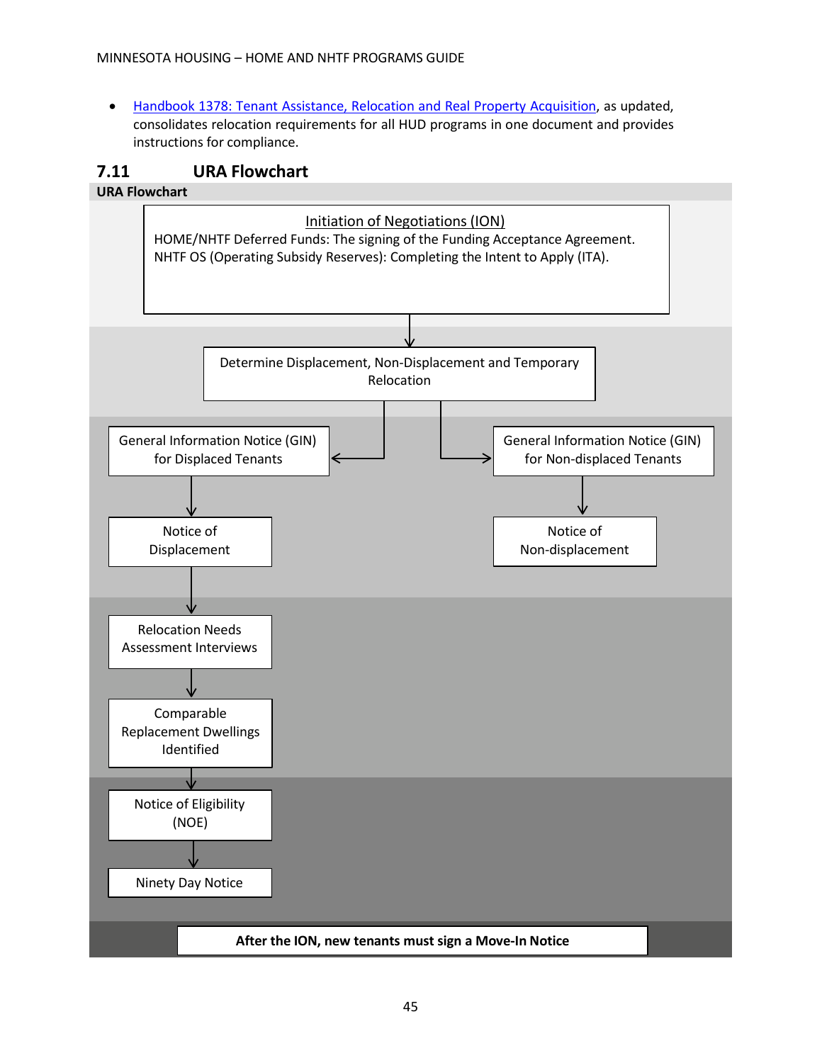- [Handbook 1378: Tenant Assistance, Relocation and Real Property Acquisition](), as updated, consolidates relocation requirements for all HUD programs in one document and provides instructions for compliance.

## 7.11 URA Flowchart

**URA Flowchart**

Initiation of Negotiations (ION)
HOME/NHTF Deferred Funds: The signing of the Funding Acceptance Agreement.
NHTF OS (Operating Subsidy Reserves): Completing the Intent to Apply (ITA).

↓

Determine Displacement, Non-Displacement and Temporary Relocation

↓ (Displaced Tenants)

General Information Notice (GIN) for Displaced Tenants

↓

Notice of Displacement

↓

Relocation Needs Assessment Interviews

↓

Comparable Replacement Dwellings Identified

↓

Notice of Eligibility (NOE)

↓

Ninety Day Notice

↓ (Non-displaced Tenants)

General Information Notice (GIN) for Non-displaced Tenants

↓

Notice of Non-displacement

**After the ION, new tenants must sign a Move-In Notice**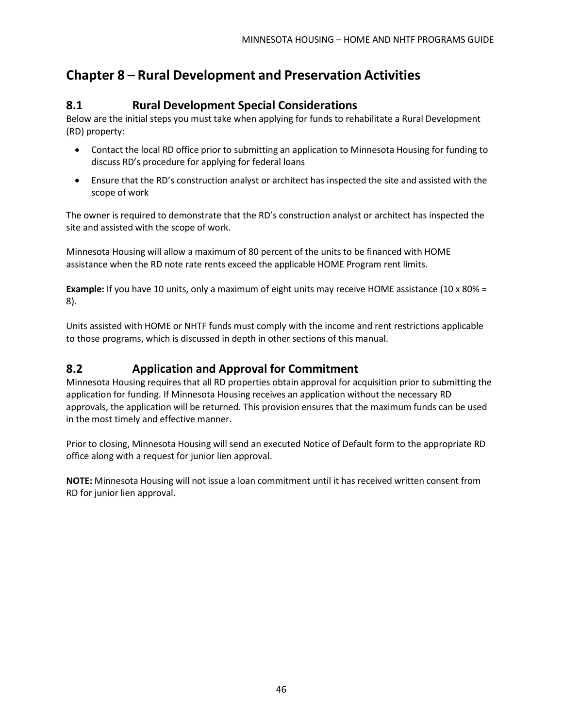# Chapter 8 – Rural Development and Preservation Activities

## 8.1 Rural Development Special Considerations

Below are the initial steps you must take when applying for funds to rehabilitate a Rural Development (RD) property:

- Contact the local RD office prior to submitting an application to Minnesota Housing for funding to discuss RD's procedure for applying for federal loans
- Ensure that the RD's construction analyst or architect has inspected the site and assisted with the scope of work

The owner is required to demonstrate that the RD's construction analyst or architect has inspected the site and assisted with the scope of work.

Minnesota Housing will allow a maximum of 80 percent of the units to be financed with HOME assistance when the RD note rate rents exceed the applicable HOME Program rent limits.

**Example:** If you have 10 units, only a maximum of eight units may receive HOME assistance (10 x 80% = 8).

Units assisted with HOME or NHTF funds must comply with the income and rent restrictions applicable to those programs, which is discussed in depth in other sections of this manual.

## 8.2 Application and Approval for Commitment

Minnesota Housing requires that all RD properties obtain approval for acquisition prior to submitting the application for funding. If Minnesota Housing receives an application without the necessary RD approvals, the application will be returned. This provision ensures that the maximum funds can be used in the most timely and effective manner.

Prior to closing, Minnesota Housing will send an executed Notice of Default form to the appropriate RD office along with a request for junior lien approval.

**NOTE:** Minnesota Housing will not issue a loan commitment until it has received written consent from RD for junior lien approval.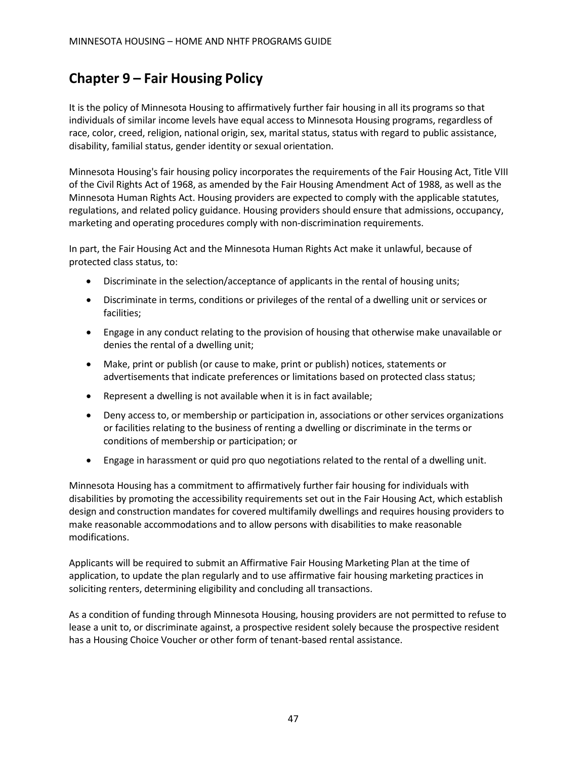## Chapter 9 – Fair Housing Policy

It is the policy of Minnesota Housing to affirmatively further fair housing in all its programs so that individuals of similar income levels have equal access to Minnesota Housing programs, regardless of race, color, creed, religion, national origin, sex, marital status, status with regard to public assistance, disability, familial status, gender identity or sexual orientation.

Minnesota Housing's fair housing policy incorporates the requirements of the Fair Housing Act, Title VIII of the Civil Rights Act of 1968, as amended by the Fair Housing Amendment Act of 1988, as well as the Minnesota Human Rights Act. Housing providers are expected to comply with the applicable statutes, regulations, and related policy guidance. Housing providers should ensure that admissions, occupancy, marketing and operating procedures comply with non-discrimination requirements.

In part, the Fair Housing Act and the Minnesota Human Rights Act make it unlawful, because of protected class status, to:

- Discriminate in the selection/acceptance of applicants in the rental of housing units;
- Discriminate in terms, conditions or privileges of the rental of a dwelling unit or services or facilities;
- Engage in any conduct relating to the provision of housing that otherwise make unavailable or denies the rental of a dwelling unit;
- Make, print or publish (or cause to make, print or publish) notices, statements or advertisements that indicate preferences or limitations based on protected class status;
- Represent a dwelling is not available when it is in fact available;
- Deny access to, or membership or participation in, associations or other services organizations or facilities relating to the business of renting a dwelling or discriminate in the terms or conditions of membership or participation; or
- Engage in harassment or quid pro quo negotiations related to the rental of a dwelling unit.

Minnesota Housing has a commitment to affirmatively further fair housing for individuals with disabilities by promoting the accessibility requirements set out in the Fair Housing Act, which establish design and construction mandates for covered multifamily dwellings and requires housing providers to make reasonable accommodations and to allow persons with disabilities to make reasonable modifications.

Applicants will be required to submit an Affirmative Fair Housing Marketing Plan at the time of application, to update the plan regularly and to use affirmative fair housing marketing practices in soliciting renters, determining eligibility and concluding all transactions.

As a condition of funding through Minnesota Housing, housing providers are not permitted to refuse to lease a unit to, or discriminate against, a prospective resident solely because the prospective resident has a Housing Choice Voucher or other form of tenant-based rental assistance.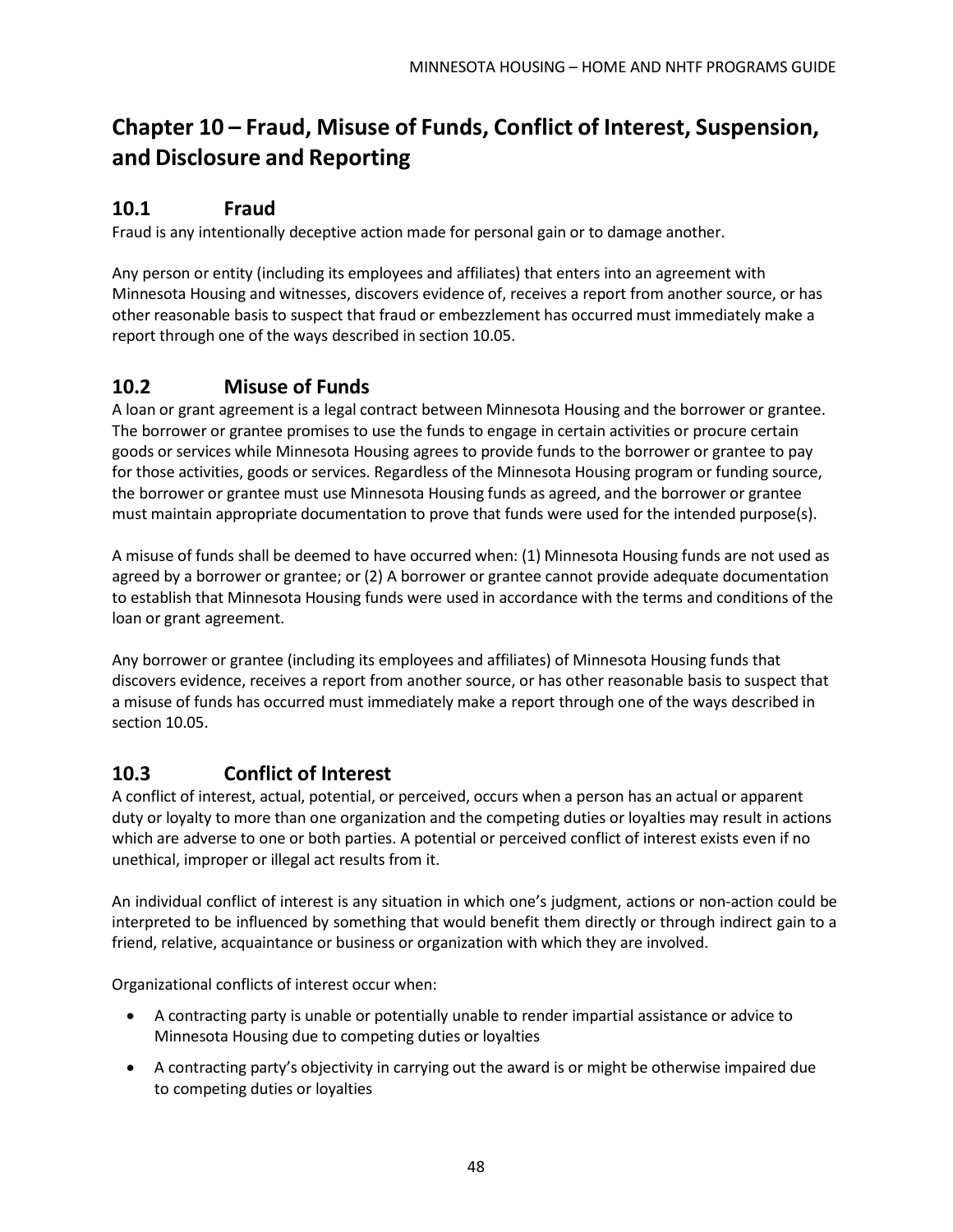# Chapter 10 – Fraud, Misuse of Funds, Conflict of Interest, Suspension, and Disclosure and Reporting

## 10.1 Fraud

Fraud is any intentionally deceptive action made for personal gain or to damage another.

Any person or entity (including its employees and affiliates) that enters into an agreement with Minnesota Housing and witnesses, discovers evidence of, receives a report from another source, or has other reasonable basis to suspect that fraud or embezzlement has occurred must immediately make a report through one of the ways described in section 10.05.

## 10.2 Misuse of Funds

A loan or grant agreement is a legal contract between Minnesota Housing and the borrower or grantee. The borrower or grantee promises to use the funds to engage in certain activities or procure certain goods or services while Minnesota Housing agrees to provide funds to the borrower or grantee to pay for those activities, goods or services. Regardless of the Minnesota Housing program or funding source, the borrower or grantee must use Minnesota Housing funds as agreed, and the borrower or grantee must maintain appropriate documentation to prove that funds were used for the intended purpose(s).

A misuse of funds shall be deemed to have occurred when: (1) Minnesota Housing funds are not used as agreed by a borrower or grantee; or (2) A borrower or grantee cannot provide adequate documentation to establish that Minnesota Housing funds were used in accordance with the terms and conditions of the loan or grant agreement.

Any borrower or grantee (including its employees and affiliates) of Minnesota Housing funds that discovers evidence, receives a report from another source, or has other reasonable basis to suspect that a misuse of funds has occurred must immediately make a report through one of the ways described in section 10.05.

## 10.3 Conflict of Interest

A conflict of interest, actual, potential, or perceived, occurs when a person has an actual or apparent duty or loyalty to more than one organization and the competing duties or loyalties may result in actions which are adverse to one or both parties. A potential or perceived conflict of interest exists even if no unethical, improper or illegal act results from it.

An individual conflict of interest is any situation in which one's judgment, actions or non-action could be interpreted to be influenced by something that would benefit them directly or through indirect gain to a friend, relative, acquaintance or business or organization with which they are involved.

Organizational conflicts of interest occur when:

- A contracting party is unable or potentially unable to render impartial assistance or advice to Minnesota Housing due to competing duties or loyalties
- A contracting party's objectivity in carrying out the award is or might be otherwise impaired due to competing duties or loyalties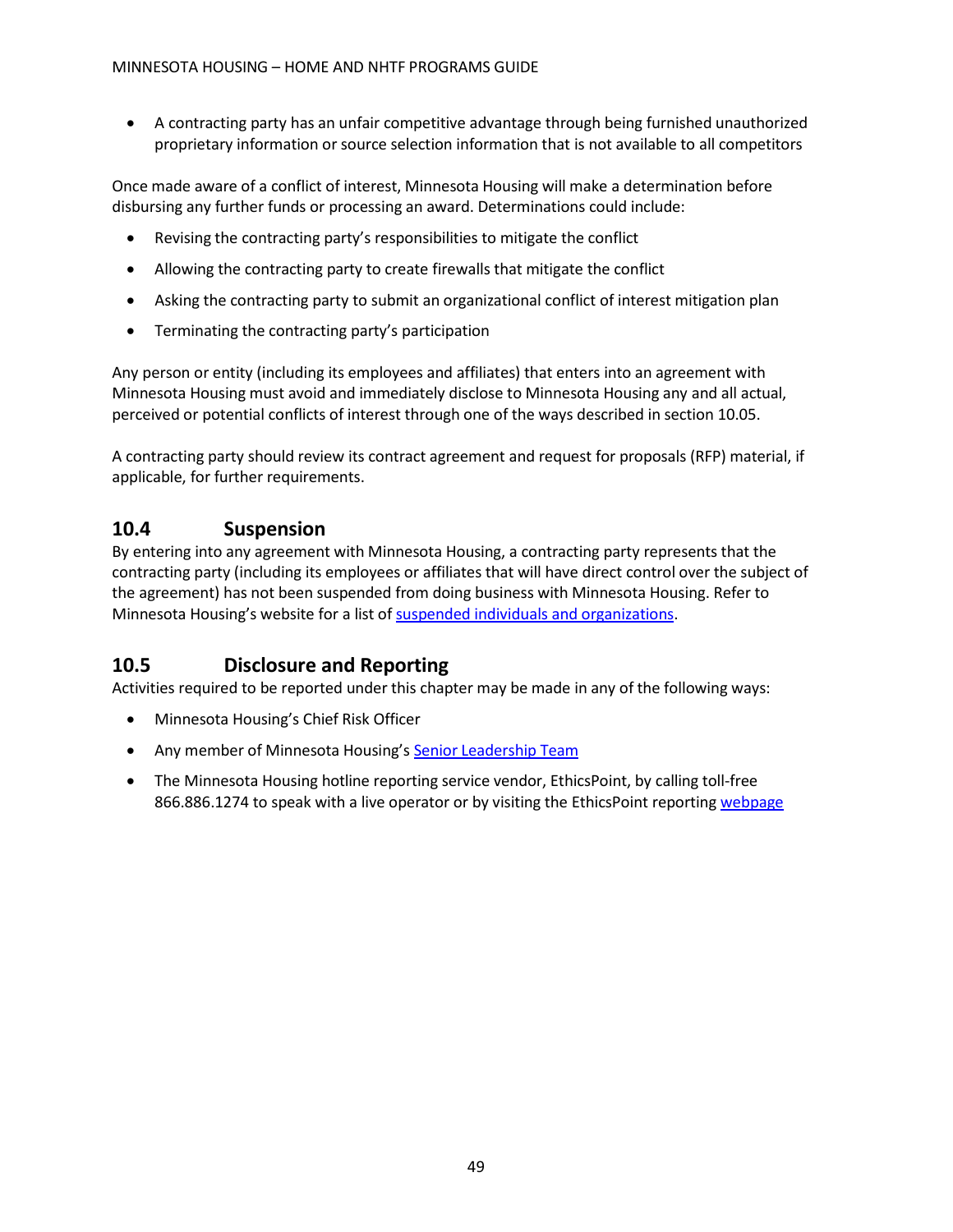- A contracting party has an unfair competitive advantage through being furnished unauthorized proprietary information or source selection information that is not available to all competitors

Once made aware of a conflict of interest, Minnesota Housing will make a determination before disbursing any further funds or processing an award. Determinations could include:

- Revising the contracting party's responsibilities to mitigate the conflict
- Allowing the contracting party to create firewalls that mitigate the conflict
- Asking the contracting party to submit an organizational conflict of interest mitigation plan
- Terminating the contracting party's participation

Any person or entity (including its employees and affiliates) that enters into an agreement with Minnesota Housing must avoid and immediately disclose to Minnesota Housing any and all actual, perceived or potential conflicts of interest through one of the ways described in section 10.05.

A contracting party should review its contract agreement and request for proposals (RFP) material, if applicable, for further requirements.

## 10.4 Suspension

By entering into any agreement with Minnesota Housing, a contracting party represents that the contracting party (including its employees or affiliates that will have direct control over the subject of the agreement) has not been suspended from doing business with Minnesota Housing. Refer to Minnesota Housing's website for a list of suspended individuals and organizations.

## 10.5 Disclosure and Reporting

Activities required to be reported under this chapter may be made in any of the following ways:

- Minnesota Housing's Chief Risk Officer
- Any member of Minnesota Housing's Senior Leadership Team
- The Minnesota Housing hotline reporting service vendor, EthicsPoint, by calling toll-free 866.886.1274 to speak with a live operator or by visiting the EthicsPoint reporting webpage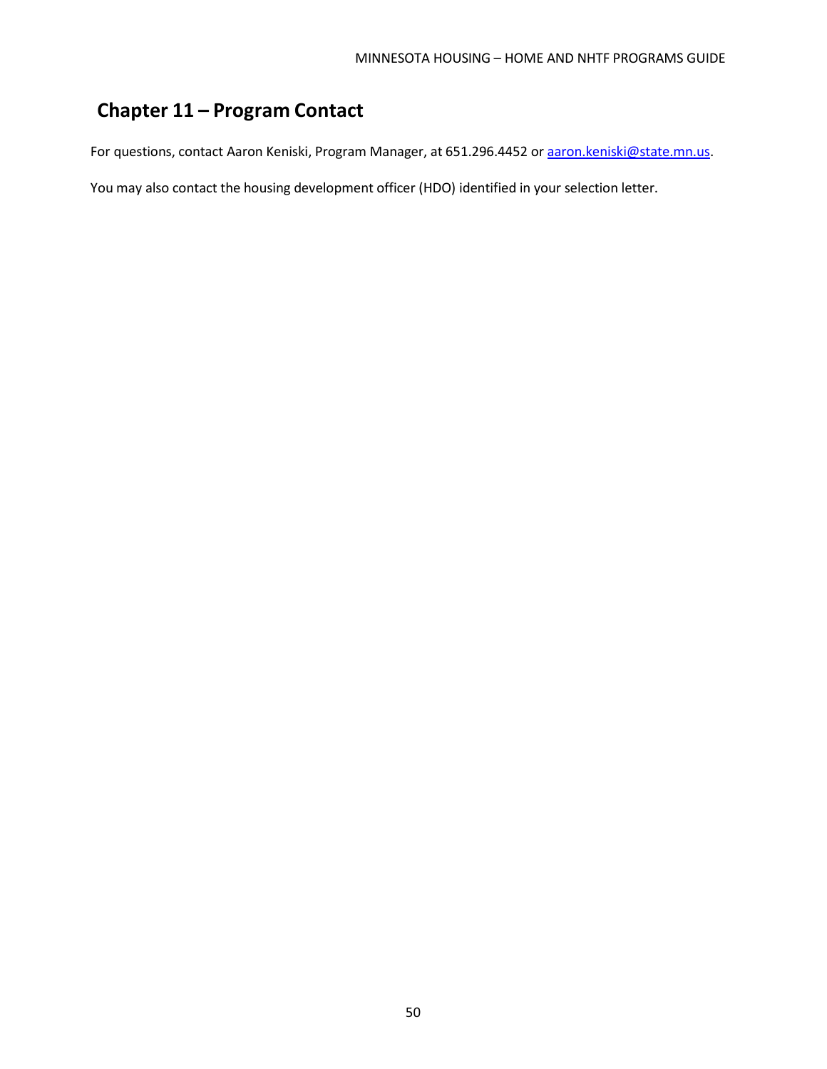# Chapter 11 – Program Contact

For questions, contact Aaron Keniski, Program Manager, at 651.296.4452 or aaron.keniski@state.mn.us.

You may also contact the housing development officer (HDO) identified in your selection letter.